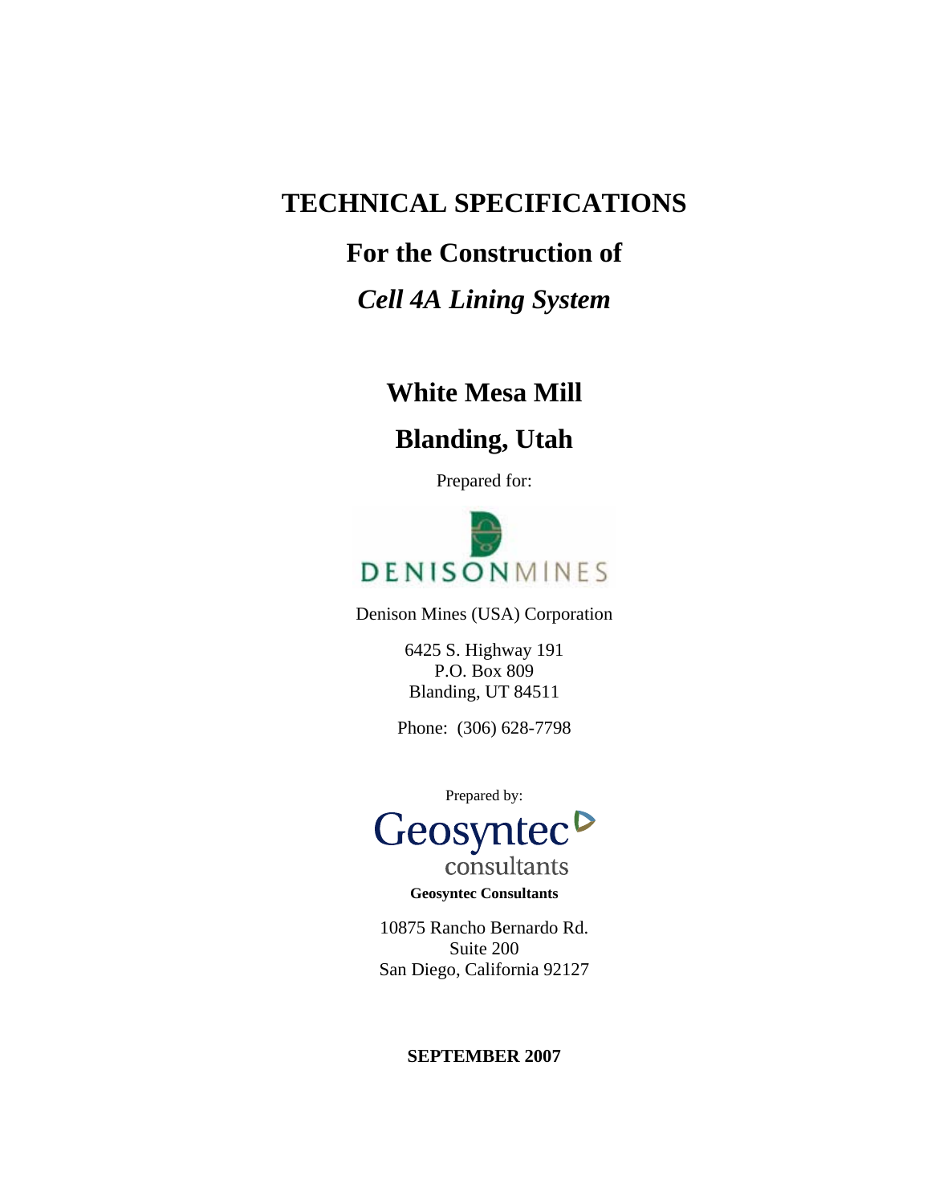# TECHNICAL SPECIFICATIONS

## For the Construction of

## *Cell 4A Lining System*

## White Mesa Mill

## Blanding, Utah

Prepared for:

DENISONMINES

Denison Mines (USA) Corporation

6425 S. Highway 191
P.O. Box 809
Blanding, UT 84511

Phone: (306) 628-7798

Prepared by:

Geosyntec consultants

**Geosyntec Consultants**

10875 Rancho Bernardo Rd.
Suite 200
San Diego, California 92127

**SEPTEMBER 2007**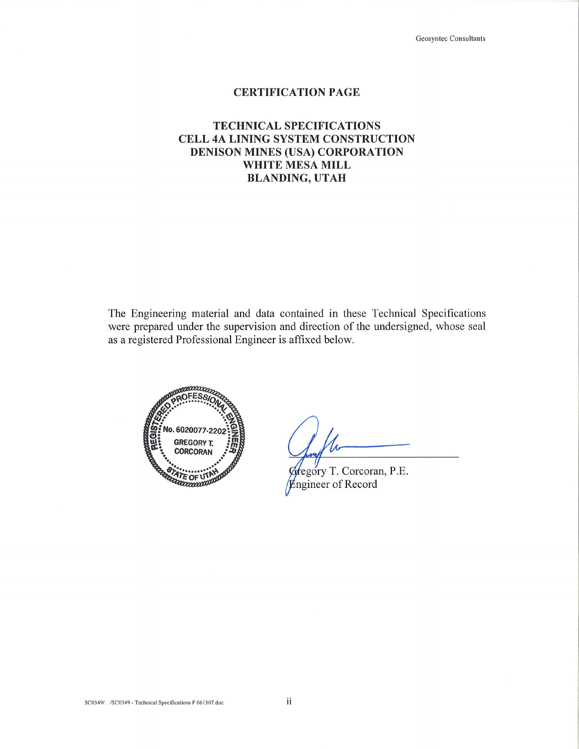# CERTIFICATION PAGE

## TECHNICAL SPECIFICATIONS
## CELL 4A LINING SYSTEM CONSTRUCTION
## DENISON MINES (USA) CORPORATION
## WHITE MESA MILL
## BLANDING, UTAH

The Engineering material and data contained in these Technical Specifications were prepared under the supervision and direction of the undersigned, whose seal as a registered Professional Engineer is affixed below.

REGISTERED PROFESSIONAL ENGINEER
No. 6020077-2202
GREGORY T. CORCORAN
STATE OF UTAH

Gregory T. Corcoran, P.E.
Engineer of Record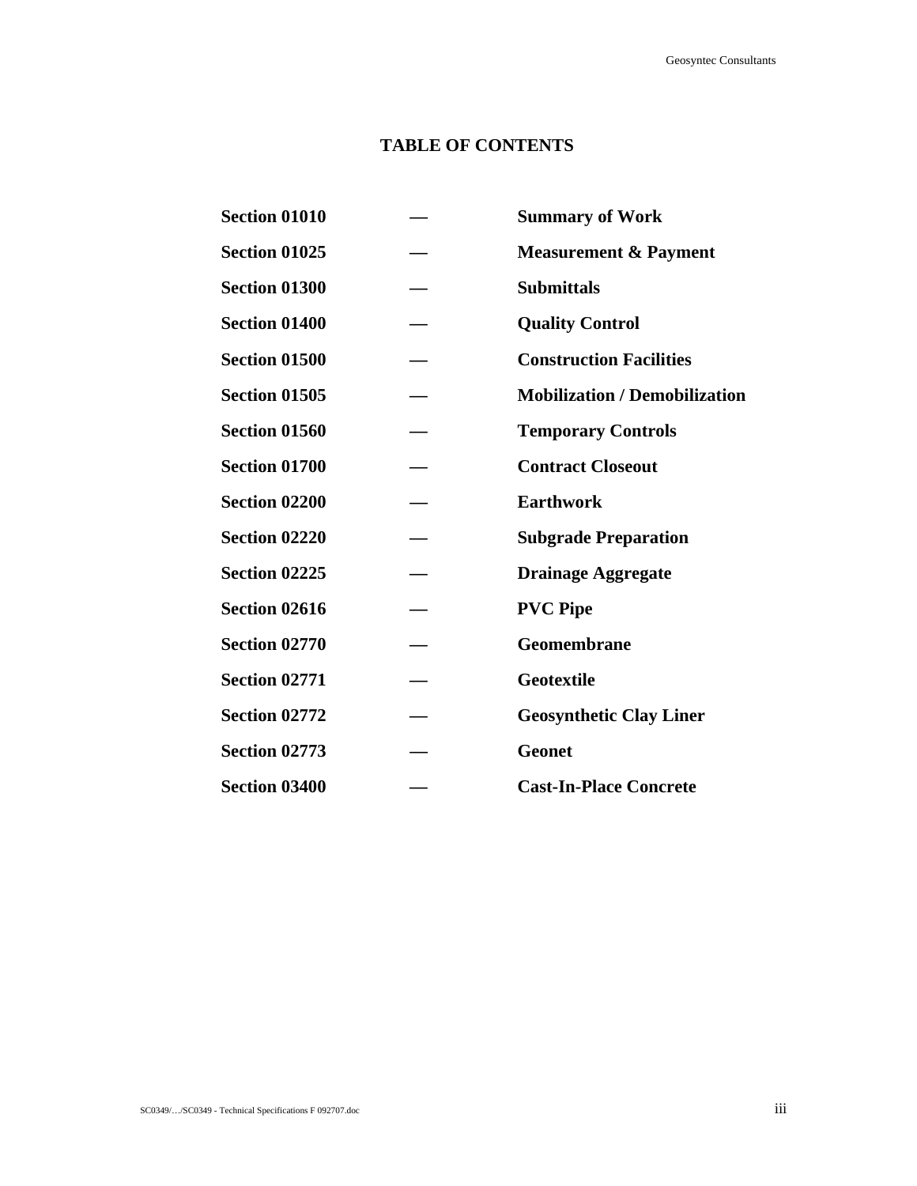# TABLE OF CONTENTS

| | | |
|---|---|---|
| **Section 01010** | **—** | **Summary of Work** |
| **Section 01025** | **—** | **Measurement & Payment** |
| **Section 01300** | **—** | **Submittals** |
| **Section 01400** | **—** | **Quality Control** |
| **Section 01500** | **—** | **Construction Facilities** |
| **Section 01505** | **—** | **Mobilization / Demobilization** |
| **Section 01560** | **—** | **Temporary Controls** |
| **Section 01700** | **—** | **Contract Closeout** |
| **Section 02200** | **—** | **Earthwork** |
| **Section 02220** | **—** | **Subgrade Preparation** |
| **Section 02225** | **—** | **Drainage Aggregate** |
| **Section 02616** | **—** | **PVC Pipe** |
| **Section 02770** | **—** | **Geomembrane** |
| **Section 02771** | **—** | **Geotextile** |
| **Section 02772** | **—** | **Geosynthetic Clay Liner** |
| **Section 02773** | **—** | **Geonet** |
| **Section 03400** | **—** | **Cast-In-Place Concrete** |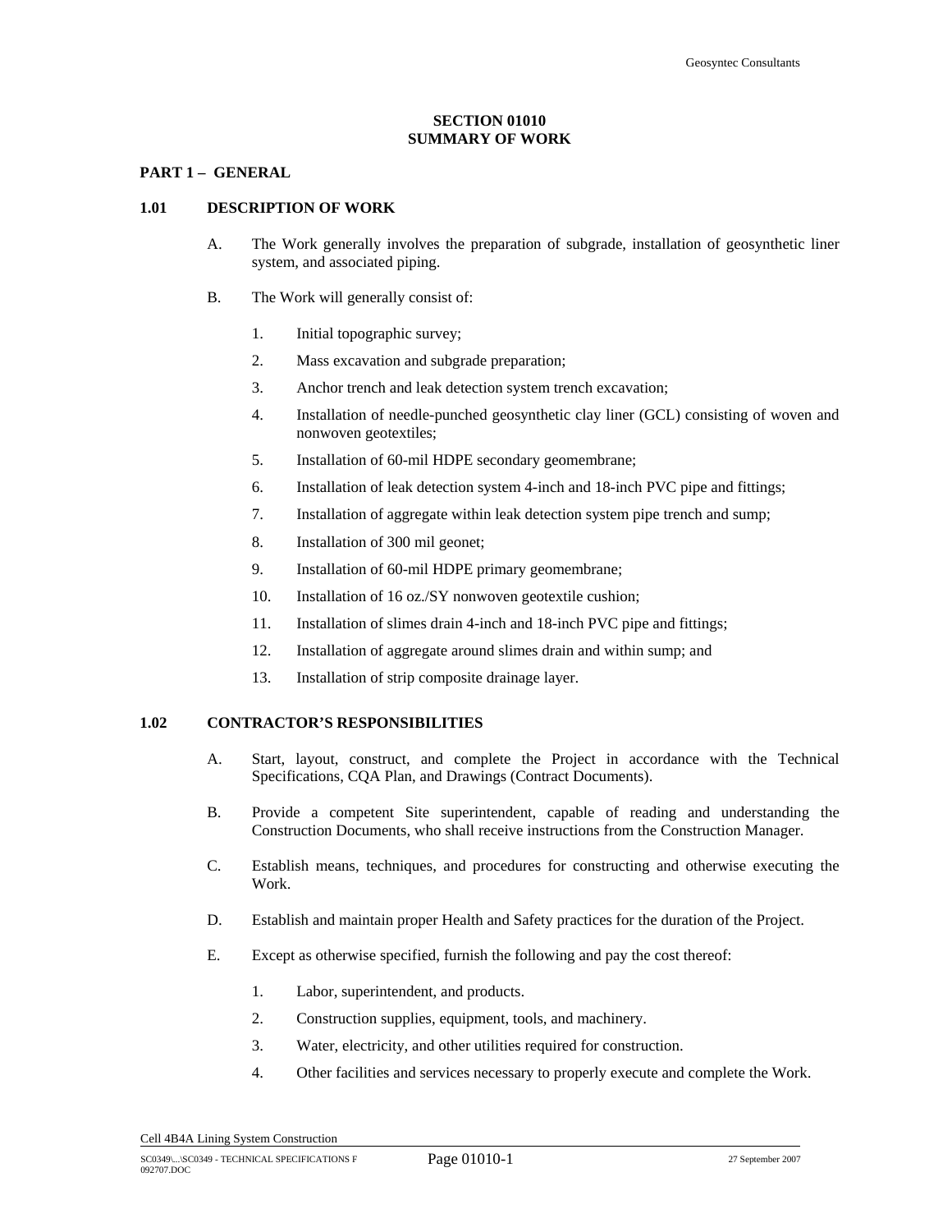## SECTION 01010
## SUMMARY OF WORK

### PART 1 – GENERAL

### 1.01 DESCRIPTION OF WORK

A. The Work generally involves the preparation of subgrade, installation of geosynthetic liner system, and associated piping.

B. The Work will generally consist of:

1. Initial topographic survey;
2. Mass excavation and subgrade preparation;
3. Anchor trench and leak detection system trench excavation;
4. Installation of needle-punched geosynthetic clay liner (GCL) consisting of woven and nonwoven geotextiles;
5. Installation of 60-mil HDPE secondary geomembrane;
6. Installation of leak detection system 4-inch and 18-inch PVC pipe and fittings;
7. Installation of aggregate within leak detection system pipe trench and sump;
8. Installation of 300 mil geonet;
9. Installation of 60-mil HDPE primary geomembrane;
10. Installation of 16 oz./SY nonwoven geotextile cushion;
11. Installation of slimes drain 4-inch and 18-inch PVC pipe and fittings;
12. Installation of aggregate around slimes drain and within sump; and
13. Installation of strip composite drainage layer.

### 1.02 CONTRACTOR'S RESPONSIBILITIES

A. Start, layout, construct, and complete the Project in accordance with the Technical Specifications, CQA Plan, and Drawings (Contract Documents).

B. Provide a competent Site superintendent, capable of reading and understanding the Construction Documents, who shall receive instructions from the Construction Manager.

C. Establish means, techniques, and procedures for constructing and otherwise executing the Work.

D. Establish and maintain proper Health and Safety practices for the duration of the Project.

E. Except as otherwise specified, furnish the following and pay the cost thereof:

1. Labor, superintendent, and products.
2. Construction supplies, equipment, tools, and machinery.
3. Water, electricity, and other utilities required for construction.
4. Other facilities and services necessary to properly execute and complete the Work.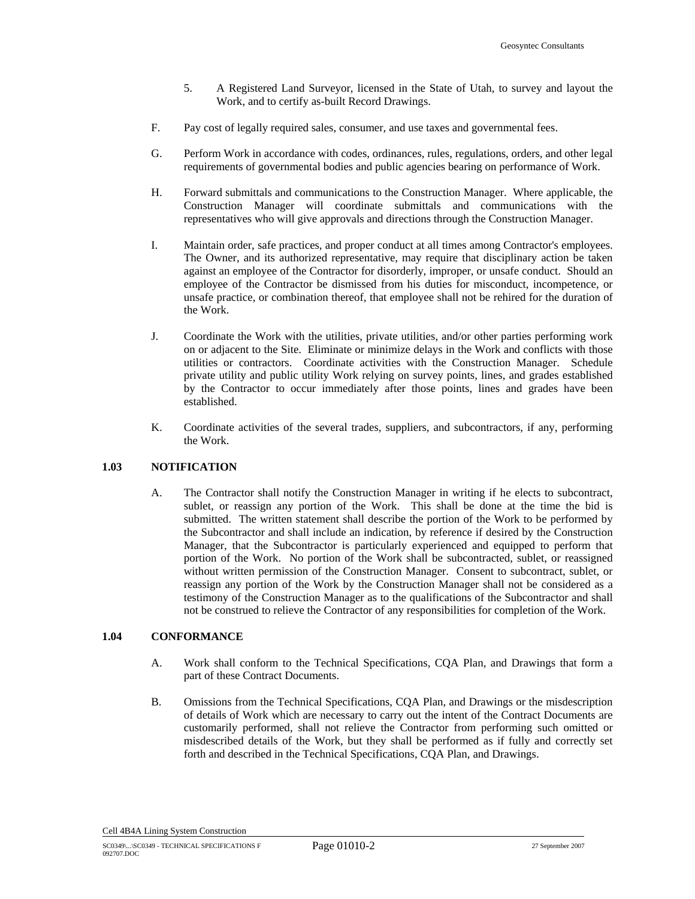5. A Registered Land Surveyor, licensed in the State of Utah, to survey and layout the Work, and to certify as-built Record Drawings.

F. Pay cost of legally required sales, consumer, and use taxes and governmental fees.

G. Perform Work in accordance with codes, ordinances, rules, regulations, orders, and other legal requirements of governmental bodies and public agencies bearing on performance of Work.

H. Forward submittals and communications to the Construction Manager. Where applicable, the Construction Manager will coordinate submittals and communications with the representatives who will give approvals and directions through the Construction Manager.

I. Maintain order, safe practices, and proper conduct at all times among Contractor's employees. The Owner, and its authorized representative, may require that disciplinary action be taken against an employee of the Contractor for disorderly, improper, or unsafe conduct. Should an employee of the Contractor be dismissed from his duties for misconduct, incompetence, or unsafe practice, or combination thereof, that employee shall not be rehired for the duration of the Work.

J. Coordinate the Work with the utilities, private utilities, and/or other parties performing work on or adjacent to the Site. Eliminate or minimize delays in the Work and conflicts with those utilities or contractors. Coordinate activities with the Construction Manager. Schedule private utility and public utility Work relying on survey points, lines, and grades established by the Contractor to occur immediately after those points, lines and grades have been established.

K. Coordinate activities of the several trades, suppliers, and subcontractors, if any, performing the Work.

## 1.03 NOTIFICATION

A. The Contractor shall notify the Construction Manager in writing if he elects to subcontract, sublet, or reassign any portion of the Work. This shall be done at the time the bid is submitted. The written statement shall describe the portion of the Work to be performed by the Subcontractor and shall include an indication, by reference if desired by the Construction Manager, that the Subcontractor is particularly experienced and equipped to perform that portion of the Work. No portion of the Work shall be subcontracted, sublet, or reassigned without written permission of the Construction Manager. Consent to subcontract, sublet, or reassign any portion of the Work by the Construction Manager shall not be considered as a testimony of the Construction Manager as to the qualifications of the Subcontractor and shall not be construed to relieve the Contractor of any responsibilities for completion of the Work.

## 1.04 CONFORMANCE

A. Work shall conform to the Technical Specifications, CQA Plan, and Drawings that form a part of these Contract Documents.

B. Omissions from the Technical Specifications, CQA Plan, and Drawings or the misdescription of details of Work which are necessary to carry out the intent of the Contract Documents are customarily performed, shall not relieve the Contractor from performing such omitted or misdescribed details of the Work, but they shall be performed as if fully and correctly set forth and described in the Technical Specifications, CQA Plan, and Drawings.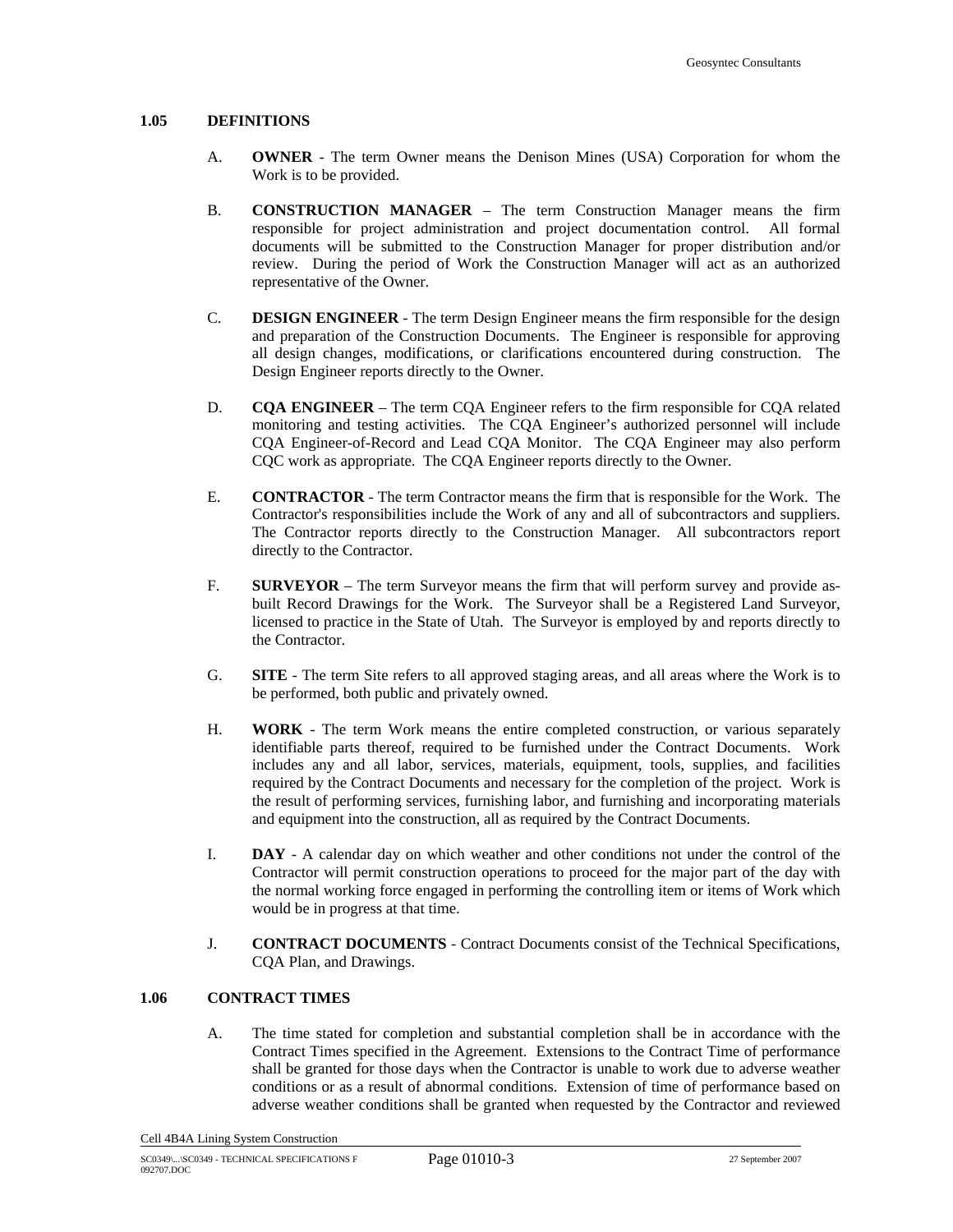## 1.05 DEFINITIONS

A. **OWNER** - The term Owner means the Denison Mines (USA) Corporation for whom the Work is to be provided.

B. **CONSTRUCTION MANAGER** – The term Construction Manager means the firm responsible for project administration and project documentation control. All formal documents will be submitted to the Construction Manager for proper distribution and/or review. During the period of Work the Construction Manager will act as an authorized representative of the Owner.

C. **DESIGN ENGINEER** - The term Design Engineer means the firm responsible for the design and preparation of the Construction Documents. The Engineer is responsible for approving all design changes, modifications, or clarifications encountered during construction. The Design Engineer reports directly to the Owner.

D. **CQA ENGINEER** – The term CQA Engineer refers to the firm responsible for CQA related monitoring and testing activities. The CQA Engineer's authorized personnel will include CQA Engineer-of-Record and Lead CQA Monitor. The CQA Engineer may also perform CQC work as appropriate. The CQA Engineer reports directly to the Owner.

E. **CONTRACTOR** - The term Contractor means the firm that is responsible for the Work. The Contractor's responsibilities include the Work of any and all of subcontractors and suppliers. The Contractor reports directly to the Construction Manager. All subcontractors report directly to the Contractor.

F. **SURVEYOR** – The term Surveyor means the firm that will perform survey and provide as-built Record Drawings for the Work. The Surveyor shall be a Registered Land Surveyor, licensed to practice in the State of Utah. The Surveyor is employed by and reports directly to the Contractor.

G. **SITE** - The term Site refers to all approved staging areas, and all areas where the Work is to be performed, both public and privately owned.

H. **WORK** - The term Work means the entire completed construction, or various separately identifiable parts thereof, required to be furnished under the Contract Documents. Work includes any and all labor, services, materials, equipment, tools, supplies, and facilities required by the Contract Documents and necessary for the completion of the project. Work is the result of performing services, furnishing labor, and furnishing and incorporating materials and equipment into the construction, all as required by the Contract Documents.

I. **DAY** - A calendar day on which weather and other conditions not under the control of the Contractor will permit construction operations to proceed for the major part of the day with the normal working force engaged in performing the controlling item or items of Work which would be in progress at that time.

J. **CONTRACT DOCUMENTS** - Contract Documents consist of the Technical Specifications, CQA Plan, and Drawings.

## 1.06 CONTRACT TIMES

A. The time stated for completion and substantial completion shall be in accordance with the Contract Times specified in the Agreement. Extensions to the Contract Time of performance shall be granted for those days when the Contractor is unable to work due to adverse weather conditions or as a result of abnormal conditions. Extension of time of performance based on adverse weather conditions shall be granted when requested by the Contractor and reviewed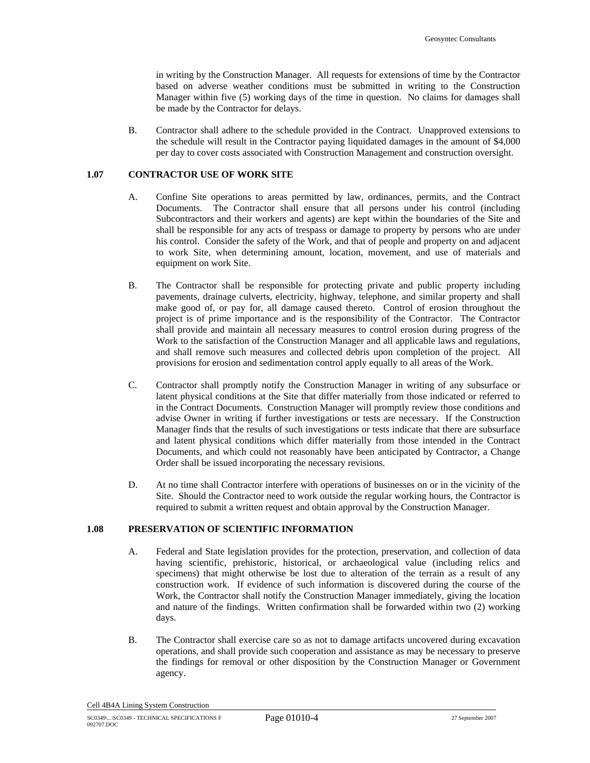in writing by the Construction Manager. All requests for extensions of time by the Contractor based on adverse weather conditions must be submitted in writing to the Construction Manager within five (5) working days of the time in question. No claims for damages shall be made by the Contractor for delays.

B. Contractor shall adhere to the schedule provided in the Contract. Unapproved extensions to the schedule will result in the Contractor paying liquidated damages in the amount of $4,000 per day to cover costs associated with Construction Management and construction oversight.

## 1.07 CONTRACTOR USE OF WORK SITE

A. Confine Site operations to areas permitted by law, ordinances, permits, and the Contract Documents. The Contractor shall ensure that all persons under his control (including Subcontractors and their workers and agents) are kept within the boundaries of the Site and shall be responsible for any acts of trespass or damage to property by persons who are under his control. Consider the safety of the Work, and that of people and property on and adjacent to work Site, when determining amount, location, movement, and use of materials and equipment on work Site.

B. The Contractor shall be responsible for protecting private and public property including pavements, drainage culverts, electricity, highway, telephone, and similar property and shall make good of, or pay for, all damage caused thereto. Control of erosion throughout the project is of prime importance and is the responsibility of the Contractor. The Contractor shall provide and maintain all necessary measures to control erosion during progress of the Work to the satisfaction of the Construction Manager and all applicable laws and regulations, and shall remove such measures and collected debris upon completion of the project. All provisions for erosion and sedimentation control apply equally to all areas of the Work.

C. Contractor shall promptly notify the Construction Manager in writing of any subsurface or latent physical conditions at the Site that differ materially from those indicated or referred to in the Contract Documents. Construction Manager will promptly review those conditions and advise Owner in writing if further investigations or tests are necessary. If the Construction Manager finds that the results of such investigations or tests indicate that there are subsurface and latent physical conditions which differ materially from those intended in the Contract Documents, and which could not reasonably have been anticipated by Contractor, a Change Order shall be issued incorporating the necessary revisions.

D. At no time shall Contractor interfere with operations of businesses on or in the vicinity of the Site. Should the Contractor need to work outside the regular working hours, the Contractor is required to submit a written request and obtain approval by the Construction Manager.

## 1.08 PRESERVATION OF SCIENTIFIC INFORMATION

A. Federal and State legislation provides for the protection, preservation, and collection of data having scientific, prehistoric, historical, or archaeological value (including relics and specimens) that might otherwise be lost due to alteration of the terrain as a result of any construction work. If evidence of such information is discovered during the course of the Work, the Contractor shall notify the Construction Manager immediately, giving the location and nature of the findings. Written confirmation shall be forwarded within two (2) working days.

B. The Contractor shall exercise care so as not to damage artifacts uncovered during excavation operations, and shall provide such cooperation and assistance as may be necessary to preserve the findings for removal or other disposition by the Construction Manager or Government agency.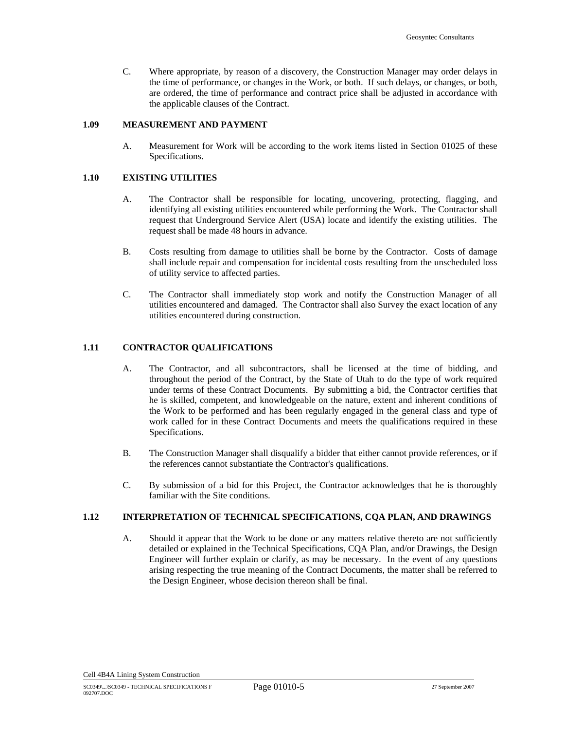C. Where appropriate, by reason of a discovery, the Construction Manager may order delays in the time of performance, or changes in the Work, or both. If such delays, or changes, or both, are ordered, the time of performance and contract price shall be adjusted in accordance with the applicable clauses of the Contract.

## 1.09 MEASUREMENT AND PAYMENT

A. Measurement for Work will be according to the work items listed in Section 01025 of these Specifications.

## 1.10 EXISTING UTILITIES

A. The Contractor shall be responsible for locating, uncovering, protecting, flagging, and identifying all existing utilities encountered while performing the Work. The Contractor shall request that Underground Service Alert (USA) locate and identify the existing utilities. The request shall be made 48 hours in advance.

B. Costs resulting from damage to utilities shall be borne by the Contractor. Costs of damage shall include repair and compensation for incidental costs resulting from the unscheduled loss of utility service to affected parties.

C. The Contractor shall immediately stop work and notify the Construction Manager of all utilities encountered and damaged. The Contractor shall also Survey the exact location of any utilities encountered during construction.

## 1.11 CONTRACTOR QUALIFICATIONS

A. The Contractor, and all subcontractors, shall be licensed at the time of bidding, and throughout the period of the Contract, by the State of Utah to do the type of work required under terms of these Contract Documents. By submitting a bid, the Contractor certifies that he is skilled, competent, and knowledgeable on the nature, extent and inherent conditions of the Work to be performed and has been regularly engaged in the general class and type of work called for in these Contract Documents and meets the qualifications required in these Specifications.

B. The Construction Manager shall disqualify a bidder that either cannot provide references, or if the references cannot substantiate the Contractor's qualifications.

C. By submission of a bid for this Project, the Contractor acknowledges that he is thoroughly familiar with the Site conditions.

## 1.12 INTERPRETATION OF TECHNICAL SPECIFICATIONS, CQA PLAN, AND DRAWINGS

A. Should it appear that the Work to be done or any matters relative thereto are not sufficiently detailed or explained in the Technical Specifications, CQA Plan, and/or Drawings, the Design Engineer will further explain or clarify, as may be necessary. In the event of any questions arising respecting the true meaning of the Contract Documents, the matter shall be referred to the Design Engineer, whose decision thereon shall be final.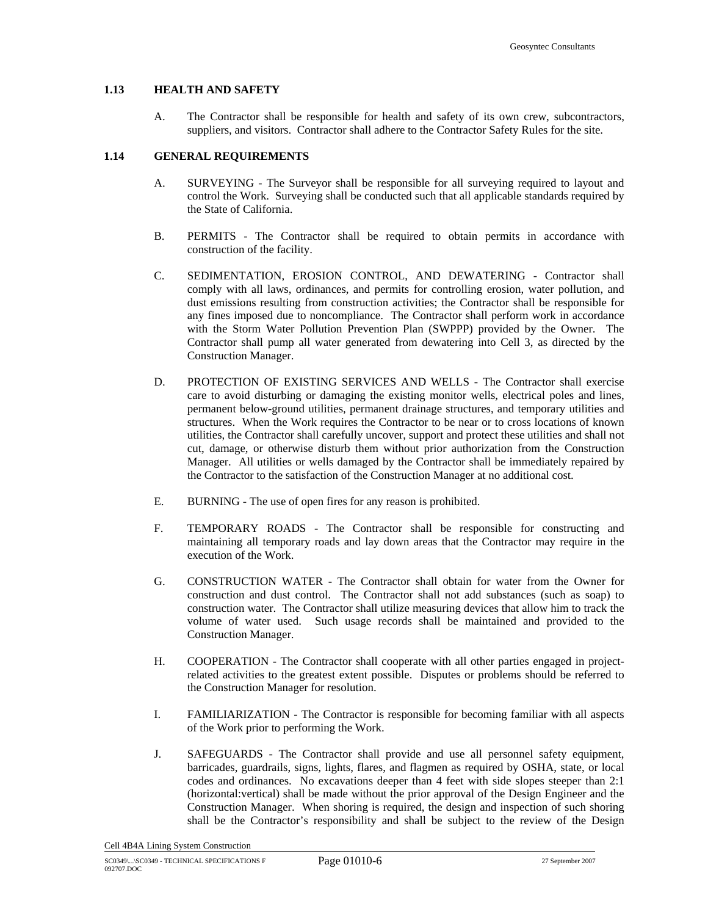## 1.13 HEALTH AND SAFETY

A. The Contractor shall be responsible for health and safety of its own crew, subcontractors, suppliers, and visitors. Contractor shall adhere to the Contractor Safety Rules for the site.

## 1.14 GENERAL REQUIREMENTS

A. SURVEYING - The Surveyor shall be responsible for all surveying required to layout and control the Work. Surveying shall be conducted such that all applicable standards required by the State of California.

B. PERMITS - The Contractor shall be required to obtain permits in accordance with construction of the facility.

C. SEDIMENTATION, EROSION CONTROL, AND DEWATERING - Contractor shall comply with all laws, ordinances, and permits for controlling erosion, water pollution, and dust emissions resulting from construction activities; the Contractor shall be responsible for any fines imposed due to noncompliance. The Contractor shall perform work in accordance with the Storm Water Pollution Prevention Plan (SWPPP) provided by the Owner. The Contractor shall pump all water generated from dewatering into Cell 3, as directed by the Construction Manager.

D. PROTECTION OF EXISTING SERVICES AND WELLS - The Contractor shall exercise care to avoid disturbing or damaging the existing monitor wells, electrical poles and lines, permanent below-ground utilities, permanent drainage structures, and temporary utilities and structures. When the Work requires the Contractor to be near or to cross locations of known utilities, the Contractor shall carefully uncover, support and protect these utilities and shall not cut, damage, or otherwise disturb them without prior authorization from the Construction Manager. All utilities or wells damaged by the Contractor shall be immediately repaired by the Contractor to the satisfaction of the Construction Manager at no additional cost.

E. BURNING - The use of open fires for any reason is prohibited.

F. TEMPORARY ROADS - The Contractor shall be responsible for constructing and maintaining all temporary roads and lay down areas that the Contractor may require in the execution of the Work.

G. CONSTRUCTION WATER - The Contractor shall obtain for water from the Owner for construction and dust control. The Contractor shall not add substances (such as soap) to construction water. The Contractor shall utilize measuring devices that allow him to track the volume of water used. Such usage records shall be maintained and provided to the Construction Manager.

H. COOPERATION - The Contractor shall cooperate with all other parties engaged in project-related activities to the greatest extent possible. Disputes or problems should be referred to the Construction Manager for resolution.

I. FAMILIARIZATION - The Contractor is responsible for becoming familiar with all aspects of the Work prior to performing the Work.

J. SAFEGUARDS - The Contractor shall provide and use all personnel safety equipment, barricades, guardrails, signs, lights, flares, and flagmen as required by OSHA, state, or local codes and ordinances. No excavations deeper than 4 feet with side slopes steeper than 2:1 (horizontal:vertical) shall be made without the prior approval of the Design Engineer and the Construction Manager. When shoring is required, the design and inspection of such shoring shall be the Contractor's responsibility and shall be subject to the review of the Design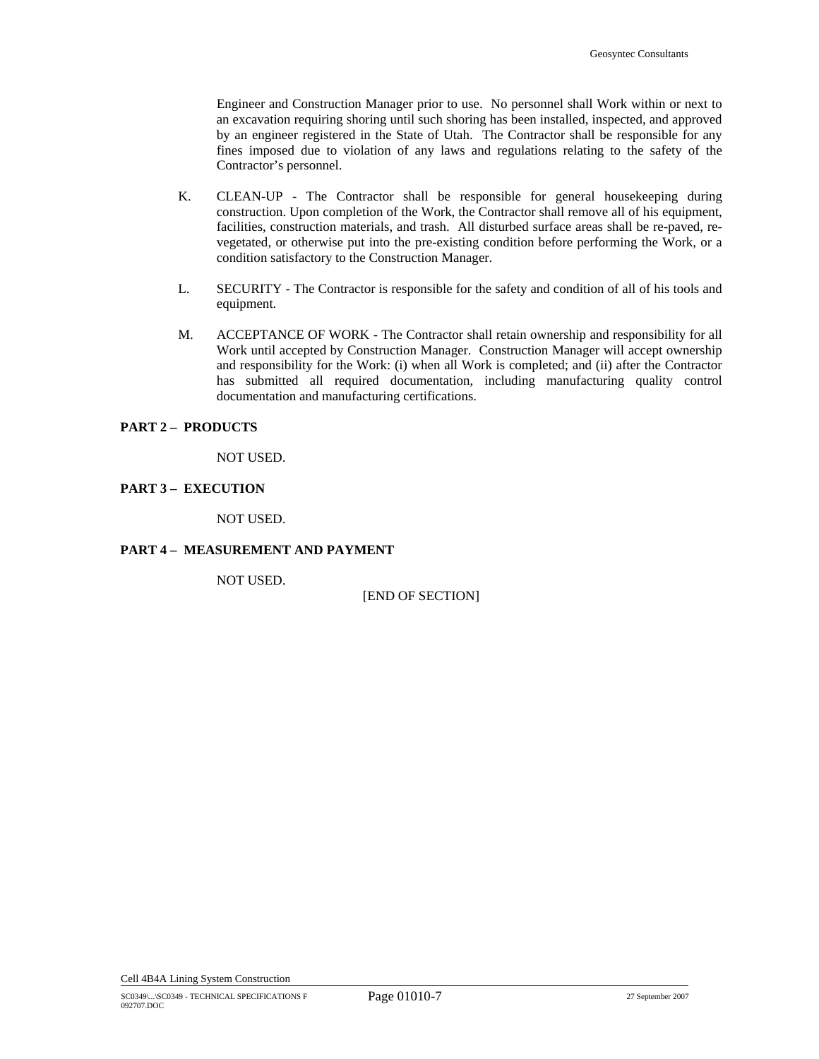Engineer and Construction Manager prior to use. No personnel shall Work within or next to an excavation requiring shoring until such shoring has been installed, inspected, and approved by an engineer registered in the State of Utah. The Contractor shall be responsible for any fines imposed due to violation of any laws and regulations relating to the safety of the Contractor's personnel.

K. CLEAN-UP - The Contractor shall be responsible for general housekeeping during construction. Upon completion of the Work, the Contractor shall remove all of his equipment, facilities, construction materials, and trash. All disturbed surface areas shall be re-paved, re-vegetated, or otherwise put into the pre-existing condition before performing the Work, or a condition satisfactory to the Construction Manager.

L. SECURITY - The Contractor is responsible for the safety and condition of all of his tools and equipment.

M. ACCEPTANCE OF WORK - The Contractor shall retain ownership and responsibility for all Work until accepted by Construction Manager. Construction Manager will accept ownership and responsibility for the Work: (i) when all Work is completed; and (ii) after the Contractor has submitted all required documentation, including manufacturing quality control documentation and manufacturing certifications.

**PART 2 – PRODUCTS**

NOT USED.

**PART 3 – EXECUTION**

NOT USED.

**PART 4 – MEASUREMENT AND PAYMENT**

NOT USED.

[END OF SECTION]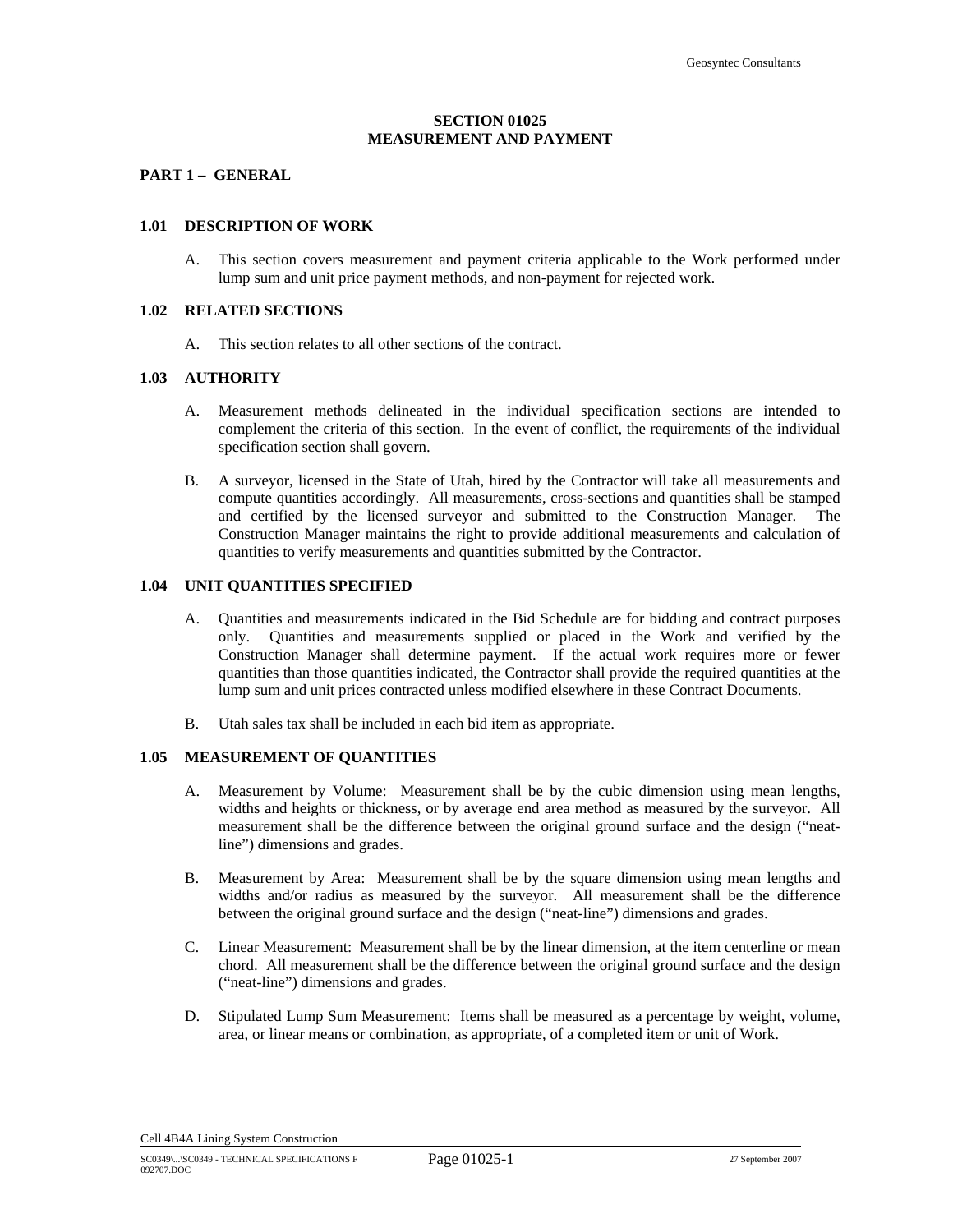**SECTION 01025**
**MEASUREMENT AND PAYMENT**

**PART 1 – GENERAL**

**1.01 DESCRIPTION OF WORK**

A. This section covers measurement and payment criteria applicable to the Work performed under lump sum and unit price payment methods, and non-payment for rejected work.

**1.02 RELATED SECTIONS**

A. This section relates to all other sections of the contract.

**1.03 AUTHORITY**

A. Measurement methods delineated in the individual specification sections are intended to complement the criteria of this section. In the event of conflict, the requirements of the individual specification section shall govern.

B. A surveyor, licensed in the State of Utah, hired by the Contractor will take all measurements and compute quantities accordingly. All measurements, cross-sections and quantities shall be stamped and certified by the licensed surveyor and submitted to the Construction Manager. The Construction Manager maintains the right to provide additional measurements and calculation of quantities to verify measurements and quantities submitted by the Contractor.

**1.04 UNIT QUANTITIES SPECIFIED**

A. Quantities and measurements indicated in the Bid Schedule are for bidding and contract purposes only. Quantities and measurements supplied or placed in the Work and verified by the Construction Manager shall determine payment. If the actual work requires more or fewer quantities than those quantities indicated, the Contractor shall provide the required quantities at the lump sum and unit prices contracted unless modified elsewhere in these Contract Documents.

B. Utah sales tax shall be included in each bid item as appropriate.

**1.05 MEASUREMENT OF QUANTITIES**

A. Measurement by Volume: Measurement shall be by the cubic dimension using mean lengths, widths and heights or thickness, or by average end area method as measured by the surveyor. All measurement shall be the difference between the original ground surface and the design ("neat-line") dimensions and grades.

B. Measurement by Area: Measurement shall be by the square dimension using mean lengths and widths and/or radius as measured by the surveyor. All measurement shall be the difference between the original ground surface and the design ("neat-line") dimensions and grades.

C. Linear Measurement: Measurement shall be by the linear dimension, at the item centerline or mean chord. All measurement shall be the difference between the original ground surface and the design ("neat-line") dimensions and grades.

D. Stipulated Lump Sum Measurement: Items shall be measured as a percentage by weight, volume, area, or linear means or combination, as appropriate, of a completed item or unit of Work.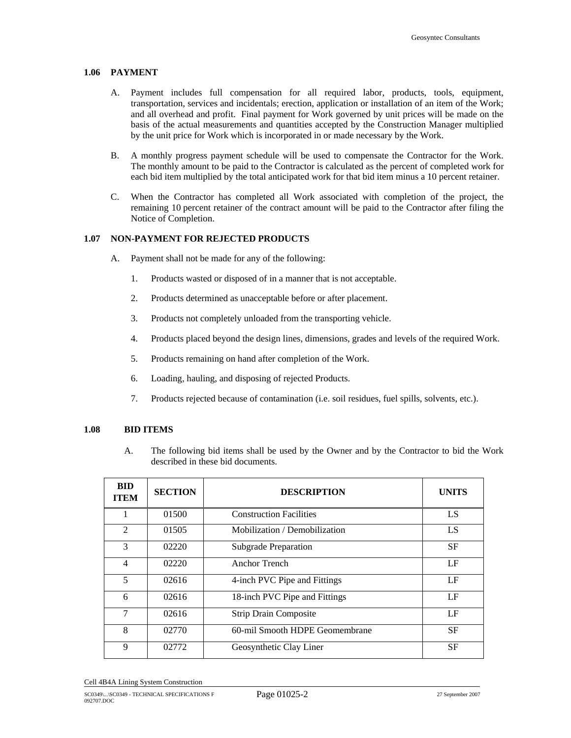## 1.06 PAYMENT

A. Payment includes full compensation for all required labor, products, tools, equipment, transportation, services and incidentals; erection, application or installation of an item of the Work; and all overhead and profit. Final payment for Work governed by unit prices will be made on the basis of the actual measurements and quantities accepted by the Construction Manager multiplied by the unit price for Work which is incorporated in or made necessary by the Work.

B. A monthly progress payment schedule will be used to compensate the Contractor for the Work. The monthly amount to be paid to the Contractor is calculated as the percent of completed work for each bid item multiplied by the total anticipated work for that bid item minus a 10 percent retainer.

C. When the Contractor has completed all Work associated with completion of the project, the remaining 10 percent retainer of the contract amount will be paid to the Contractor after filing the Notice of Completion.

## 1.07 NON-PAYMENT FOR REJECTED PRODUCTS

A. Payment shall not be made for any of the following:

1. Products wasted or disposed of in a manner that is not acceptable.
2. Products determined as unacceptable before or after placement.
3. Products not completely unloaded from the transporting vehicle.
4. Products placed beyond the design lines, dimensions, grades and levels of the required Work.
5. Products remaining on hand after completion of the Work.
6. Loading, hauling, and disposing of rejected Products.
7. Products rejected because of contamination (i.e. soil residues, fuel spills, solvents, etc.).

## 1.08 BID ITEMS

A. The following bid items shall be used by the Owner and by the Contractor to bid the Work described in these bid documents.

| BID ITEM | SECTION | DESCRIPTION | UNITS |
|---|---|---|---|
| 1 | 01500 | Construction Facilities | LS |
| 2 | 01505 | Mobilization / Demobilization | LS |
| 3 | 02220 | Subgrade Preparation | SF |
| 4 | 02220 | Anchor Trench | LF |
| 5 | 02616 | 4-inch PVC Pipe and Fittings | LF |
| 6 | 02616 | 18-inch PVC Pipe and Fittings | LF |
| 7 | 02616 | Strip Drain Composite | LF |
| 8 | 02770 | 60-mil Smooth HDPE Geomembrane | SF |
| 9 | 02772 | Geosynthetic Clay Liner | SF |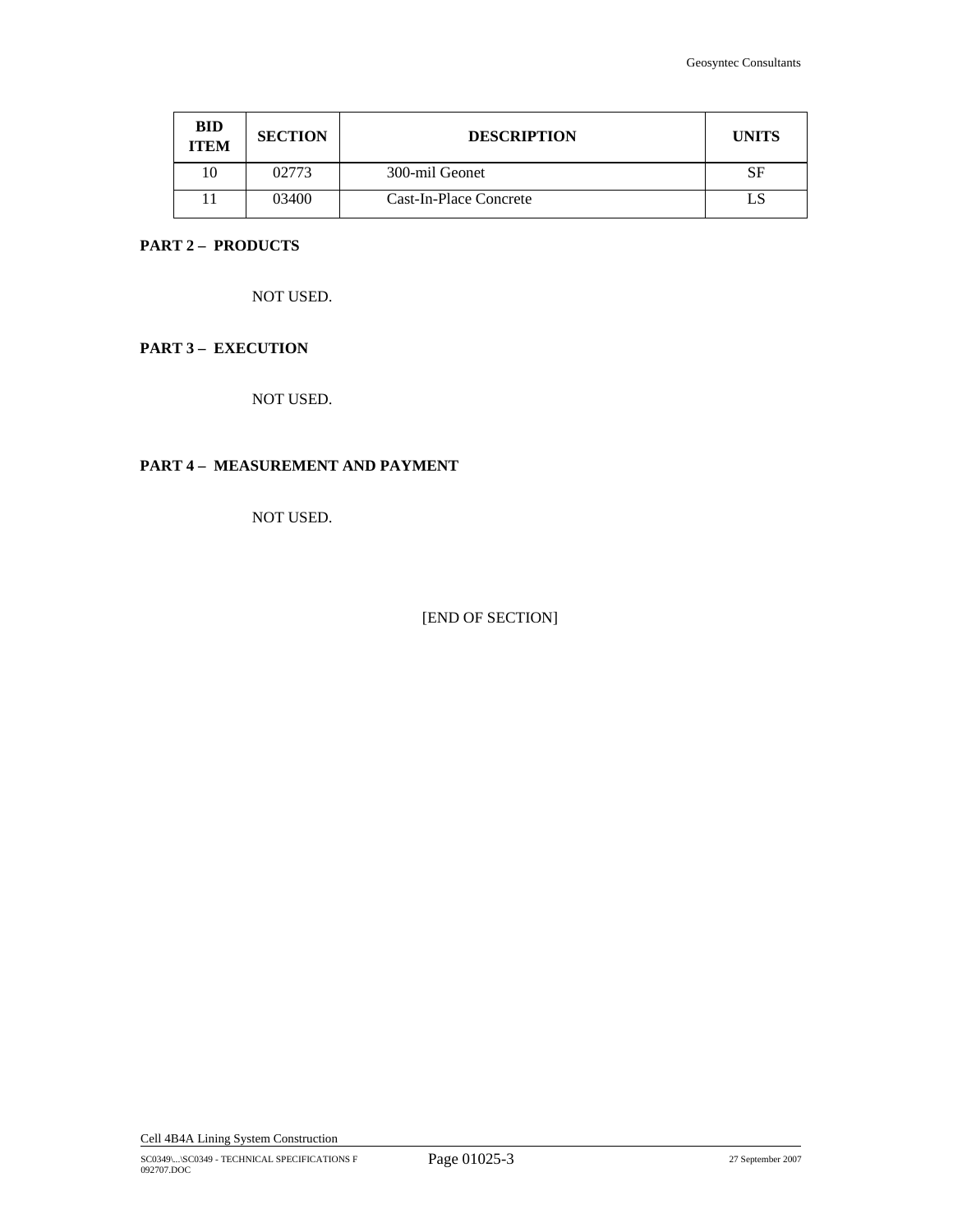| BID ITEM | SECTION | DESCRIPTION | UNITS |
|---|---|---|---|
| 10 | 02773 | 300-mil Geonet | SF |
| 11 | 03400 | Cast-In-Place Concrete | LS |

## PART 2 – PRODUCTS

NOT USED.

## PART 3 – EXECUTION

NOT USED.

## PART 4 – MEASUREMENT AND PAYMENT

NOT USED.

[END OF SECTION]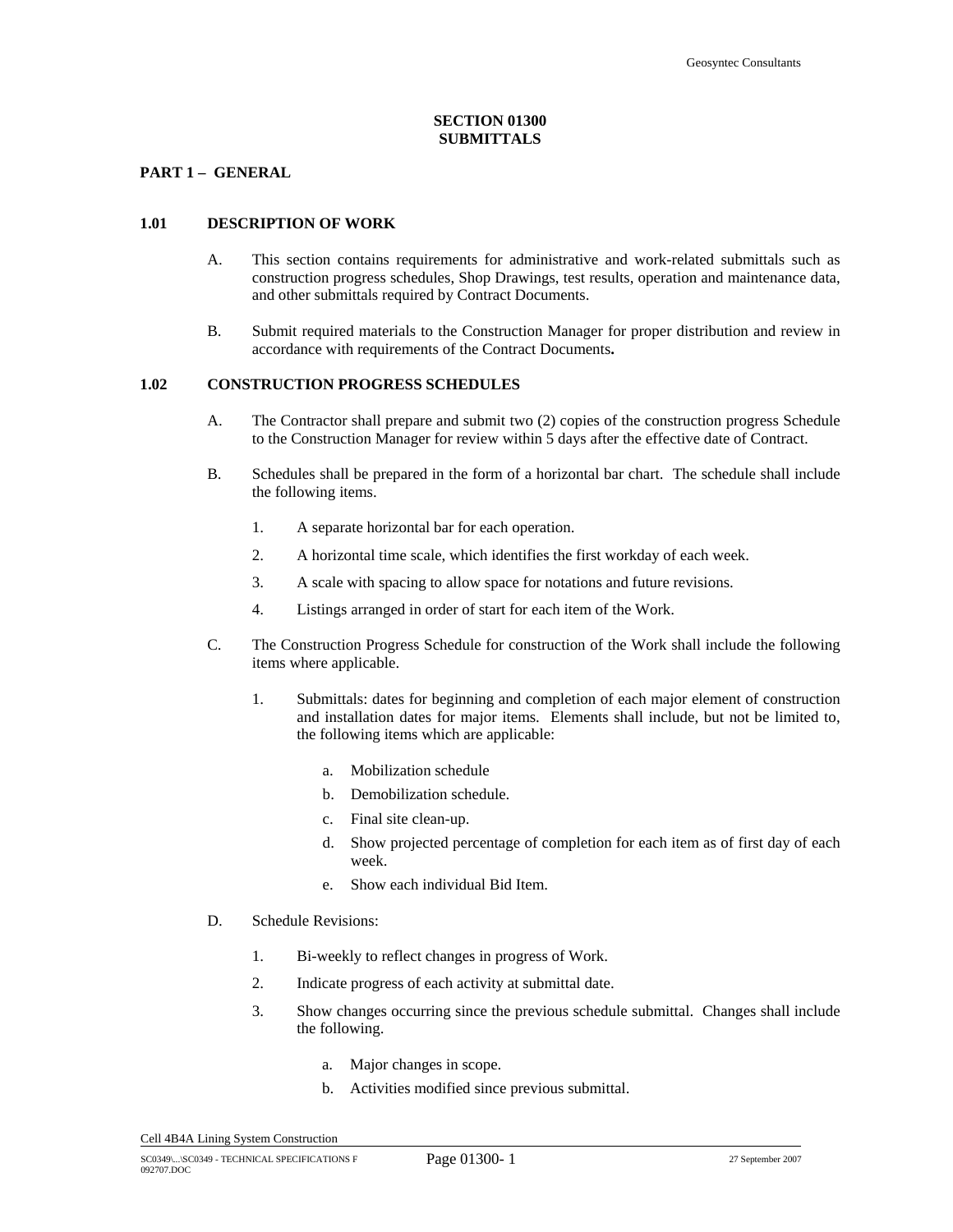# SECTION 01300
# SUBMITTALS

## PART 1 – GENERAL

### 1.01 DESCRIPTION OF WORK

A. This section contains requirements for administrative and work-related submittals such as construction progress schedules, Shop Drawings, test results, operation and maintenance data, and other submittals required by Contract Documents.

B. Submit required materials to the Construction Manager for proper distribution and review in accordance with requirements of the Contract Documents**.**

### 1.02 CONSTRUCTION PROGRESS SCHEDULES

A. The Contractor shall prepare and submit two (2) copies of the construction progress Schedule to the Construction Manager for review within 5 days after the effective date of Contract.

B. Schedules shall be prepared in the form of a horizontal bar chart. The schedule shall include the following items.

1. A separate horizontal bar for each operation.
2. A horizontal time scale, which identifies the first workday of each week.
3. A scale with spacing to allow space for notations and future revisions.
4. Listings arranged in order of start for each item of the Work.

C. The Construction Progress Schedule for construction of the Work shall include the following items where applicable.

1. Submittals: dates for beginning and completion of each major element of construction and installation dates for major items. Elements shall include, but not be limited to, the following items which are applicable:
    a. Mobilization schedule
    b. Demobilization schedule.
    c. Final site clean-up.
    d. Show projected percentage of completion for each item as of first day of each week.
    e. Show each individual Bid Item.

D. Schedule Revisions:

1. Bi-weekly to reflect changes in progress of Work.
2. Indicate progress of each activity at submittal date.
3. Show changes occurring since the previous schedule submittal. Changes shall include the following.
    a. Major changes in scope.
    b. Activities modified since previous submittal.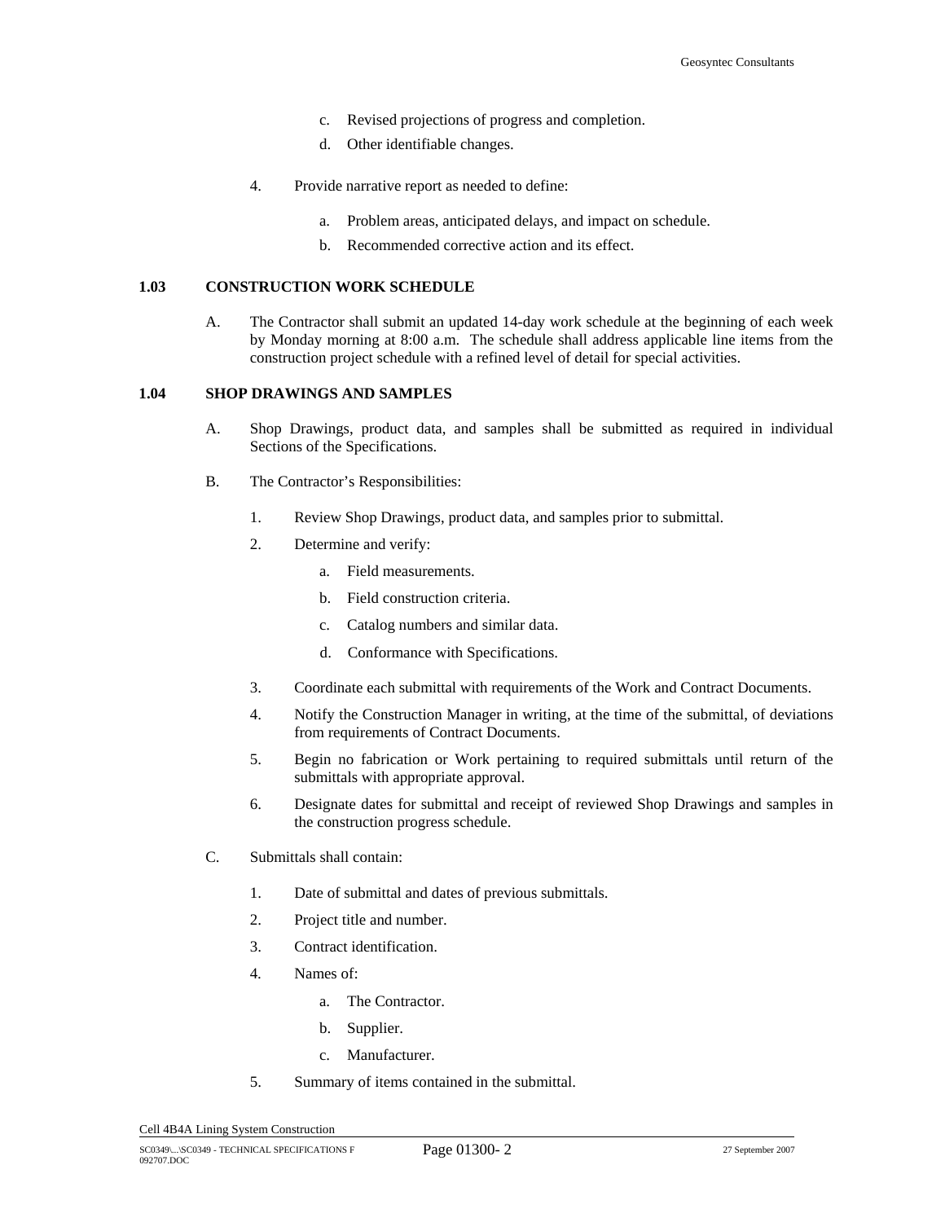c. Revised projections of progress and completion.

d. Other identifiable changes.

4. Provide narrative report as needed to define:

   a. Problem areas, anticipated delays, and impact on schedule.

   b. Recommended corrective action and its effect.

**1.03 CONSTRUCTION WORK SCHEDULE**

A. The Contractor shall submit an updated 14-day work schedule at the beginning of each week by Monday morning at 8:00 a.m. The schedule shall address applicable line items from the construction project schedule with a refined level of detail for special activities.

**1.04 SHOP DRAWINGS AND SAMPLES**

A. Shop Drawings, product data, and samples shall be submitted as required in individual Sections of the Specifications.

B. The Contractor's Responsibilities:

1. Review Shop Drawings, product data, and samples prior to submittal.

2. Determine and verify:

   a. Field measurements.

   b. Field construction criteria.

   c. Catalog numbers and similar data.

   d. Conformance with Specifications.

3. Coordinate each submittal with requirements of the Work and Contract Documents.

4. Notify the Construction Manager in writing, at the time of the submittal, of deviations from requirements of Contract Documents.

5. Begin no fabrication or Work pertaining to required submittals until return of the submittals with appropriate approval.

6. Designate dates for submittal and receipt of reviewed Shop Drawings and samples in the construction progress schedule.

C. Submittals shall contain:

1. Date of submittal and dates of previous submittals.

2. Project title and number.

3. Contract identification.

4. Names of:

   a. The Contractor.

   b. Supplier.

   c. Manufacturer.

5. Summary of items contained in the submittal.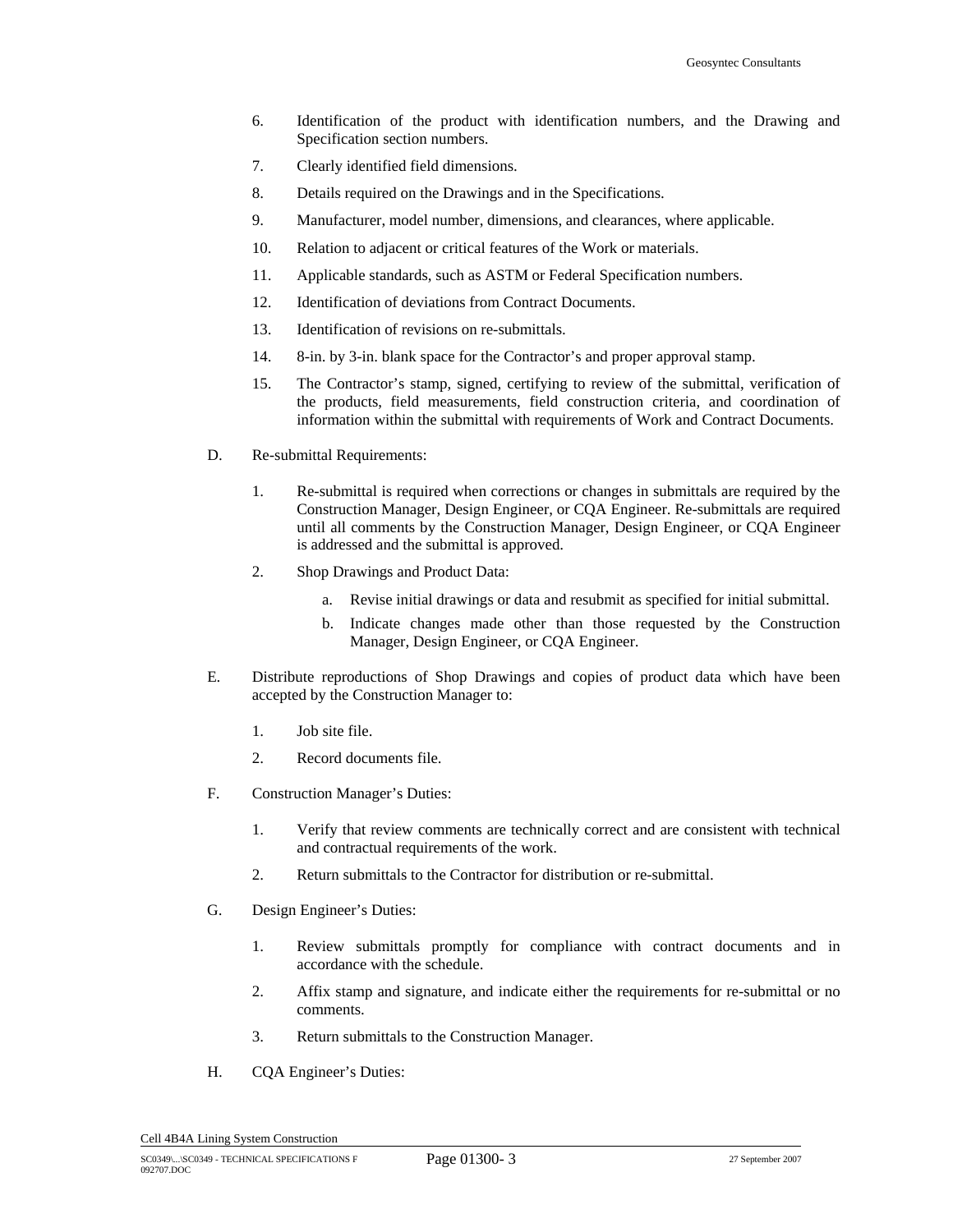6. Identification of the product with identification numbers, and the Drawing and Specification section numbers.
7. Clearly identified field dimensions.
8. Details required on the Drawings and in the Specifications.
9. Manufacturer, model number, dimensions, and clearances, where applicable.
10. Relation to adjacent or critical features of the Work or materials.
11. Applicable standards, such as ASTM or Federal Specification numbers.
12. Identification of deviations from Contract Documents.
13. Identification of revisions on re-submittals.
14. 8-in. by 3-in. blank space for the Contractor's and proper approval stamp.
15. The Contractor's stamp, signed, certifying to review of the submittal, verification of the products, field measurements, field construction criteria, and coordination of information within the submittal with requirements of Work and Contract Documents.

D. Re-submittal Requirements:

1. Re-submittal is required when corrections or changes in submittals are required by the Construction Manager, Design Engineer, or CQA Engineer. Re-submittals are required until all comments by the Construction Manager, Design Engineer, or CQA Engineer is addressed and the submittal is approved.
2. Shop Drawings and Product Data:
    a. Revise initial drawings or data and resubmit as specified for initial submittal.
    b. Indicate changes made other than those requested by the Construction Manager, Design Engineer, or CQA Engineer.

E. Distribute reproductions of Shop Drawings and copies of product data which have been accepted by the Construction Manager to:

1. Job site file.
2. Record documents file.

F. Construction Manager's Duties:

1. Verify that review comments are technically correct and are consistent with technical and contractual requirements of the work.
2. Return submittals to the Contractor for distribution or re-submittal.

G. Design Engineer's Duties:

1. Review submittals promptly for compliance with contract documents and in accordance with the schedule.
2. Affix stamp and signature, and indicate either the requirements for re-submittal or no comments.
3. Return submittals to the Construction Manager.

H. CQA Engineer's Duties: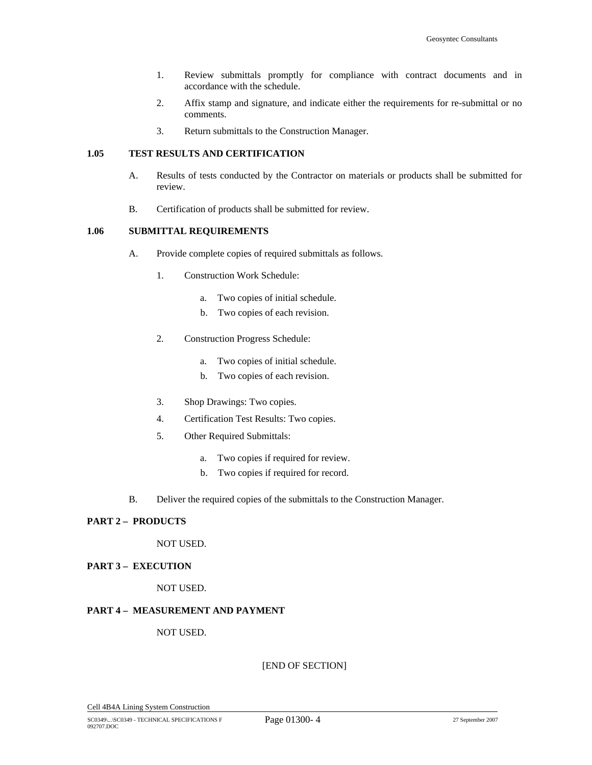1. Review submittals promptly for compliance with contract documents and in accordance with the schedule.
2. Affix stamp and signature, and indicate either the requirements for re-submittal or no comments.
3. Return submittals to the Construction Manager.

**1.05 TEST RESULTS AND CERTIFICATION**

A. Results of tests conducted by the Contractor on materials or products shall be submitted for review.

B. Certification of products shall be submitted for review.

**1.06 SUBMITTAL REQUIREMENTS**

A. Provide complete copies of required submittals as follows.

1. Construction Work Schedule:
    a. Two copies of initial schedule.
    b. Two copies of each revision.
2. Construction Progress Schedule:
    a. Two copies of initial schedule.
    b. Two copies of each revision.
3. Shop Drawings: Two copies.
4. Certification Test Results: Two copies.
5. Other Required Submittals:
    a. Two copies if required for review.
    b. Two copies if required for record.

B. Deliver the required copies of the submittals to the Construction Manager.

**PART 2 – PRODUCTS**

NOT USED.

**PART 3 – EXECUTION**

NOT USED.

**PART 4 – MEASUREMENT AND PAYMENT**

NOT USED.

[END OF SECTION]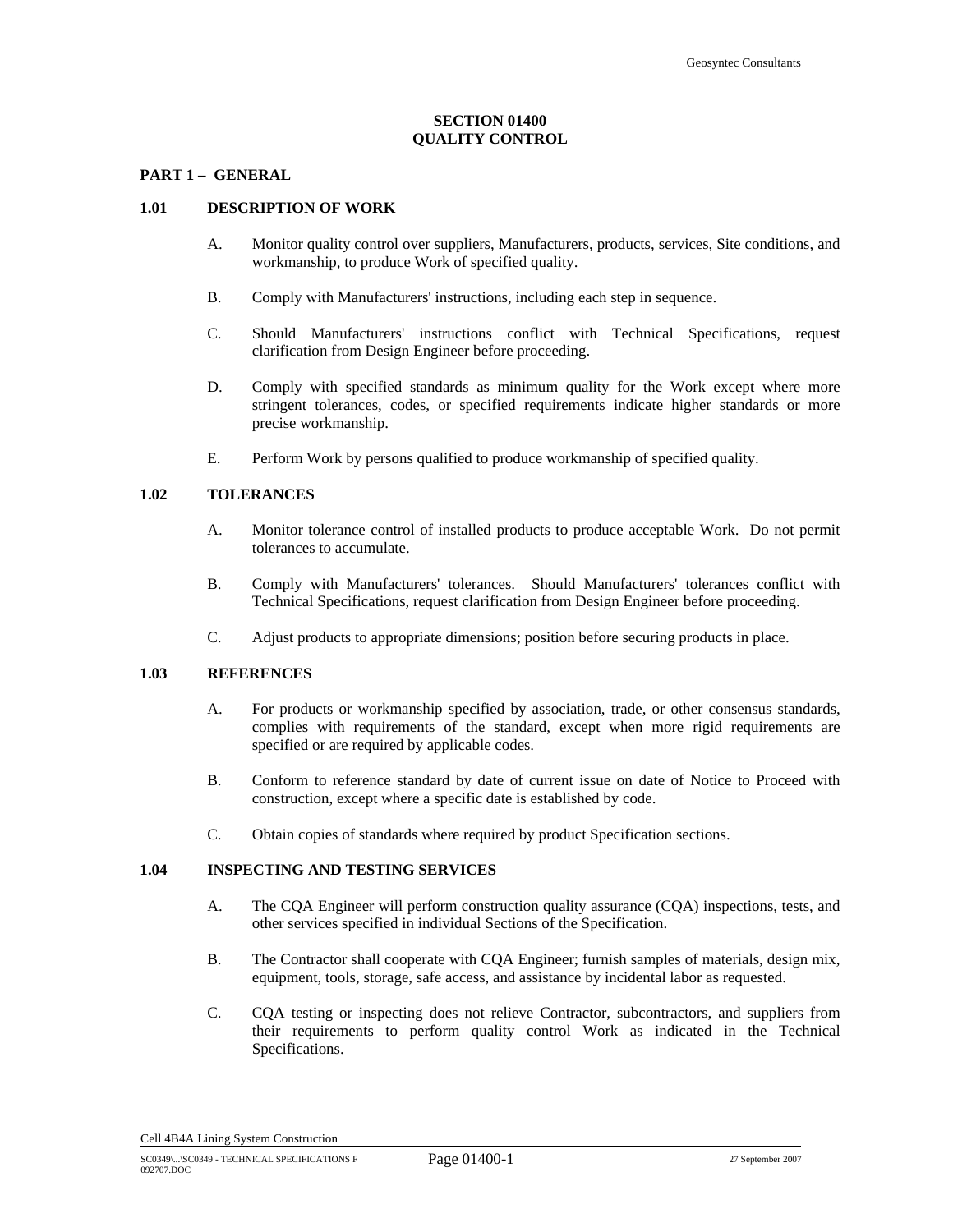**SECTION 01400**
**QUALITY CONTROL**

## PART 1 – GENERAL

### 1.01 DESCRIPTION OF WORK

A. Monitor quality control over suppliers, Manufacturers, products, services, Site conditions, and workmanship, to produce Work of specified quality.

B. Comply with Manufacturers' instructions, including each step in sequence.

C. Should Manufacturers' instructions conflict with Technical Specifications, request clarification from Design Engineer before proceeding.

D. Comply with specified standards as minimum quality for the Work except where more stringent tolerances, codes, or specified requirements indicate higher standards or more precise workmanship.

E. Perform Work by persons qualified to produce workmanship of specified quality.

### 1.02 TOLERANCES

A. Monitor tolerance control of installed products to produce acceptable Work. Do not permit tolerances to accumulate.

B. Comply with Manufacturers' tolerances. Should Manufacturers' tolerances conflict with Technical Specifications, request clarification from Design Engineer before proceeding.

C. Adjust products to appropriate dimensions; position before securing products in place.

### 1.03 REFERENCES

A. For products or workmanship specified by association, trade, or other consensus standards, complies with requirements of the standard, except when more rigid requirements are specified or are required by applicable codes.

B. Conform to reference standard by date of current issue on date of Notice to Proceed with construction, except where a specific date is established by code.

C. Obtain copies of standards where required by product Specification sections.

### 1.04 INSPECTING AND TESTING SERVICES

A. The CQA Engineer will perform construction quality assurance (CQA) inspections, tests, and other services specified in individual Sections of the Specification.

B. The Contractor shall cooperate with CQA Engineer; furnish samples of materials, design mix, equipment, tools, storage, safe access, and assistance by incidental labor as requested.

C. CQA testing or inspecting does not relieve Contractor, subcontractors, and suppliers from their requirements to perform quality control Work as indicated in the Technical Specifications.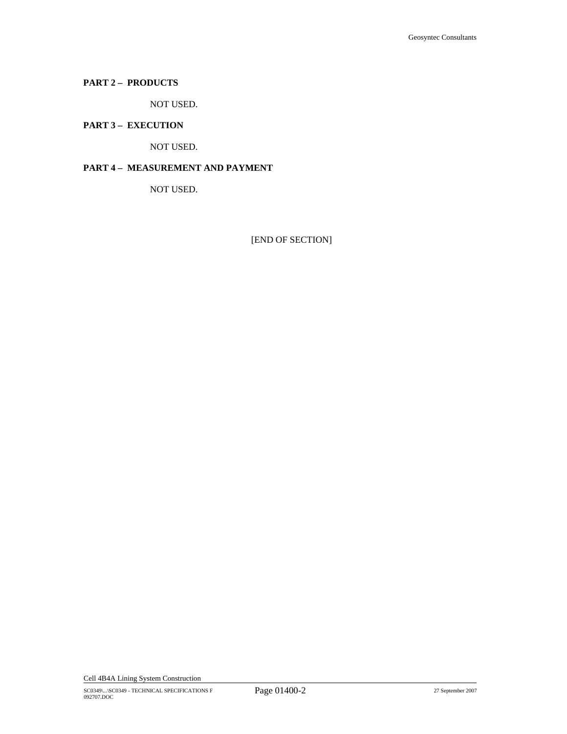## PART 2 – PRODUCTS

NOT USED.

## PART 3 – EXECUTION

NOT USED.

## PART 4 – MEASUREMENT AND PAYMENT

NOT USED.

[END OF SECTION]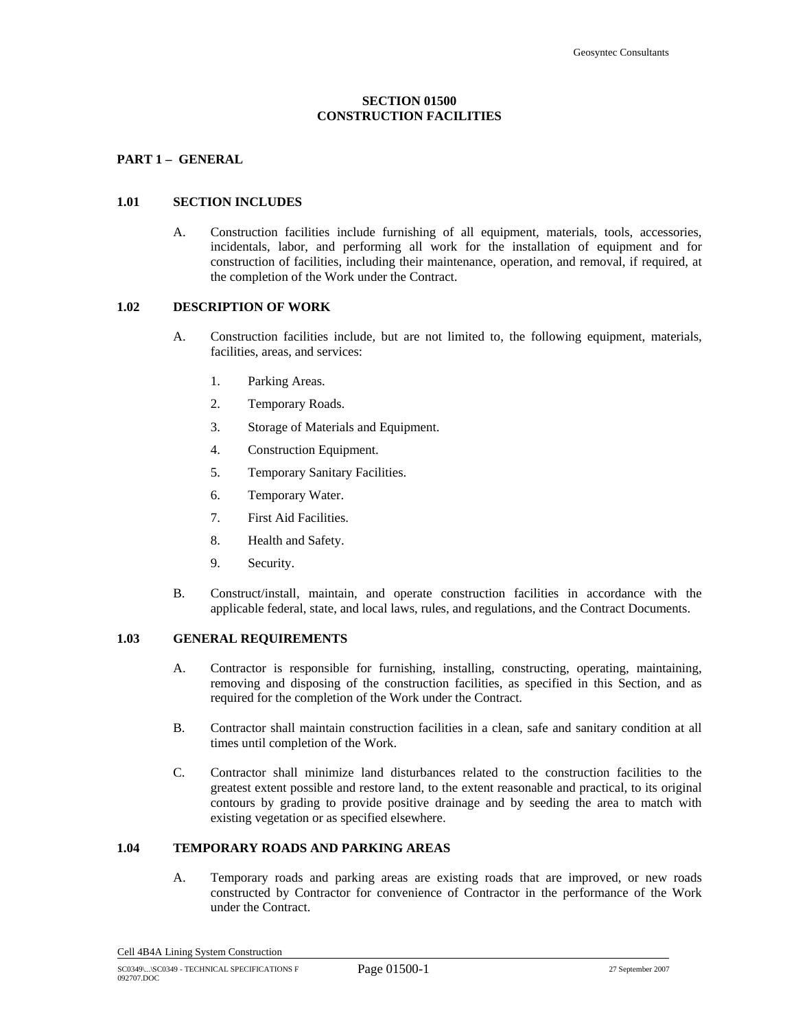# SECTION 01500
# CONSTRUCTION FACILITIES

## PART 1 – GENERAL

### 1.01 SECTION INCLUDES

A. Construction facilities include furnishing of all equipment, materials, tools, accessories, incidentals, labor, and performing all work for the installation of equipment and for construction of facilities, including their maintenance, operation, and removal, if required, at the completion of the Work under the Contract.

### 1.02 DESCRIPTION OF WORK

A. Construction facilities include, but are not limited to, the following equipment, materials, facilities, areas, and services:

1. Parking Areas.
2. Temporary Roads.
3. Storage of Materials and Equipment.
4. Construction Equipment.
5. Temporary Sanitary Facilities.
6. Temporary Water.
7. First Aid Facilities.
8. Health and Safety.
9. Security.

B. Construct/install, maintain, and operate construction facilities in accordance with the applicable federal, state, and local laws, rules, and regulations, and the Contract Documents.

### 1.03 GENERAL REQUIREMENTS

A. Contractor is responsible for furnishing, installing, constructing, operating, maintaining, removing and disposing of the construction facilities, as specified in this Section, and as required for the completion of the Work under the Contract.

B. Contractor shall maintain construction facilities in a clean, safe and sanitary condition at all times until completion of the Work.

C. Contractor shall minimize land disturbances related to the construction facilities to the greatest extent possible and restore land, to the extent reasonable and practical, to its original contours by grading to provide positive drainage and by seeding the area to match with existing vegetation or as specified elsewhere.

### 1.04 TEMPORARY ROADS AND PARKING AREAS

A. Temporary roads and parking areas are existing roads that are improved, or new roads constructed by Contractor for convenience of Contractor in the performance of the Work under the Contract.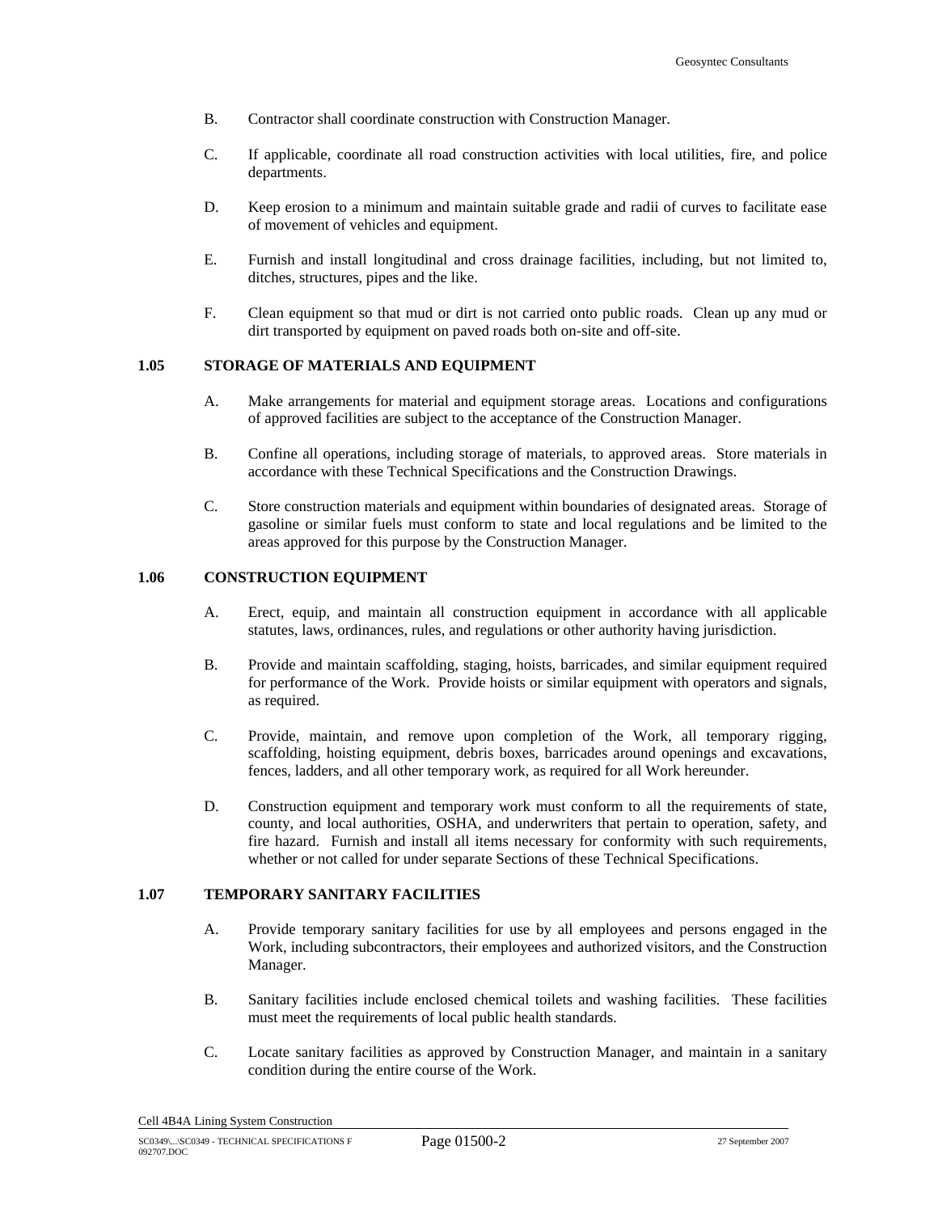B. Contractor shall coordinate construction with Construction Manager.

C. If applicable, coordinate all road construction activities with local utilities, fire, and police departments.

D. Keep erosion to a minimum and maintain suitable grade and radii of curves to facilitate ease of movement of vehicles and equipment.

E. Furnish and install longitudinal and cross drainage facilities, including, but not limited to, ditches, structures, pipes and the like.

F. Clean equipment so that mud or dirt is not carried onto public roads. Clean up any mud or dirt transported by equipment on paved roads both on-site and off-site.

## 1.05 STORAGE OF MATERIALS AND EQUIPMENT

A. Make arrangements for material and equipment storage areas. Locations and configurations of approved facilities are subject to the acceptance of the Construction Manager.

B. Confine all operations, including storage of materials, to approved areas. Store materials in accordance with these Technical Specifications and the Construction Drawings.

C. Store construction materials and equipment within boundaries of designated areas. Storage of gasoline or similar fuels must conform to state and local regulations and be limited to the areas approved for this purpose by the Construction Manager.

## 1.06 CONSTRUCTION EQUIPMENT

A. Erect, equip, and maintain all construction equipment in accordance with all applicable statutes, laws, ordinances, rules, and regulations or other authority having jurisdiction.

B. Provide and maintain scaffolding, staging, hoists, barricades, and similar equipment required for performance of the Work. Provide hoists or similar equipment with operators and signals, as required.

C. Provide, maintain, and remove upon completion of the Work, all temporary rigging, scaffolding, hoisting equipment, debris boxes, barricades around openings and excavations, fences, ladders, and all other temporary work, as required for all Work hereunder.

D. Construction equipment and temporary work must conform to all the requirements of state, county, and local authorities, OSHA, and underwriters that pertain to operation, safety, and fire hazard. Furnish and install all items necessary for conformity with such requirements, whether or not called for under separate Sections of these Technical Specifications.

## 1.07 TEMPORARY SANITARY FACILITIES

A. Provide temporary sanitary facilities for use by all employees and persons engaged in the Work, including subcontractors, their employees and authorized visitors, and the Construction Manager.

B. Sanitary facilities include enclosed chemical toilets and washing facilities. These facilities must meet the requirements of local public health standards.

C. Locate sanitary facilities as approved by Construction Manager, and maintain in a sanitary condition during the entire course of the Work.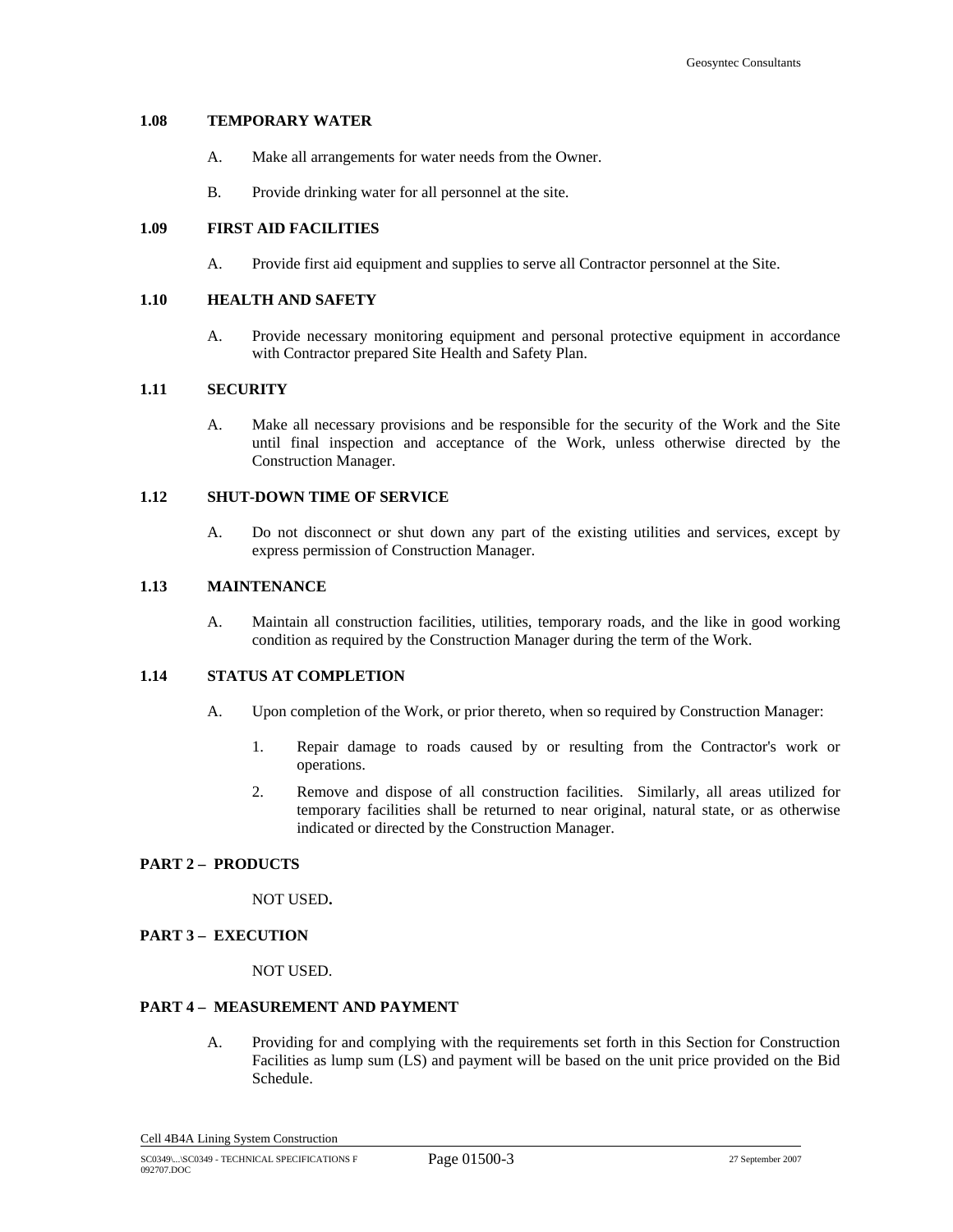### 1.08 TEMPORARY WATER

A. Make all arrangements for water needs from the Owner.

B. Provide drinking water for all personnel at the site.

### 1.09 FIRST AID FACILITIES

A. Provide first aid equipment and supplies to serve all Contractor personnel at the Site.

### 1.10 HEALTH AND SAFETY

A. Provide necessary monitoring equipment and personal protective equipment in accordance with Contractor prepared Site Health and Safety Plan.

### 1.11 SECURITY

A. Make all necessary provisions and be responsible for the security of the Work and the Site until final inspection and acceptance of the Work, unless otherwise directed by the Construction Manager.

### 1.12 SHUT-DOWN TIME OF SERVICE

A. Do not disconnect or shut down any part of the existing utilities and services, except by express permission of Construction Manager.

### 1.13 MAINTENANCE

A. Maintain all construction facilities, utilities, temporary roads, and the like in good working condition as required by the Construction Manager during the term of the Work.

### 1.14 STATUS AT COMPLETION

A. Upon completion of the Work, or prior thereto, when so required by Construction Manager:

1. Repair damage to roads caused by or resulting from the Contractor's work or operations.
2. Remove and dispose of all construction facilities. Similarly, all areas utilized for temporary facilities shall be returned to near original, natural state, or as otherwise indicated or directed by the Construction Manager.

## PART 2 – PRODUCTS

NOT USED**.**

## PART 3 – EXECUTION

NOT USED.

## PART 4 – MEASUREMENT AND PAYMENT

A. Providing for and complying with the requirements set forth in this Section for Construction Facilities as lump sum (LS) and payment will be based on the unit price provided on the Bid Schedule.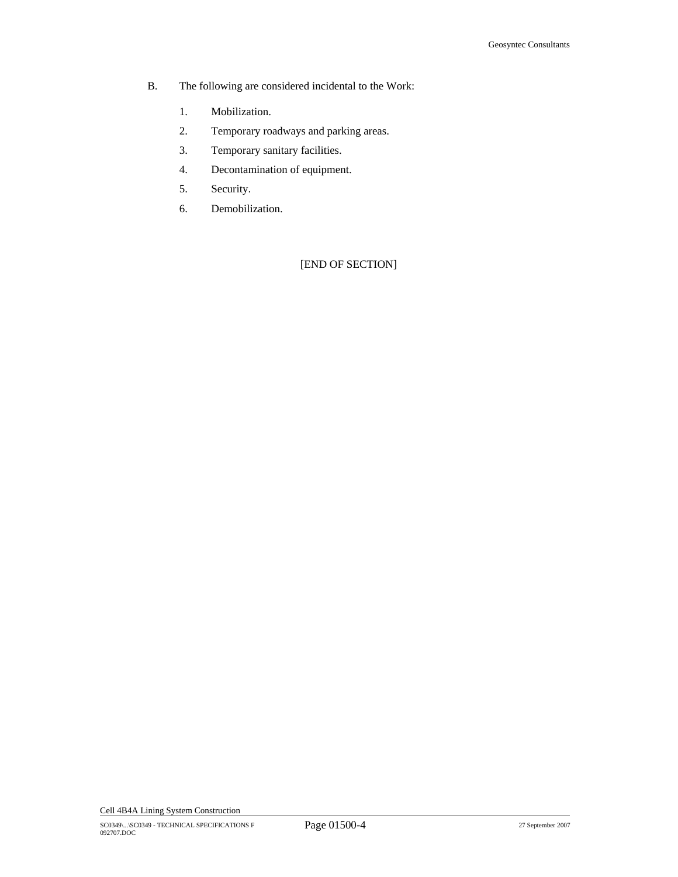B. The following are considered incidental to the Work:

1. Mobilization.
2. Temporary roadways and parking areas.
3. Temporary sanitary facilities.
4. Decontamination of equipment.
5. Security.
6. Demobilization.

[END OF SECTION]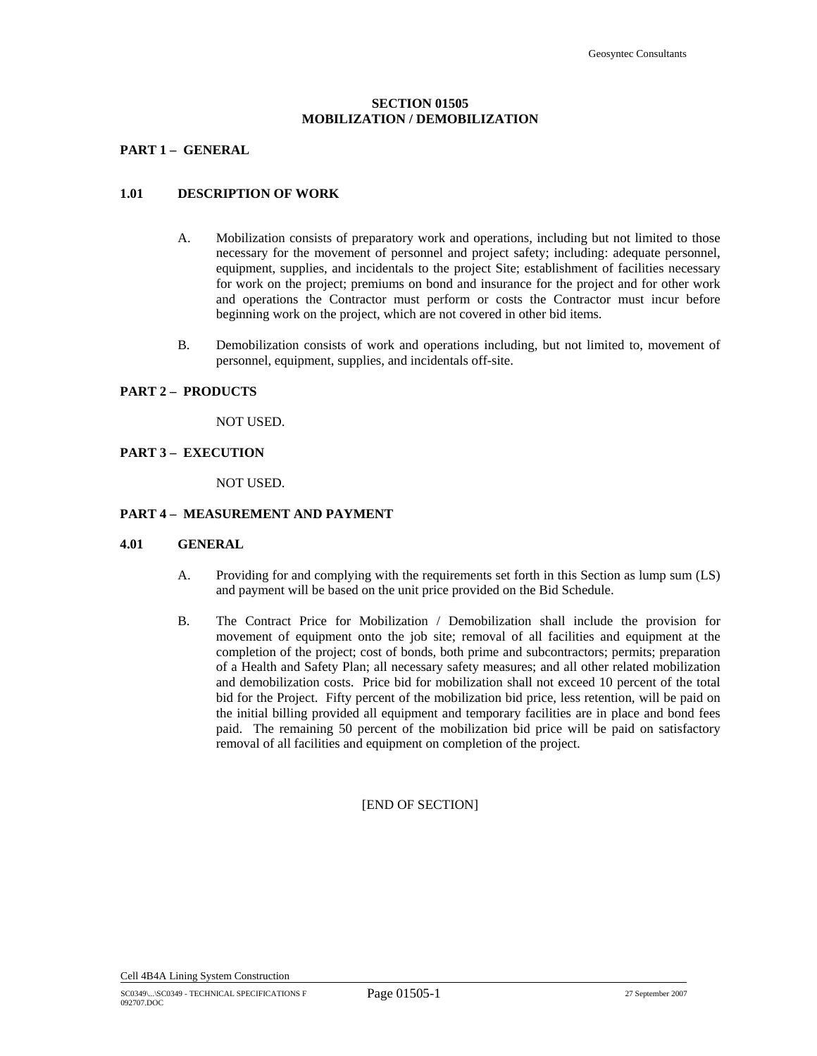# SECTION 01505
# MOBILIZATION / DEMOBILIZATION

## PART 1 – GENERAL

### 1.01 DESCRIPTION OF WORK

A. Mobilization consists of preparatory work and operations, including but not limited to those necessary for the movement of personnel and project safety; including: adequate personnel, equipment, supplies, and incidentals to the project Site; establishment of facilities necessary for work on the project; premiums on bond and insurance for the project and for other work and operations the Contractor must perform or costs the Contractor must incur before beginning work on the project, which are not covered in other bid items.

B. Demobilization consists of work and operations including, but not limited to, movement of personnel, equipment, supplies, and incidentals off-site.

## PART 2 – PRODUCTS

NOT USED.

## PART 3 – EXECUTION

NOT USED.

## PART 4 – MEASUREMENT AND PAYMENT

### 4.01 GENERAL

A. Providing for and complying with the requirements set forth in this Section as lump sum (LS) and payment will be based on the unit price provided on the Bid Schedule.

B. The Contract Price for Mobilization / Demobilization shall include the provision for movement of equipment onto the job site; removal of all facilities and equipment at the completion of the project; cost of bonds, both prime and subcontractors; permits; preparation of a Health and Safety Plan; all necessary safety measures; and all other related mobilization and demobilization costs. Price bid for mobilization shall not exceed 10 percent of the total bid for the Project. Fifty percent of the mobilization bid price, less retention, will be paid on the initial billing provided all equipment and temporary facilities are in place and bond fees paid. The remaining 50 percent of the mobilization bid price will be paid on satisfactory removal of all facilities and equipment on completion of the project.

[END OF SECTION]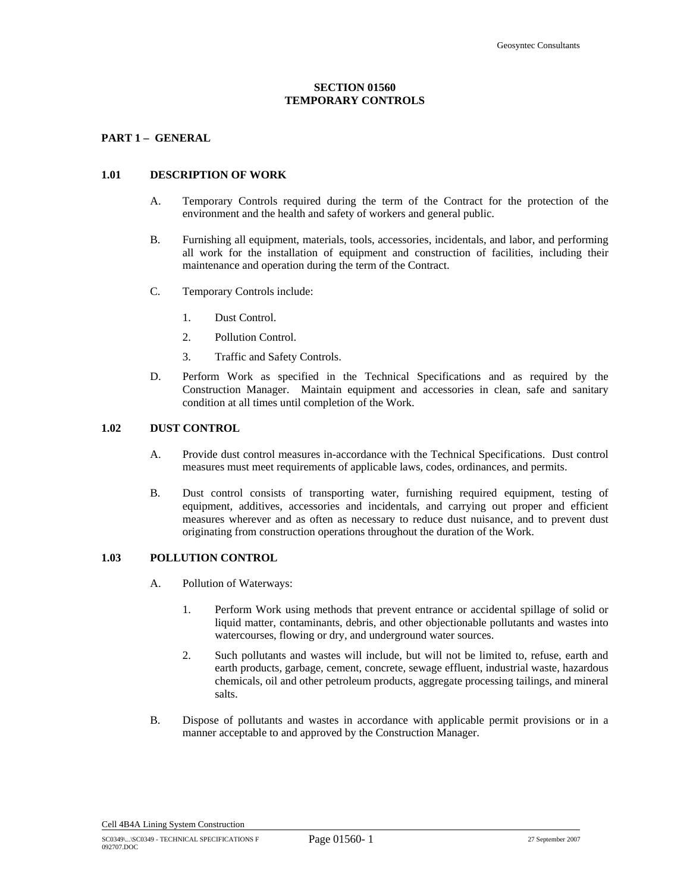## SECTION 01560
## TEMPORARY CONTROLS

### PART 1 – GENERAL

#### 1.01 DESCRIPTION OF WORK

A. Temporary Controls required during the term of the Contract for the protection of the environment and the health and safety of workers and general public.

B. Furnishing all equipment, materials, tools, accessories, incidentals, and labor, and performing all work for the installation of equipment and construction of facilities, including their maintenance and operation during the term of the Contract.

C. Temporary Controls include:

1. Dust Control.
2. Pollution Control.
3. Traffic and Safety Controls.

D. Perform Work as specified in the Technical Specifications and as required by the Construction Manager. Maintain equipment and accessories in clean, safe and sanitary condition at all times until completion of the Work.

#### 1.02 DUST CONTROL

A. Provide dust control measures in-accordance with the Technical Specifications. Dust control measures must meet requirements of applicable laws, codes, ordinances, and permits.

B. Dust control consists of transporting water, furnishing required equipment, testing of equipment, additives, accessories and incidentals, and carrying out proper and efficient measures wherever and as often as necessary to reduce dust nuisance, and to prevent dust originating from construction operations throughout the duration of the Work.

#### 1.03 POLLUTION CONTROL

A. Pollution of Waterways:

1. Perform Work using methods that prevent entrance or accidental spillage of solid or liquid matter, contaminants, debris, and other objectionable pollutants and wastes into watercourses, flowing or dry, and underground water sources.
2. Such pollutants and wastes will include, but will not be limited to, refuse, earth and earth products, garbage, cement, concrete, sewage effluent, industrial waste, hazardous chemicals, oil and other petroleum products, aggregate processing tailings, and mineral salts.

B. Dispose of pollutants and wastes in accordance with applicable permit provisions or in a manner acceptable to and approved by the Construction Manager.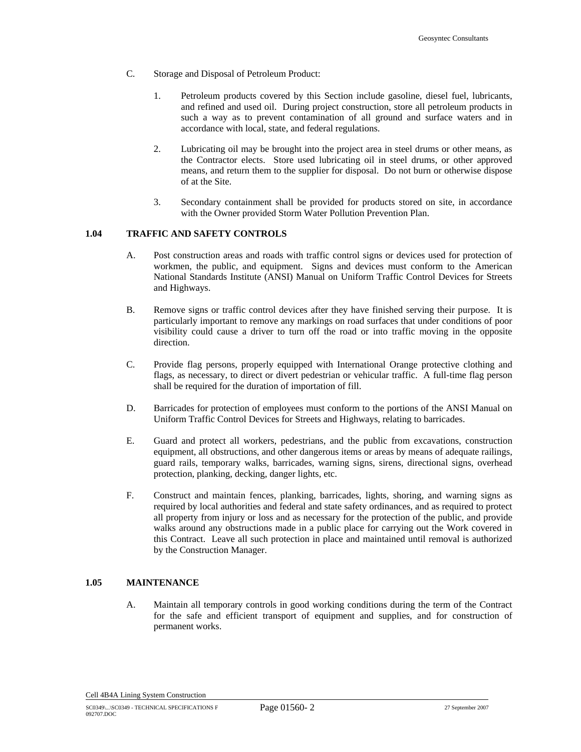C. Storage and Disposal of Petroleum Product:

1. Petroleum products covered by this Section include gasoline, diesel fuel, lubricants, and refined and used oil. During project construction, store all petroleum products in such a way as to prevent contamination of all ground and surface waters and in accordance with local, state, and federal regulations.

2. Lubricating oil may be brought into the project area in steel drums or other means, as the Contractor elects. Store used lubricating oil in steel drums, or other approved means, and return them to the supplier for disposal. Do not burn or otherwise dispose of at the Site.

3. Secondary containment shall be provided for products stored on site, in accordance with the Owner provided Storm Water Pollution Prevention Plan.

### 1.04 TRAFFIC AND SAFETY CONTROLS

A. Post construction areas and roads with traffic control signs or devices used for protection of workmen, the public, and equipment. Signs and devices must conform to the American National Standards Institute (ANSI) Manual on Uniform Traffic Control Devices for Streets and Highways.

B. Remove signs or traffic control devices after they have finished serving their purpose. It is particularly important to remove any markings on road surfaces that under conditions of poor visibility could cause a driver to turn off the road or into traffic moving in the opposite direction.

C. Provide flag persons, properly equipped with International Orange protective clothing and flags, as necessary, to direct or divert pedestrian or vehicular traffic. A full-time flag person shall be required for the duration of importation of fill.

D. Barricades for protection of employees must conform to the portions of the ANSI Manual on Uniform Traffic Control Devices for Streets and Highways, relating to barricades.

E. Guard and protect all workers, pedestrians, and the public from excavations, construction equipment, all obstructions, and other dangerous items or areas by means of adequate railings, guard rails, temporary walks, barricades, warning signs, sirens, directional signs, overhead protection, planking, decking, danger lights, etc.

F. Construct and maintain fences, planking, barricades, lights, shoring, and warning signs as required by local authorities and federal and state safety ordinances, and as required to protect all property from injury or loss and as necessary for the protection of the public, and provide walks around any obstructions made in a public place for carrying out the Work covered in this Contract. Leave all such protection in place and maintained until removal is authorized by the Construction Manager.

### 1.05 MAINTENANCE

A. Maintain all temporary controls in good working conditions during the term of the Contract for the safe and efficient transport of equipment and supplies, and for construction of permanent works.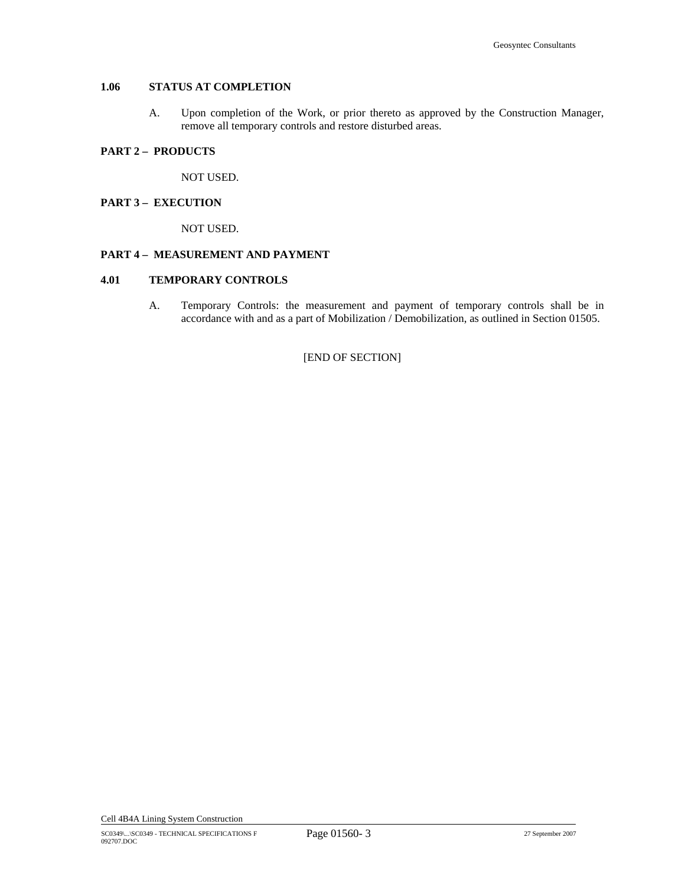### 1.06 STATUS AT COMPLETION

A. Upon completion of the Work, or prior thereto as approved by the Construction Manager, remove all temporary controls and restore disturbed areas.

## PART 2 – PRODUCTS

NOT USED.

## PART 3 – EXECUTION

NOT USED.

## PART 4 – MEASUREMENT AND PAYMENT

### 4.01 TEMPORARY CONTROLS

A. Temporary Controls: the measurement and payment of temporary controls shall be in accordance with and as a part of Mobilization / Demobilization, as outlined in Section 01505.

[END OF SECTION]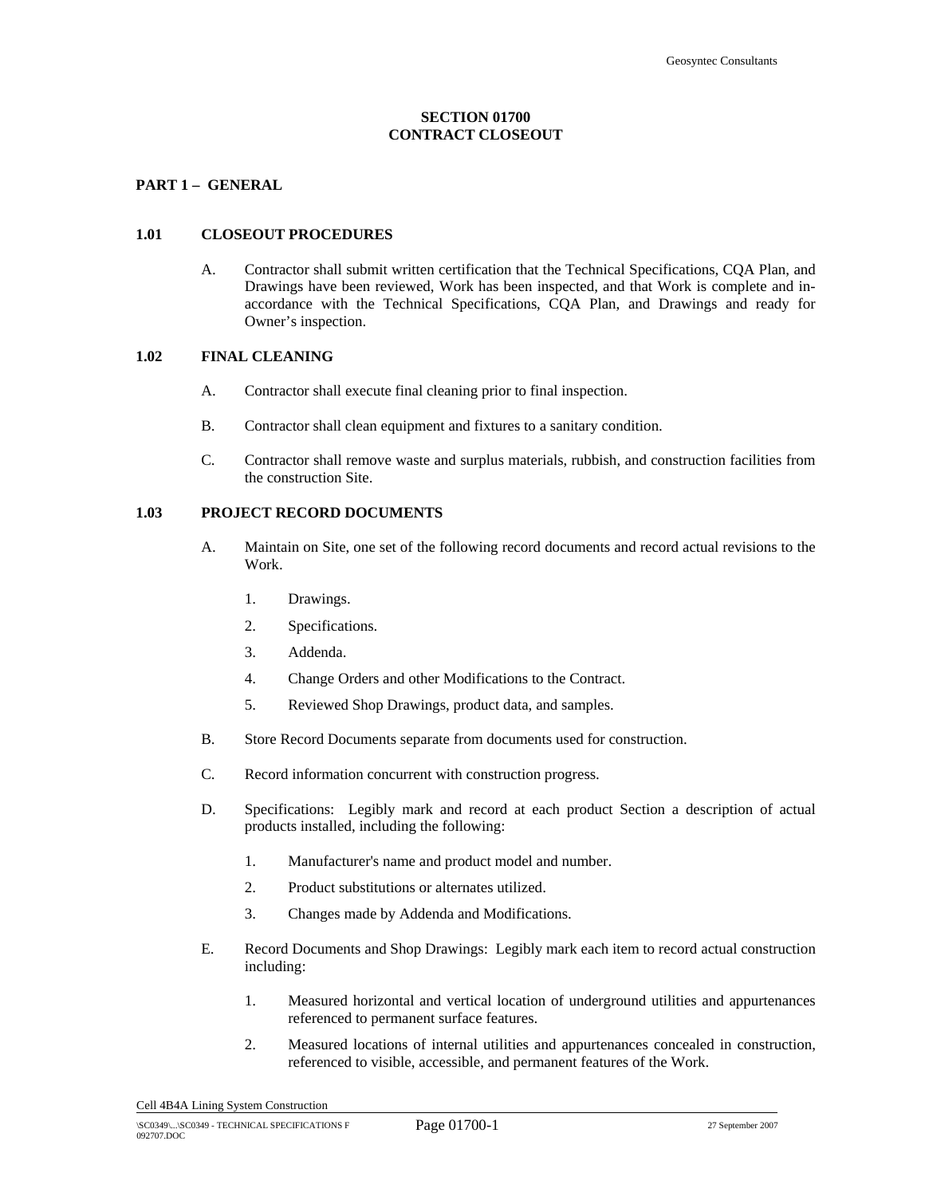# SECTION 01700
# CONTRACT CLOSEOUT

## PART 1 – GENERAL

### 1.01 CLOSEOUT PROCEDURES

A. Contractor shall submit written certification that the Technical Specifications, CQA Plan, and Drawings have been reviewed, Work has been inspected, and that Work is complete and in-accordance with the Technical Specifications, CQA Plan, and Drawings and ready for Owner's inspection.

### 1.02 FINAL CLEANING

A. Contractor shall execute final cleaning prior to final inspection.

B. Contractor shall clean equipment and fixtures to a sanitary condition.

C. Contractor shall remove waste and surplus materials, rubbish, and construction facilities from the construction Site.

### 1.03 PROJECT RECORD DOCUMENTS

A. Maintain on Site, one set of the following record documents and record actual revisions to the Work.

1. Drawings.
2. Specifications.
3. Addenda.
4. Change Orders and other Modifications to the Contract.
5. Reviewed Shop Drawings, product data, and samples.

B. Store Record Documents separate from documents used for construction.

C. Record information concurrent with construction progress.

D. Specifications: Legibly mark and record at each product Section a description of actual products installed, including the following:

1. Manufacturer's name and product model and number.
2. Product substitutions or alternates utilized.
3. Changes made by Addenda and Modifications.

E. Record Documents and Shop Drawings: Legibly mark each item to record actual construction including:

1. Measured horizontal and vertical location of underground utilities and appurtenances referenced to permanent surface features.
2. Measured locations of internal utilities and appurtenances concealed in construction, referenced to visible, accessible, and permanent features of the Work.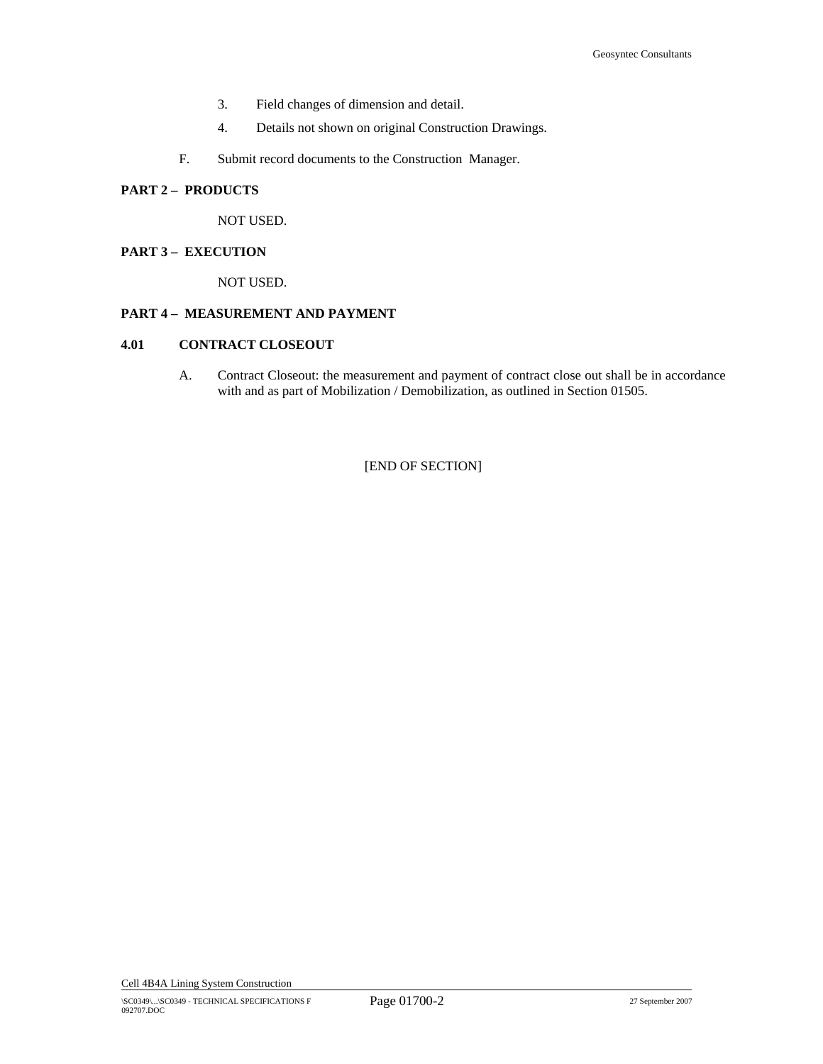3. Field changes of dimension and detail.

4. Details not shown on original Construction Drawings.

F. Submit record documents to the Construction Manager.

**PART 2 – PRODUCTS**

NOT USED.

**PART 3 – EXECUTION**

NOT USED.

**PART 4 – MEASUREMENT AND PAYMENT**

**4.01 CONTRACT CLOSEOUT**

A. Contract Closeout: the measurement and payment of contract close out shall be in accordance with and as part of Mobilization / Demobilization, as outlined in Section 01505.

[END OF SECTION]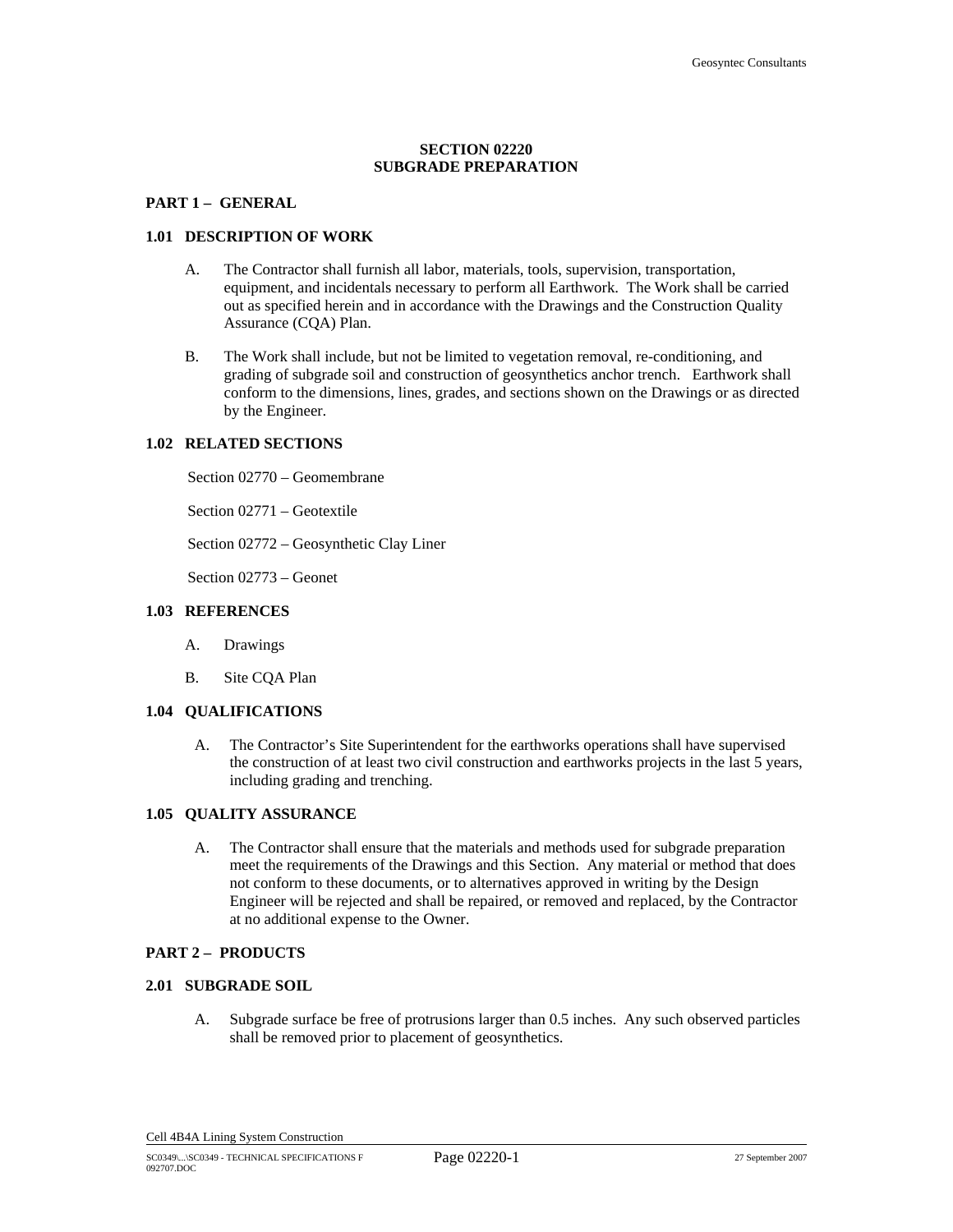# SECTION 02220
# SUBGRADE PREPARATION

## PART 1 – GENERAL

### 1.01 DESCRIPTION OF WORK

A. The Contractor shall furnish all labor, materials, tools, supervision, transportation, equipment, and incidentals necessary to perform all Earthwork. The Work shall be carried out as specified herein and in accordance with the Drawings and the Construction Quality Assurance (CQA) Plan.

B. The Work shall include, but not be limited to vegetation removal, re-conditioning, and grading of subgrade soil and construction of geosynthetics anchor trench. Earthwork shall conform to the dimensions, lines, grades, and sections shown on the Drawings or as directed by the Engineer.

### 1.02 RELATED SECTIONS

Section 02770 – Geomembrane

Section 02771 – Geotextile

Section 02772 – Geosynthetic Clay Liner

Section 02773 – Geonet

### 1.03 REFERENCES

A. Drawings

B. Site CQA Plan

### 1.04 QUALIFICATIONS

A. The Contractor's Site Superintendent for the earthworks operations shall have supervised the construction of at least two civil construction and earthworks projects in the last 5 years, including grading and trenching.

### 1.05 QUALITY ASSURANCE

A. The Contractor shall ensure that the materials and methods used for subgrade preparation meet the requirements of the Drawings and this Section. Any material or method that does not conform to these documents, or to alternatives approved in writing by the Design Engineer will be rejected and shall be repaired, or removed and replaced, by the Contractor at no additional expense to the Owner.

## PART 2 – PRODUCTS

### 2.01 SUBGRADE SOIL

A. Subgrade surface be free of protrusions larger than 0.5 inches. Any such observed particles shall be removed prior to placement of geosynthetics.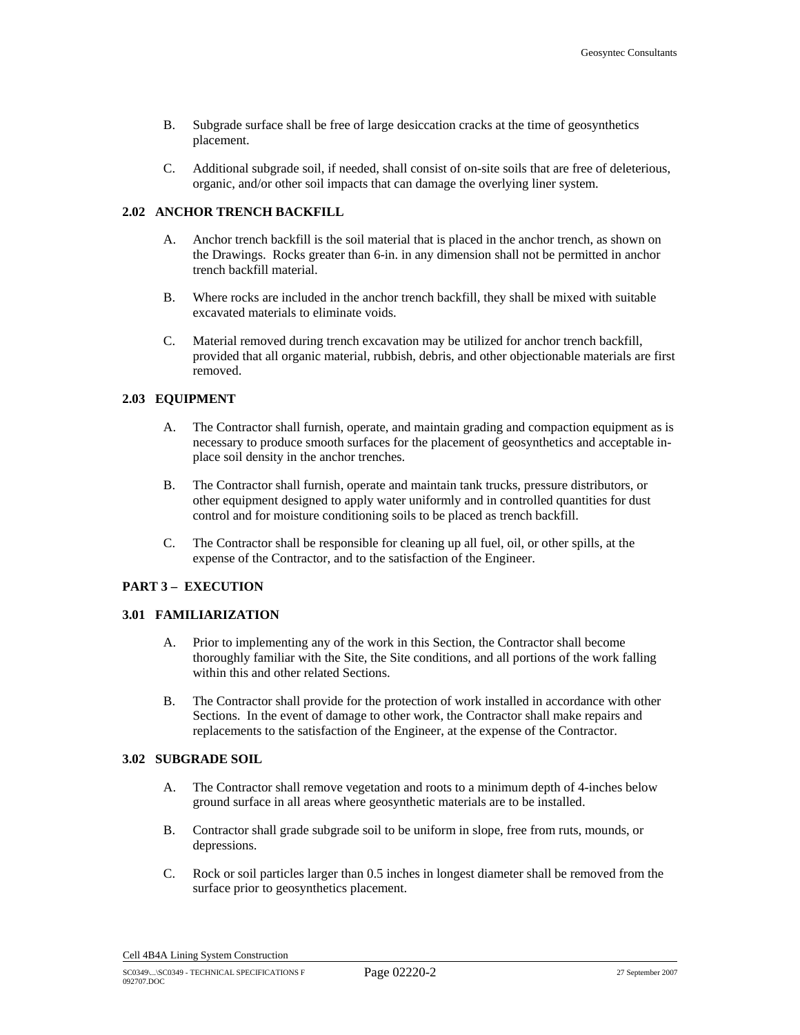B. Subgrade surface shall be free of large desiccation cracks at the time of geosynthetics placement.

C. Additional subgrade soil, if needed, shall consist of on-site soils that are free of deleterious, organic, and/or other soil impacts that can damage the overlying liner system.

### 2.02 ANCHOR TRENCH BACKFILL

A. Anchor trench backfill is the soil material that is placed in the anchor trench, as shown on the Drawings. Rocks greater than 6-in. in any dimension shall not be permitted in anchor trench backfill material.

B. Where rocks are included in the anchor trench backfill, they shall be mixed with suitable excavated materials to eliminate voids.

C. Material removed during trench excavation may be utilized for anchor trench backfill, provided that all organic material, rubbish, debris, and other objectionable materials are first removed.

### 2.03 EQUIPMENT

A. The Contractor shall furnish, operate, and maintain grading and compaction equipment as is necessary to produce smooth surfaces for the placement of geosynthetics and acceptable in-place soil density in the anchor trenches.

B. The Contractor shall furnish, operate and maintain tank trucks, pressure distributors, or other equipment designed to apply water uniformly and in controlled quantities for dust control and for moisture conditioning soils to be placed as trench backfill.

C. The Contractor shall be responsible for cleaning up all fuel, oil, or other spills, at the expense of the Contractor, and to the satisfaction of the Engineer.

## PART 3 – EXECUTION

### 3.01 FAMILIARIZATION

A. Prior to implementing any of the work in this Section, the Contractor shall become thoroughly familiar with the Site, the Site conditions, and all portions of the work falling within this and other related Sections.

B. The Contractor shall provide for the protection of work installed in accordance with other Sections. In the event of damage to other work, the Contractor shall make repairs and replacements to the satisfaction of the Engineer, at the expense of the Contractor.

### 3.02 SUBGRADE SOIL

A. The Contractor shall remove vegetation and roots to a minimum depth of 4-inches below ground surface in all areas where geosynthetic materials are to be installed.

B. Contractor shall grade subgrade soil to be uniform in slope, free from ruts, mounds, or depressions.

C. Rock or soil particles larger than 0.5 inches in longest diameter shall be removed from the surface prior to geosynthetics placement.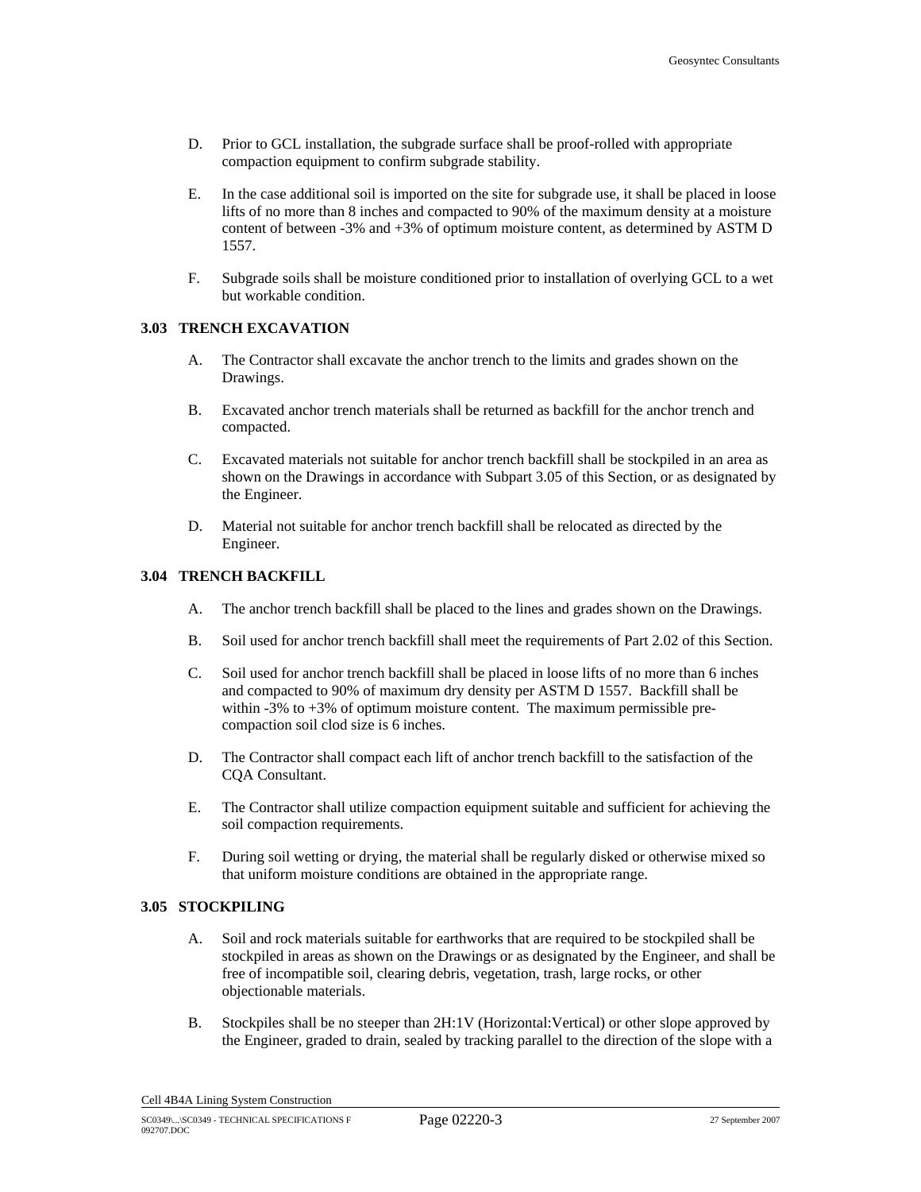D. Prior to GCL installation, the subgrade surface shall be proof-rolled with appropriate compaction equipment to confirm subgrade stability.

E. In the case additional soil is imported on the site for subgrade use, it shall be placed in loose lifts of no more than 8 inches and compacted to 90% of the maximum density at a moisture content of between -3% and +3% of optimum moisture content, as determined by ASTM D 1557.

F. Subgrade soils shall be moisture conditioned prior to installation of overlying GCL to a wet but workable condition.

### 3.03 TRENCH EXCAVATION

A. The Contractor shall excavate the anchor trench to the limits and grades shown on the Drawings.

B. Excavated anchor trench materials shall be returned as backfill for the anchor trench and compacted.

C. Excavated materials not suitable for anchor trench backfill shall be stockpiled in an area as shown on the Drawings in accordance with Subpart 3.05 of this Section, or as designated by the Engineer.

D. Material not suitable for anchor trench backfill shall be relocated as directed by the Engineer.

### 3.04 TRENCH BACKFILL

A. The anchor trench backfill shall be placed to the lines and grades shown on the Drawings.

B. Soil used for anchor trench backfill shall meet the requirements of Part 2.02 of this Section.

C. Soil used for anchor trench backfill shall be placed in loose lifts of no more than 6 inches and compacted to 90% of maximum dry density per ASTM D 1557. Backfill shall be within -3% to +3% of optimum moisture content. The maximum permissible pre-compaction soil clod size is 6 inches.

D. The Contractor shall compact each lift of anchor trench backfill to the satisfaction of the CQA Consultant.

E. The Contractor shall utilize compaction equipment suitable and sufficient for achieving the soil compaction requirements.

F. During soil wetting or drying, the material shall be regularly disked or otherwise mixed so that uniform moisture conditions are obtained in the appropriate range.

### 3.05 STOCKPILING

A. Soil and rock materials suitable for earthworks that are required to be stockpiled shall be stockpiled in areas as shown on the Drawings or as designated by the Engineer, and shall be free of incompatible soil, clearing debris, vegetation, trash, large rocks, or other objectionable materials.

B. Stockpiles shall be no steeper than 2H:1V (Horizontal:Vertical) or other slope approved by the Engineer, graded to drain, sealed by tracking parallel to the direction of the slope with a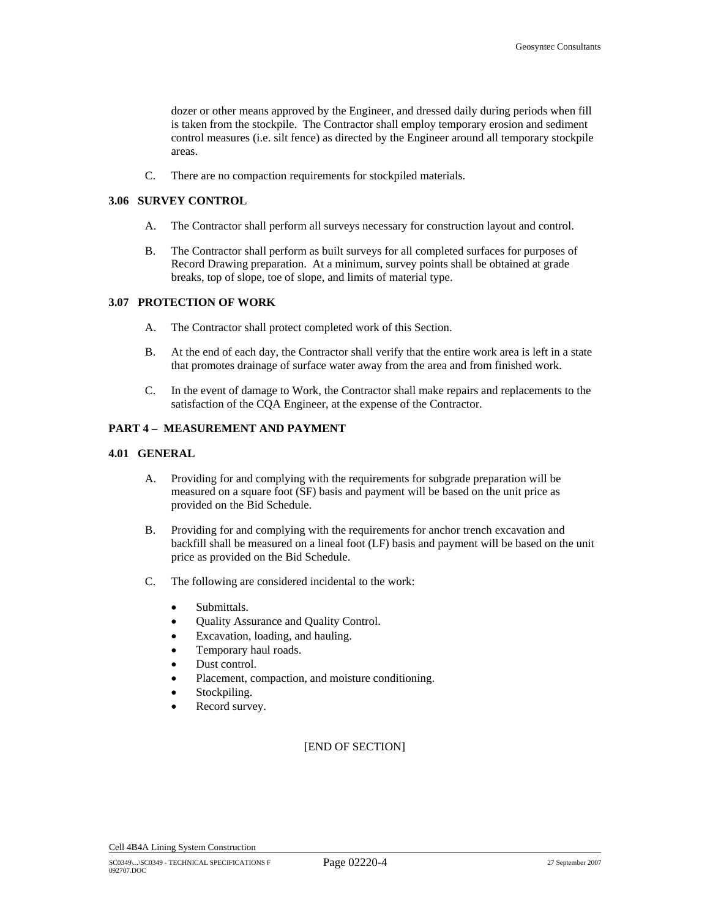dozer or other means approved by the Engineer, and dressed daily during periods when fill is taken from the stockpile. The Contractor shall employ temporary erosion and sediment control measures (i.e. silt fence) as directed by the Engineer around all temporary stockpile areas.

C. There are no compaction requirements for stockpiled materials.

### 3.06 SURVEY CONTROL

A. The Contractor shall perform all surveys necessary for construction layout and control.

B. The Contractor shall perform as built surveys for all completed surfaces for purposes of Record Drawing preparation. At a minimum, survey points shall be obtained at grade breaks, top of slope, toe of slope, and limits of material type.

### 3.07 PROTECTION OF WORK

A. The Contractor shall protect completed work of this Section.

B. At the end of each day, the Contractor shall verify that the entire work area is left in a state that promotes drainage of surface water away from the area and from finished work.

C. In the event of damage to Work, the Contractor shall make repairs and replacements to the satisfaction of the CQA Engineer, at the expense of the Contractor.

## PART 4 – MEASUREMENT AND PAYMENT

### 4.01 GENERAL

A. Providing for and complying with the requirements for subgrade preparation will be measured on a square foot (SF) basis and payment will be based on the unit price as provided on the Bid Schedule.

B. Providing for and complying with the requirements for anchor trench excavation and backfill shall be measured on a lineal foot (LF) basis and payment will be based on the unit price as provided on the Bid Schedule.

C. The following are considered incidental to the work:

- Submittals.
- Quality Assurance and Quality Control.
- Excavation, loading, and hauling.
- Temporary haul roads.
- Dust control.
- Placement, compaction, and moisture conditioning.
- Stockpiling.
- Record survey.

[END OF SECTION]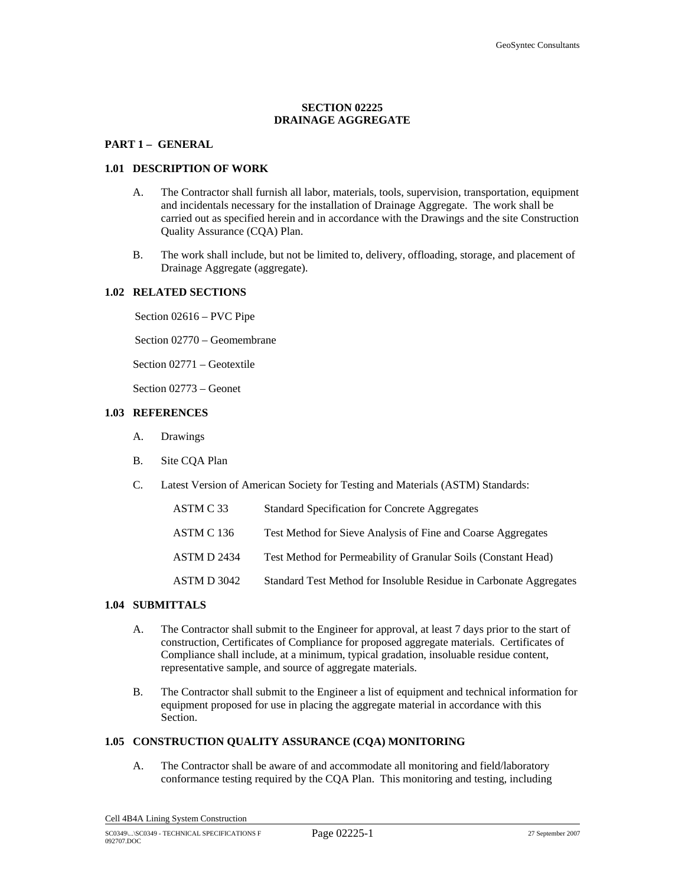# SECTION 02225
# DRAINAGE AGGREGATE

## PART 1 – GENERAL

### 1.01 DESCRIPTION OF WORK

A. The Contractor shall furnish all labor, materials, tools, supervision, transportation, equipment and incidentals necessary for the installation of Drainage Aggregate. The work shall be carried out as specified herein and in accordance with the Drawings and the site Construction Quality Assurance (CQA) Plan.

B. The work shall include, but not be limited to, delivery, offloading, storage, and placement of Drainage Aggregate (aggregate).

### 1.02 RELATED SECTIONS

Section 02616 – PVC Pipe

Section 02770 – Geomembrane

Section 02771 – Geotextile

Section 02773 – Geonet

### 1.03 REFERENCES

A. Drawings

B. Site CQA Plan

C. Latest Version of American Society for Testing and Materials (ASTM) Standards:

| | |
|---|---|
| ASTM C 33 | Standard Specification for Concrete Aggregates |
| ASTM C 136 | Test Method for Sieve Analysis of Fine and Coarse Aggregates |
| ASTM D 2434 | Test Method for Permeability of Granular Soils (Constant Head) |
| ASTM D 3042 | Standard Test Method for Insoluble Residue in Carbonate Aggregates |

### 1.04 SUBMITTALS

A. The Contractor shall submit to the Engineer for approval, at least 7 days prior to the start of construction, Certificates of Compliance for proposed aggregate materials. Certificates of Compliance shall include, at a minimum, typical gradation, insoluable residue content, representative sample, and source of aggregate materials.

B. The Contractor shall submit to the Engineer a list of equipment and technical information for equipment proposed for use in placing the aggregate material in accordance with this Section.

### 1.05 CONSTRUCTION QUALITY ASSURANCE (CQA) MONITORING

A. The Contractor shall be aware of and accommodate all monitoring and field/laboratory conformance testing required by the CQA Plan. This monitoring and testing, including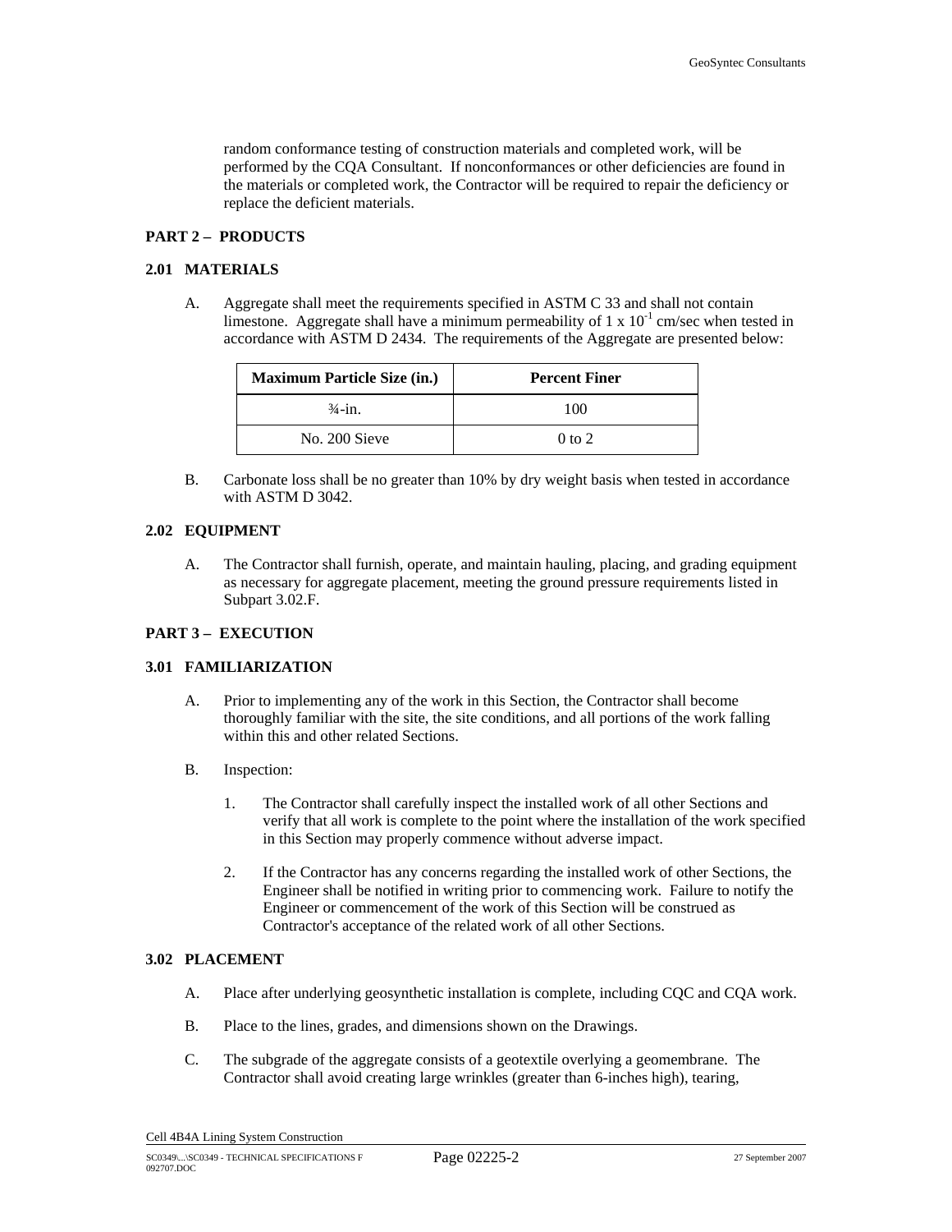random conformance testing of construction materials and completed work, will be performed by the CQA Consultant. If nonconformances or other deficiencies are found in the materials or completed work, the Contractor will be required to repair the deficiency or replace the deficient materials.

## PART 2 – PRODUCTS

### 2.01 MATERIALS

A. Aggregate shall meet the requirements specified in ASTM C 33 and shall not contain limestone. Aggregate shall have a minimum permeability of $1 \times 10^{-1}$ cm/sec when tested in accordance with ASTM D 2434. The requirements of the Aggregate are presented below:

| Maximum Particle Size (in.) | Percent Finer |
|---|---|
| ¾-in. | 100 |
| No. 200 Sieve | 0 to 2 |

B. Carbonate loss shall be no greater than 10% by dry weight basis when tested in accordance with ASTM D 3042.

### 2.02 EQUIPMENT

A. The Contractor shall furnish, operate, and maintain hauling, placing, and grading equipment as necessary for aggregate placement, meeting the ground pressure requirements listed in Subpart 3.02.F.

## PART 3 – EXECUTION

### 3.01 FAMILIARIZATION

A. Prior to implementing any of the work in this Section, the Contractor shall become thoroughly familiar with the site, the site conditions, and all portions of the work falling within this and other related Sections.

B. Inspection:

1. The Contractor shall carefully inspect the installed work of all other Sections and verify that all work is complete to the point where the installation of the work specified in this Section may properly commence without adverse impact.

2. If the Contractor has any concerns regarding the installed work of other Sections, the Engineer shall be notified in writing prior to commencing work. Failure to notify the Engineer or commencement of the work of this Section will be construed as Contractor's acceptance of the related work of all other Sections.

### 3.02 PLACEMENT

A. Place after underlying geosynthetic installation is complete, including CQC and CQA work.

B. Place to the lines, grades, and dimensions shown on the Drawings.

C. The subgrade of the aggregate consists of a geotextile overlying a geomembrane. The Contractor shall avoid creating large wrinkles (greater than 6-inches high), tearing,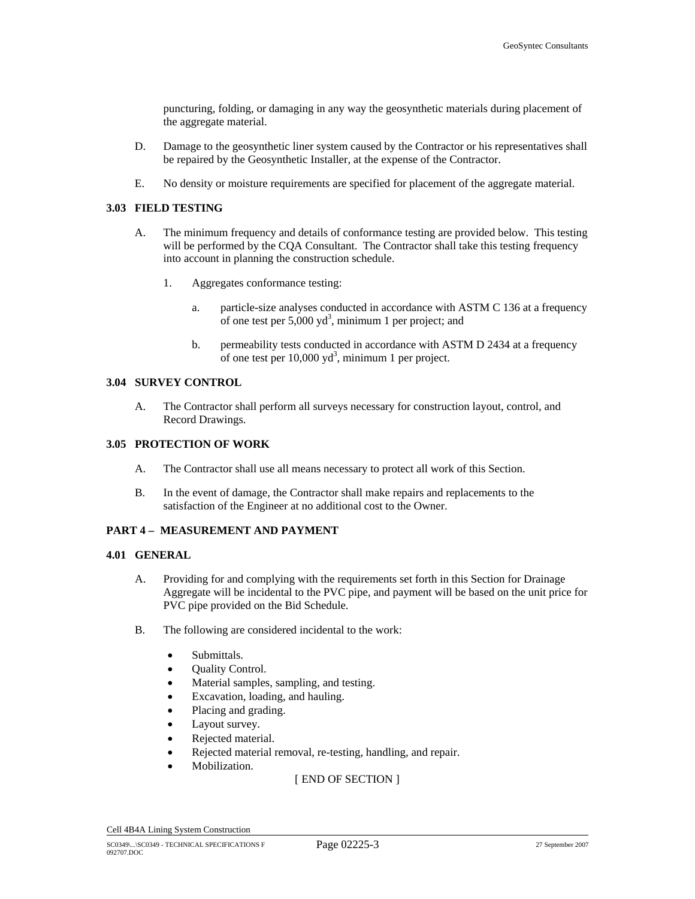puncturing, folding, or damaging in any way the geosynthetic materials during placement of the aggregate material.

D. Damage to the geosynthetic liner system caused by the Contractor or his representatives shall be repaired by the Geosynthetic Installer, at the expense of the Contractor.

E. No density or moisture requirements are specified for placement of the aggregate material.

### 3.03 FIELD TESTING

A. The minimum frequency and details of conformance testing are provided below. This testing will be performed by the CQA Consultant. The Contractor shall take this testing frequency into account in planning the construction schedule.

1. Aggregates conformance testing:

    a. particle-size analyses conducted in accordance with ASTM C 136 at a frequency of one test per 5,000 $yd^3$, minimum 1 per project; and

    b. permeability tests conducted in accordance with ASTM D 2434 at a frequency of one test per 10,000 $yd^3$, minimum 1 per project.

### 3.04 SURVEY CONTROL

A. The Contractor shall perform all surveys necessary for construction layout, control, and Record Drawings.

### 3.05 PROTECTION OF WORK

A. The Contractor shall use all means necessary to protect all work of this Section.

B. In the event of damage, the Contractor shall make repairs and replacements to the satisfaction of the Engineer at no additional cost to the Owner.

## PART 4 – MEASUREMENT AND PAYMENT

### 4.01 GENERAL

A. Providing for and complying with the requirements set forth in this Section for Drainage Aggregate will be incidental to the PVC pipe, and payment will be based on the unit price for PVC pipe provided on the Bid Schedule.

B. The following are considered incidental to the work:

- Submittals.
- Quality Control.
- Material samples, sampling, and testing.
- Excavation, loading, and hauling.
- Placing and grading.
- Layout survey.
- Rejected material.
- Rejected material removal, re-testing, handling, and repair.
- Mobilization.

[ END OF SECTION ]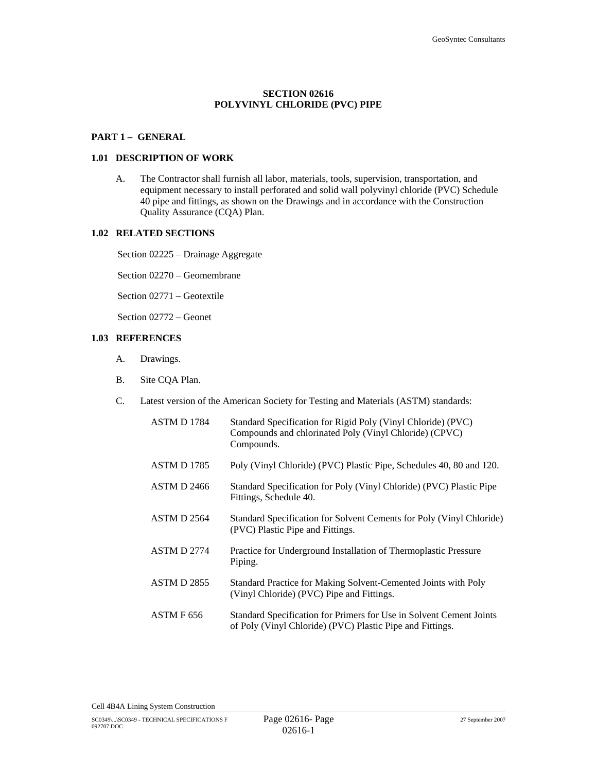## SECTION 02616
## POLYVINYL CHLORIDE (PVC) PIPE

### PART 1 – GENERAL

### 1.01 DESCRIPTION OF WORK

A. The Contractor shall furnish all labor, materials, tools, supervision, transportation, and equipment necessary to install perforated and solid wall polyvinyl chloride (PVC) Schedule 40 pipe and fittings, as shown on the Drawings and in accordance with the Construction Quality Assurance (CQA) Plan.

### 1.02 RELATED SECTIONS

Section 02225 – Drainage Aggregate

Section 02270 – Geomembrane

Section 02771 – Geotextile

Section 02772 – Geonet

### 1.03 REFERENCES

A. Drawings.

B. Site CQA Plan.

C. Latest version of the American Society for Testing and Materials (ASTM) standards:

| | |
|---|---|
| ASTM D 1784 | Standard Specification for Rigid Poly (Vinyl Chloride) (PVC) Compounds and chlorinated Poly (Vinyl Chloride) (CPVC) Compounds. |
| ASTM D 1785 | Poly (Vinyl Chloride) (PVC) Plastic Pipe, Schedules 40, 80 and 120. |
| ASTM D 2466 | Standard Specification for Poly (Vinyl Chloride) (PVC) Plastic Pipe Fittings, Schedule 40. |
| ASTM D 2564 | Standard Specification for Solvent Cements for Poly (Vinyl Chloride) (PVC) Plastic Pipe and Fittings. |
| ASTM D 2774 | Practice for Underground Installation of Thermoplastic Pressure Piping. |
| ASTM D 2855 | Standard Practice for Making Solvent-Cemented Joints with Poly (Vinyl Chloride) (PVC) Pipe and Fittings. |
| ASTM F 656 | Standard Specification for Primers for Use in Solvent Cement Joints of Poly (Vinyl Chloride) (PVC) Plastic Pipe and Fittings. |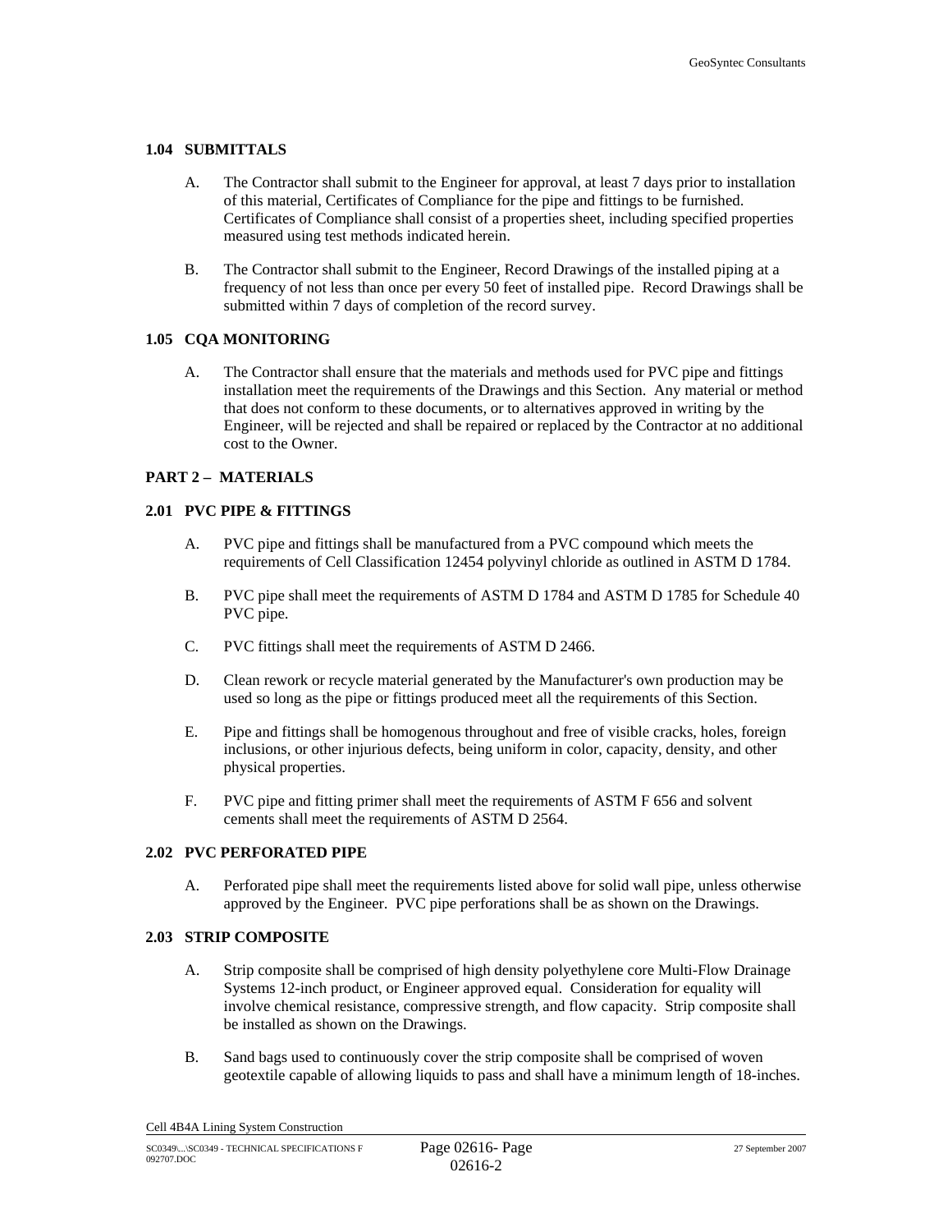### 1.04 SUBMITTALS

A. The Contractor shall submit to the Engineer for approval, at least 7 days prior to installation of this material, Certificates of Compliance for the pipe and fittings to be furnished. Certificates of Compliance shall consist of a properties sheet, including specified properties measured using test methods indicated herein.

B. The Contractor shall submit to the Engineer, Record Drawings of the installed piping at a frequency of not less than once per every 50 feet of installed pipe. Record Drawings shall be submitted within 7 days of completion of the record survey.

### 1.05 CQA MONITORING

A. The Contractor shall ensure that the materials and methods used for PVC pipe and fittings installation meet the requirements of the Drawings and this Section. Any material or method that does not conform to these documents, or to alternatives approved in writing by the Engineer, will be rejected and shall be repaired or replaced by the Contractor at no additional cost to the Owner.

## PART 2 – MATERIALS

### 2.01 PVC PIPE & FITTINGS

A. PVC pipe and fittings shall be manufactured from a PVC compound which meets the requirements of Cell Classification 12454 polyvinyl chloride as outlined in ASTM D 1784.

B. PVC pipe shall meet the requirements of ASTM D 1784 and ASTM D 1785 for Schedule 40 PVC pipe.

C. PVC fittings shall meet the requirements of ASTM D 2466.

D. Clean rework or recycle material generated by the Manufacturer's own production may be used so long as the pipe or fittings produced meet all the requirements of this Section.

E. Pipe and fittings shall be homogenous throughout and free of visible cracks, holes, foreign inclusions, or other injurious defects, being uniform in color, capacity, density, and other physical properties.

F. PVC pipe and fitting primer shall meet the requirements of ASTM F 656 and solvent cements shall meet the requirements of ASTM D 2564.

### 2.02 PVC PERFORATED PIPE

A. Perforated pipe shall meet the requirements listed above for solid wall pipe, unless otherwise approved by the Engineer. PVC pipe perforations shall be as shown on the Drawings.

### 2.03 STRIP COMPOSITE

A. Strip composite shall be comprised of high density polyethylene core Multi-Flow Drainage Systems 12-inch product, or Engineer approved equal. Consideration for equality will involve chemical resistance, compressive strength, and flow capacity. Strip composite shall be installed as shown on the Drawings.

B. Sand bags used to continuously cover the strip composite shall be comprised of woven geotextile capable of allowing liquids to pass and shall have a minimum length of 18-inches.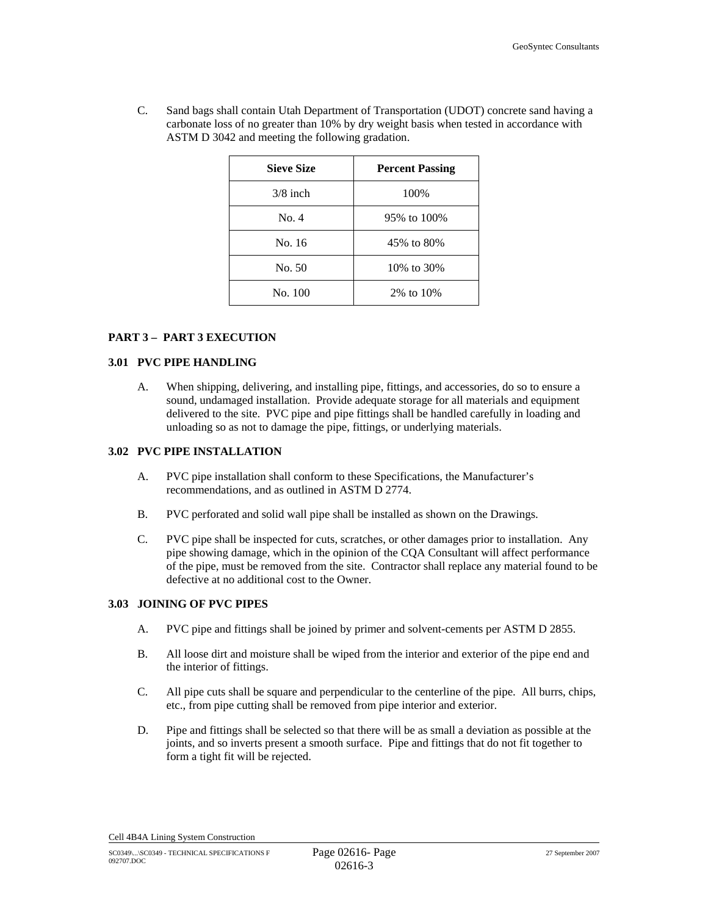C. Sand bags shall contain Utah Department of Transportation (UDOT) concrete sand having a carbonate loss of no greater than 10% by dry weight basis when tested in accordance with ASTM D 3042 and meeting the following gradation.

| Sieve Size | Percent Passing |
|---|---|
| 3/8 inch | 100% |
| No. 4 | 95% to 100% |
| No. 16 | 45% to 80% |
| No. 50 | 10% to 30% |
| No. 100 | 2% to 10% |

## PART 3 – PART 3 EXECUTION

### 3.01 PVC PIPE HANDLING

A. When shipping, delivering, and installing pipe, fittings, and accessories, do so to ensure a sound, undamaged installation. Provide adequate storage for all materials and equipment delivered to the site. PVC pipe and pipe fittings shall be handled carefully in loading and unloading so as not to damage the pipe, fittings, or underlying materials.

### 3.02 PVC PIPE INSTALLATION

A. PVC pipe installation shall conform to these Specifications, the Manufacturer's recommendations, and as outlined in ASTM D 2774.

B. PVC perforated and solid wall pipe shall be installed as shown on the Drawings.

C. PVC pipe shall be inspected for cuts, scratches, or other damages prior to installation. Any pipe showing damage, which in the opinion of the CQA Consultant will affect performance of the pipe, must be removed from the site. Contractor shall replace any material found to be defective at no additional cost to the Owner.

### 3.03 JOINING OF PVC PIPES

A. PVC pipe and fittings shall be joined by primer and solvent-cements per ASTM D 2855.

B. All loose dirt and moisture shall be wiped from the interior and exterior of the pipe end and the interior of fittings.

C. All pipe cuts shall be square and perpendicular to the centerline of the pipe. All burrs, chips, etc., from pipe cutting shall be removed from pipe interior and exterior.

D. Pipe and fittings shall be selected so that there will be as small a deviation as possible at the joints, and so inverts present a smooth surface. Pipe and fittings that do not fit together to form a tight fit will be rejected.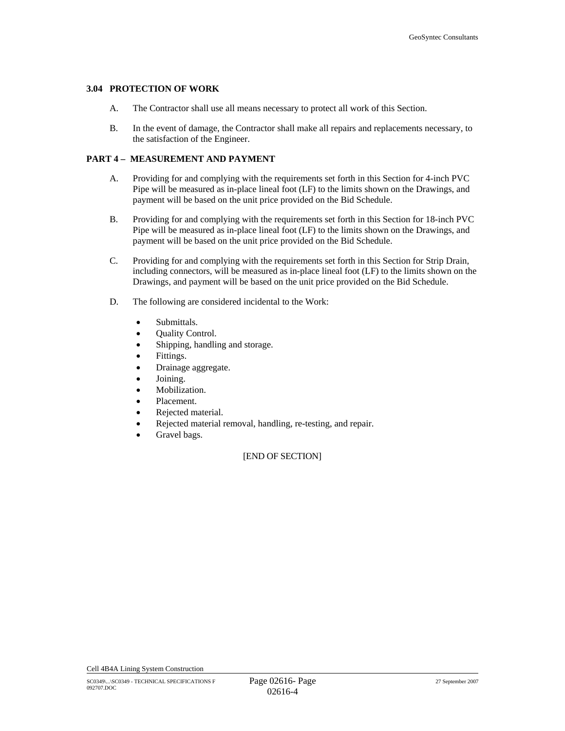### 3.04 PROTECTION OF WORK

A. The Contractor shall use all means necessary to protect all work of this Section.

B. In the event of damage, the Contractor shall make all repairs and replacements necessary, to the satisfaction of the Engineer.

## PART 4 – MEASUREMENT AND PAYMENT

A. Providing for and complying with the requirements set forth in this Section for 4-inch PVC Pipe will be measured as in-place lineal foot (LF) to the limits shown on the Drawings, and payment will be based on the unit price provided on the Bid Schedule.

B. Providing for and complying with the requirements set forth in this Section for 18-inch PVC Pipe will be measured as in-place lineal foot (LF) to the limits shown on the Drawings, and payment will be based on the unit price provided on the Bid Schedule.

C. Providing for and complying with the requirements set forth in this Section for Strip Drain, including connectors, will be measured as in-place lineal foot (LF) to the limits shown on the Drawings, and payment will be based on the unit price provided on the Bid Schedule.

D. The following are considered incidental to the Work:

- Submittals.
- Quality Control.
- Shipping, handling and storage.
- Fittings.
- Drainage aggregate.
- Joining.
- Mobilization.
- Placement.
- Rejected material.
- Rejected material removal, handling, re-testing, and repair.
- Gravel bags.

[END OF SECTION]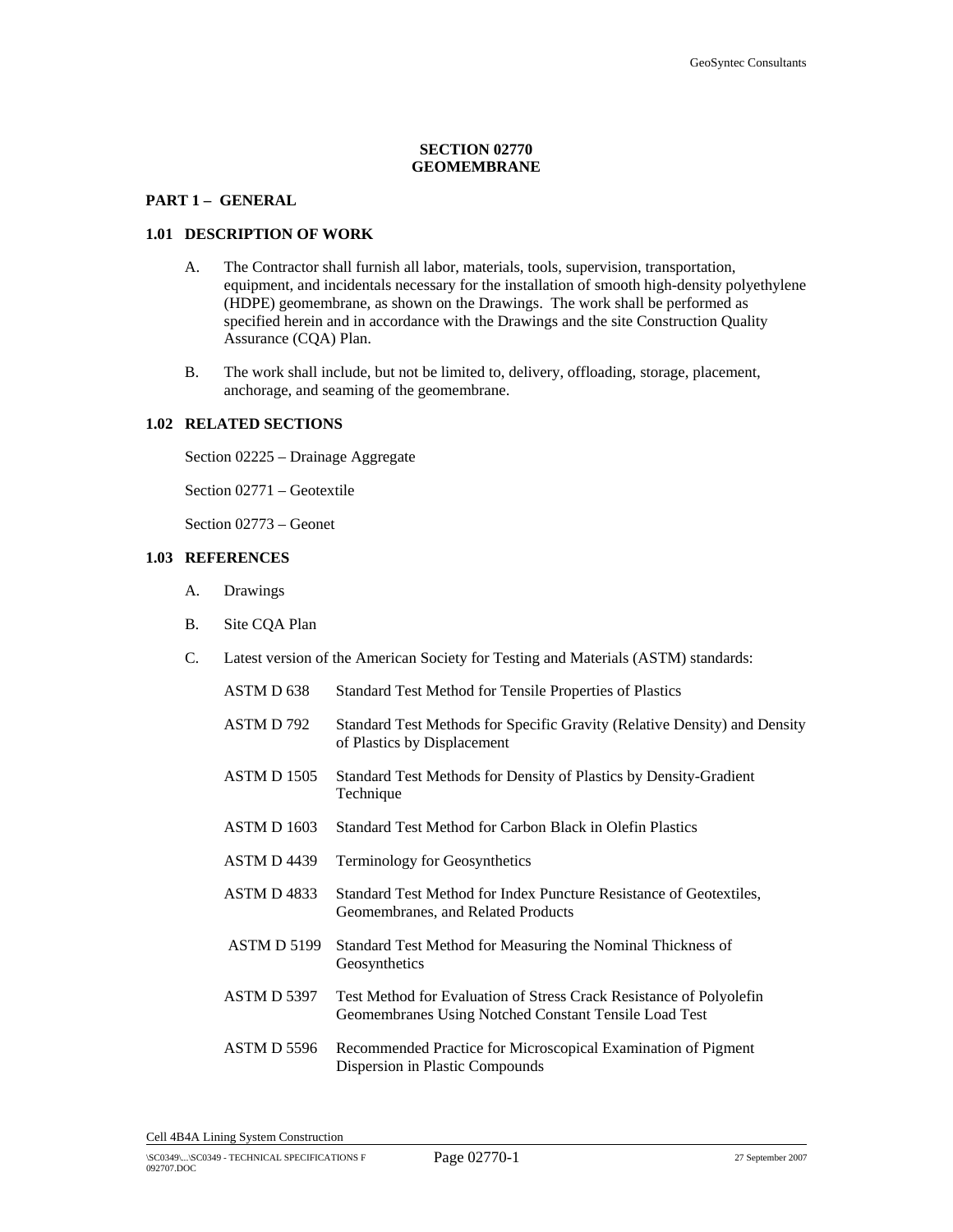# SECTION 02770
# GEOMEMBRANE

## PART 1 – GENERAL

### 1.01 DESCRIPTION OF WORK

A. The Contractor shall furnish all labor, materials, tools, supervision, transportation, equipment, and incidentals necessary for the installation of smooth high-density polyethylene (HDPE) geomembrane, as shown on the Drawings. The work shall be performed as specified herein and in accordance with the Drawings and the site Construction Quality Assurance (CQA) Plan.

B. The work shall include, but not be limited to, delivery, offloading, storage, placement, anchorage, and seaming of the geomembrane.

### 1.02 RELATED SECTIONS

Section 02225 – Drainage Aggregate

Section 02771 – Geotextile

Section 02773 – Geonet

### 1.03 REFERENCES

A. Drawings

B. Site CQA Plan

C. Latest version of the American Society for Testing and Materials (ASTM) standards:

| | |
|---|---|
| ASTM D 638 | Standard Test Method for Tensile Properties of Plastics |
| ASTM D 792 | Standard Test Methods for Specific Gravity (Relative Density) and Density of Plastics by Displacement |
| ASTM D 1505 | Standard Test Methods for Density of Plastics by Density-Gradient Technique |
| ASTM D 1603 | Standard Test Method for Carbon Black in Olefin Plastics |
| ASTM D 4439 | Terminology for Geosynthetics |
| ASTM D 4833 | Standard Test Method for Index Puncture Resistance of Geotextiles, Geomembranes, and Related Products |
| ASTM D 5199 | Standard Test Method for Measuring the Nominal Thickness of Geosynthetics |
| ASTM D 5397 | Test Method for Evaluation of Stress Crack Resistance of Polyolefin Geomembranes Using Notched Constant Tensile Load Test |
| ASTM D 5596 | Recommended Practice for Microscopical Examination of Pigment Dispersion in Plastic Compounds |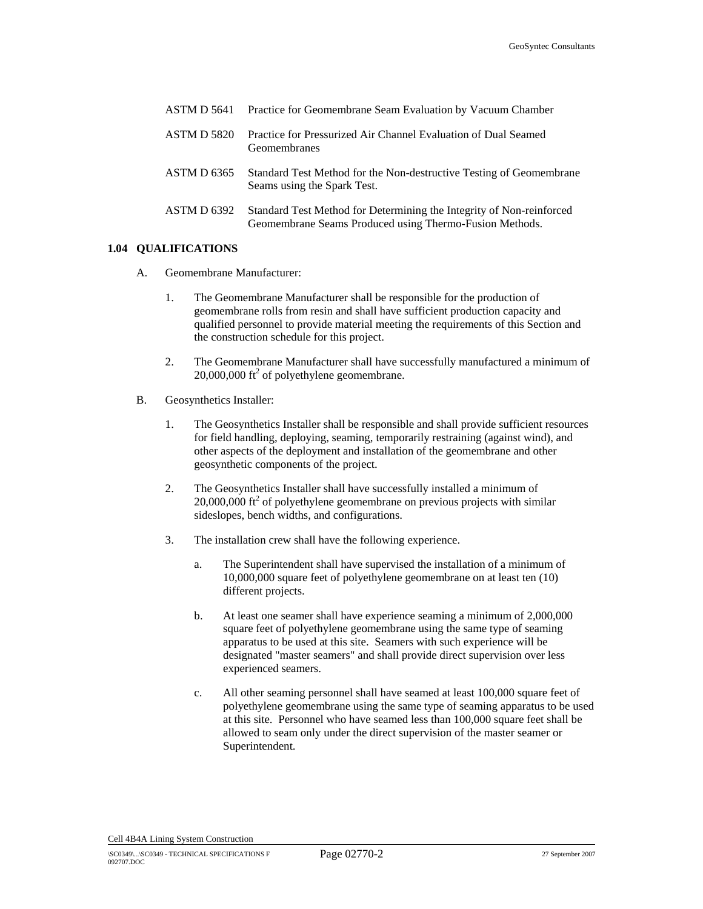| | |
|---|---|
| ASTM D 5641 | Practice for Geomembrane Seam Evaluation by Vacuum Chamber |
| ASTM D 5820 | Practice for Pressurized Air Channel Evaluation of Dual Seamed Geomembranes |
| ASTM D 6365 | Standard Test Method for the Non-destructive Testing of Geomembrane Seams using the Spark Test. |
| ASTM D 6392 | Standard Test Method for Determining the Integrity of Non-reinforced Geomembrane Seams Produced using Thermo-Fusion Methods. |

### 1.04 QUALIFICATIONS

A. Geomembrane Manufacturer:

1. The Geomembrane Manufacturer shall be responsible for the production of geomembrane rolls from resin and shall have sufficient production capacity and qualified personnel to provide material meeting the requirements of this Section and the construction schedule for this project.

2. The Geomembrane Manufacturer shall have successfully manufactured a minimum of 20,000,000 $ft^2$ of polyethylene geomembrane.

B. Geosynthetics Installer:

1. The Geosynthetics Installer shall be responsible and shall provide sufficient resources for field handling, deploying, seaming, temporarily restraining (against wind), and other aspects of the deployment and installation of the geomembrane and other geosynthetic components of the project.

2. The Geosynthetics Installer shall have successfully installed a minimum of 20,000,000 $ft^2$ of polyethylene geomembrane on previous projects with similar sideslopes, bench widths, and configurations.

3. The installation crew shall have the following experience.

   a. The Superintendent shall have supervised the installation of a minimum of 10,000,000 square feet of polyethylene geomembrane on at least ten (10) different projects.

   b. At least one seamer shall have experience seaming a minimum of 2,000,000 square feet of polyethylene geomembrane using the same type of seaming apparatus to be used at this site. Seamers with such experience will be designated "master seamers" and shall provide direct supervision over less experienced seamers.

   c. All other seaming personnel shall have seamed at least 100,000 square feet of polyethylene geomembrane using the same type of seaming apparatus to be used at this site. Personnel who have seamed less than 100,000 square feet shall be allowed to seam only under the direct supervision of the master seamer or Superintendent.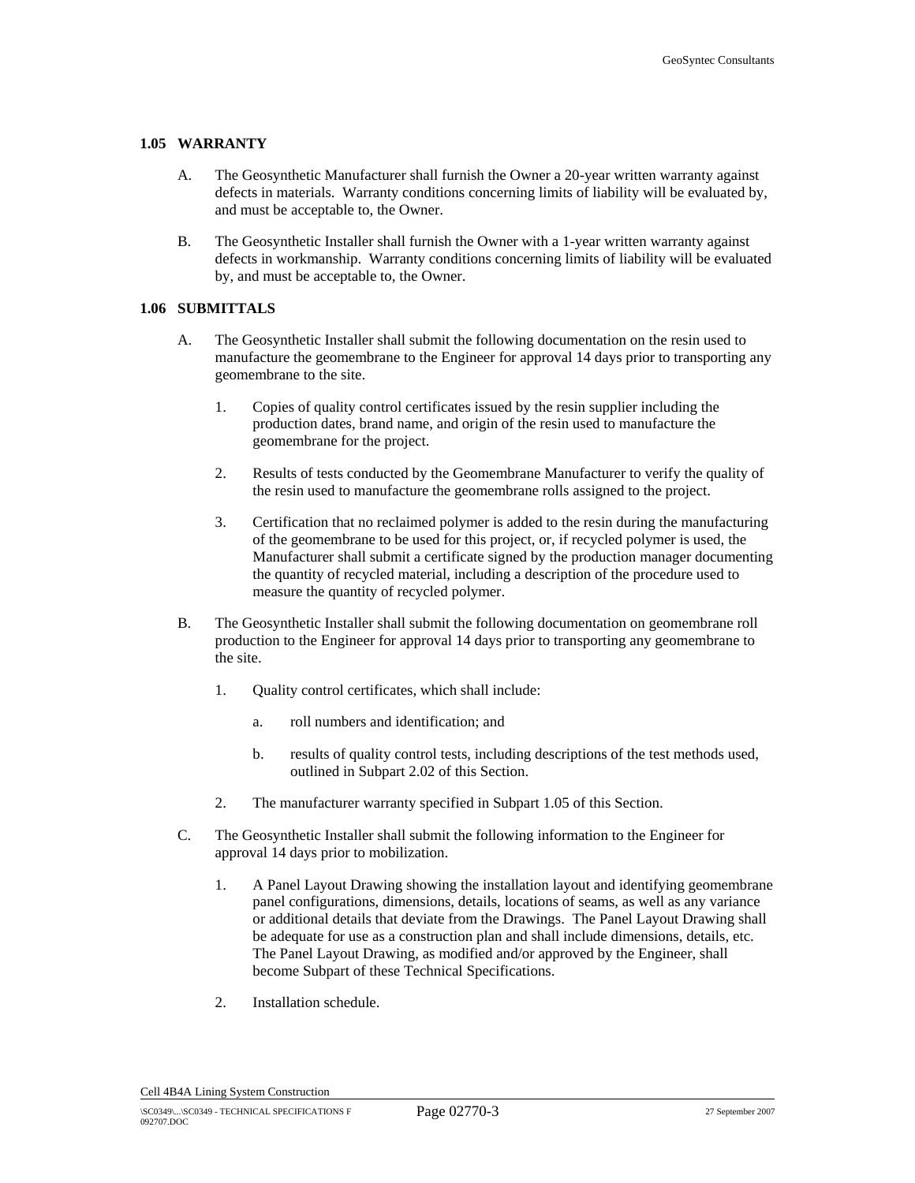### 1.05 WARRANTY

A. The Geosynthetic Manufacturer shall furnish the Owner a 20-year written warranty against defects in materials. Warranty conditions concerning limits of liability will be evaluated by, and must be acceptable to, the Owner.

B. The Geosynthetic Installer shall furnish the Owner with a 1-year written warranty against defects in workmanship. Warranty conditions concerning limits of liability will be evaluated by, and must be acceptable to, the Owner.

### 1.06 SUBMITTALS

A. The Geosynthetic Installer shall submit the following documentation on the resin used to manufacture the geomembrane to the Engineer for approval 14 days prior to transporting any geomembrane to the site.

   1. Copies of quality control certificates issued by the resin supplier including the production dates, brand name, and origin of the resin used to manufacture the geomembrane for the project.

   2. Results of tests conducted by the Geomembrane Manufacturer to verify the quality of the resin used to manufacture the geomembrane rolls assigned to the project.

   3. Certification that no reclaimed polymer is added to the resin during the manufacturing of the geomembrane to be used for this project, or, if recycled polymer is used, the Manufacturer shall submit a certificate signed by the production manager documenting the quantity of recycled material, including a description of the procedure used to measure the quantity of recycled polymer.

B. The Geosynthetic Installer shall submit the following documentation on geomembrane roll production to the Engineer for approval 14 days prior to transporting any geomembrane to the site.

   1. Quality control certificates, which shall include:

      a. roll numbers and identification; and

      b. results of quality control tests, including descriptions of the test methods used, outlined in Subpart 2.02 of this Section.

   2. The manufacturer warranty specified in Subpart 1.05 of this Section.

C. The Geosynthetic Installer shall submit the following information to the Engineer for approval 14 days prior to mobilization.

   1. A Panel Layout Drawing showing the installation layout and identifying geomembrane panel configurations, dimensions, details, locations of seams, as well as any variance or additional details that deviate from the Drawings. The Panel Layout Drawing shall be adequate for use as a construction plan and shall include dimensions, details, etc. The Panel Layout Drawing, as modified and/or approved by the Engineer, shall become Subpart of these Technical Specifications.

   2. Installation schedule.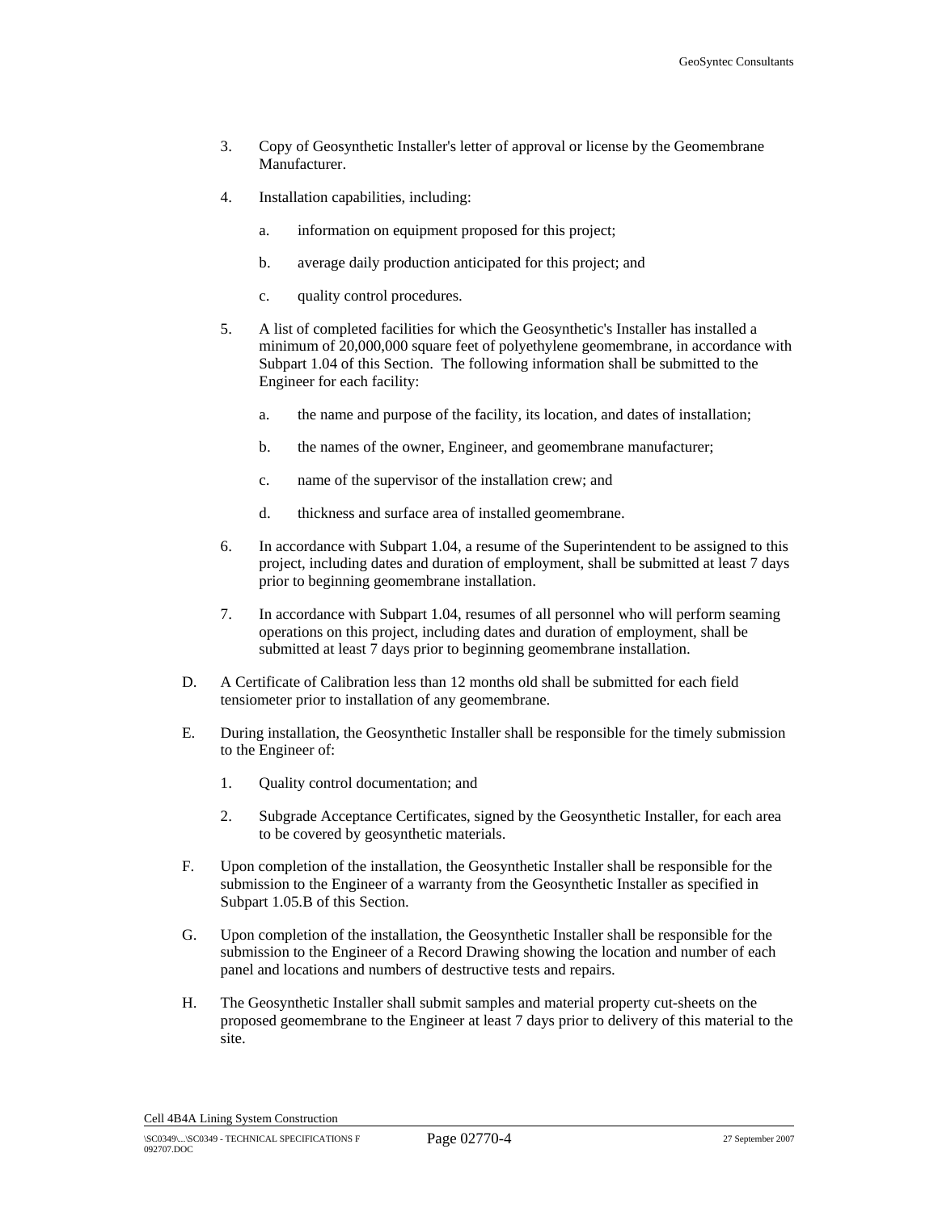3. Copy of Geosynthetic Installer's letter of approval or license by the Geomembrane Manufacturer.

4. Installation capabilities, including:

    a. information on equipment proposed for this project;

    b. average daily production anticipated for this project; and

    c. quality control procedures.

5. A list of completed facilities for which the Geosynthetic's Installer has installed a minimum of 20,000,000 square feet of polyethylene geomembrane, in accordance with Subpart 1.04 of this Section. The following information shall be submitted to the Engineer for each facility:

    a. the name and purpose of the facility, its location, and dates of installation;

    b. the names of the owner, Engineer, and geomembrane manufacturer;

    c. name of the supervisor of the installation crew; and

    d. thickness and surface area of installed geomembrane.

6. In accordance with Subpart 1.04, a resume of the Superintendent to be assigned to this project, including dates and duration of employment, shall be submitted at least 7 days prior to beginning geomembrane installation.

7. In accordance with Subpart 1.04, resumes of all personnel who will perform seaming operations on this project, including dates and duration of employment, shall be submitted at least 7 days prior to beginning geomembrane installation.

D. A Certificate of Calibration less than 12 months old shall be submitted for each field tensiometer prior to installation of any geomembrane.

E. During installation, the Geosynthetic Installer shall be responsible for the timely submission to the Engineer of:

1. Quality control documentation; and

2. Subgrade Acceptance Certificates, signed by the Geosynthetic Installer, for each area to be covered by geosynthetic materials.

F. Upon completion of the installation, the Geosynthetic Installer shall be responsible for the submission to the Engineer of a warranty from the Geosynthetic Installer as specified in Subpart 1.05.B of this Section.

G. Upon completion of the installation, the Geosynthetic Installer shall be responsible for the submission to the Engineer of a Record Drawing showing the location and number of each panel and locations and numbers of destructive tests and repairs.

H. The Geosynthetic Installer shall submit samples and material property cut-sheets on the proposed geomembrane to the Engineer at least 7 days prior to delivery of this material to the site.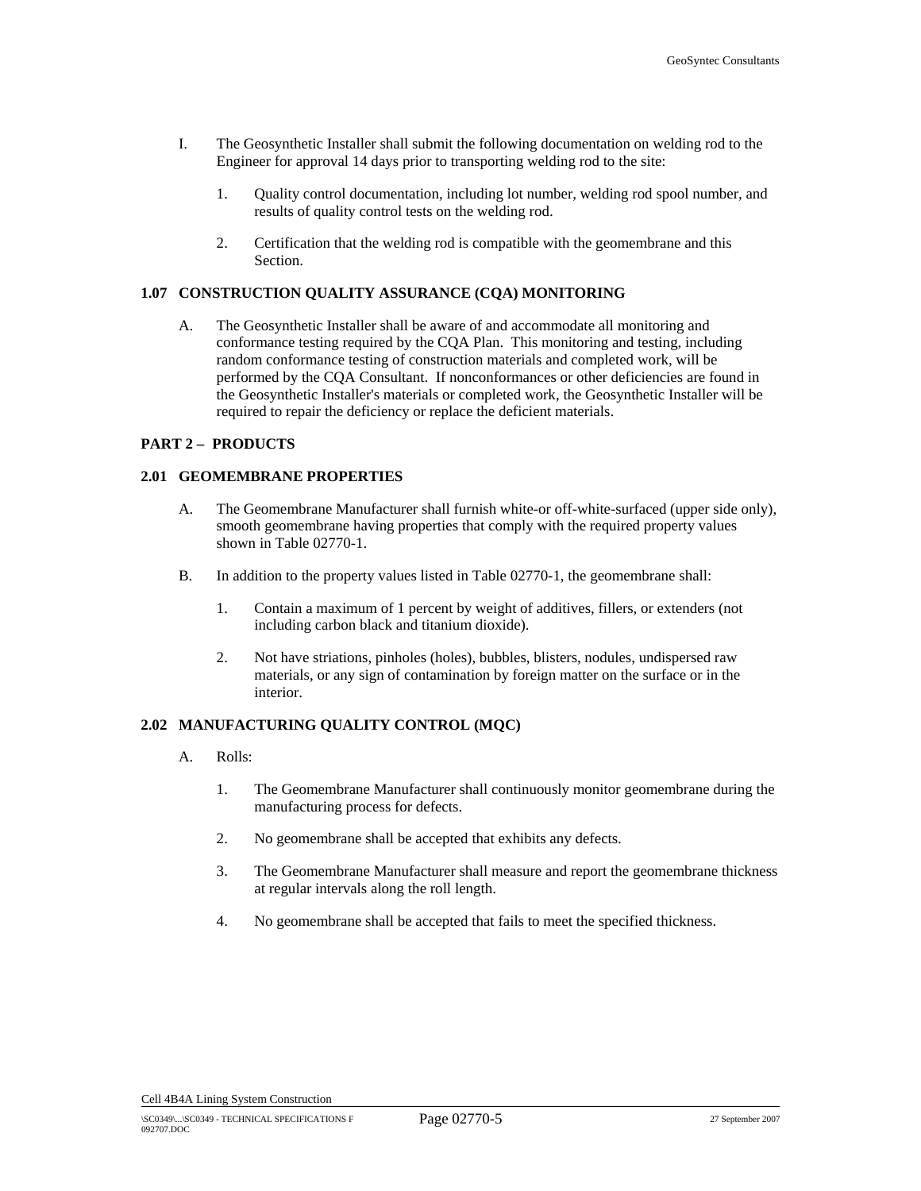I. The Geosynthetic Installer shall submit the following documentation on welding rod to the Engineer for approval 14 days prior to transporting welding rod to the site:

   1. Quality control documentation, including lot number, welding rod spool number, and results of quality control tests on the welding rod.

   2. Certification that the welding rod is compatible with the geomembrane and this Section.

**1.07 CONSTRUCTION QUALITY ASSURANCE (CQA) MONITORING**

A. The Geosynthetic Installer shall be aware of and accommodate all monitoring and conformance testing required by the CQA Plan. This monitoring and testing, including random conformance testing of construction materials and completed work, will be performed by the CQA Consultant. If nonconformances or other deficiencies are found in the Geosynthetic Installer's materials or completed work, the Geosynthetic Installer will be required to repair the deficiency or replace the deficient materials.

**PART 2 – PRODUCTS**

**2.01 GEOMEMBRANE PROPERTIES**

A. The Geomembrane Manufacturer shall furnish white-or off-white-surfaced (upper side only), smooth geomembrane having properties that comply with the required property values shown in Table 02770-1.

B. In addition to the property values listed in Table 02770-1, the geomembrane shall:

   1. Contain a maximum of 1 percent by weight of additives, fillers, or extenders (not including carbon black and titanium dioxide).

   2. Not have striations, pinholes (holes), bubbles, blisters, nodules, undispersed raw materials, or any sign of contamination by foreign matter on the surface or in the interior.

**2.02 MANUFACTURING QUALITY CONTROL (MQC)**

A. Rolls:

   1. The Geomembrane Manufacturer shall continuously monitor geomembrane during the manufacturing process for defects.

   2. No geomembrane shall be accepted that exhibits any defects.

   3. The Geomembrane Manufacturer shall measure and report the geomembrane thickness at regular intervals along the roll length.

   4. No geomembrane shall be accepted that fails to meet the specified thickness.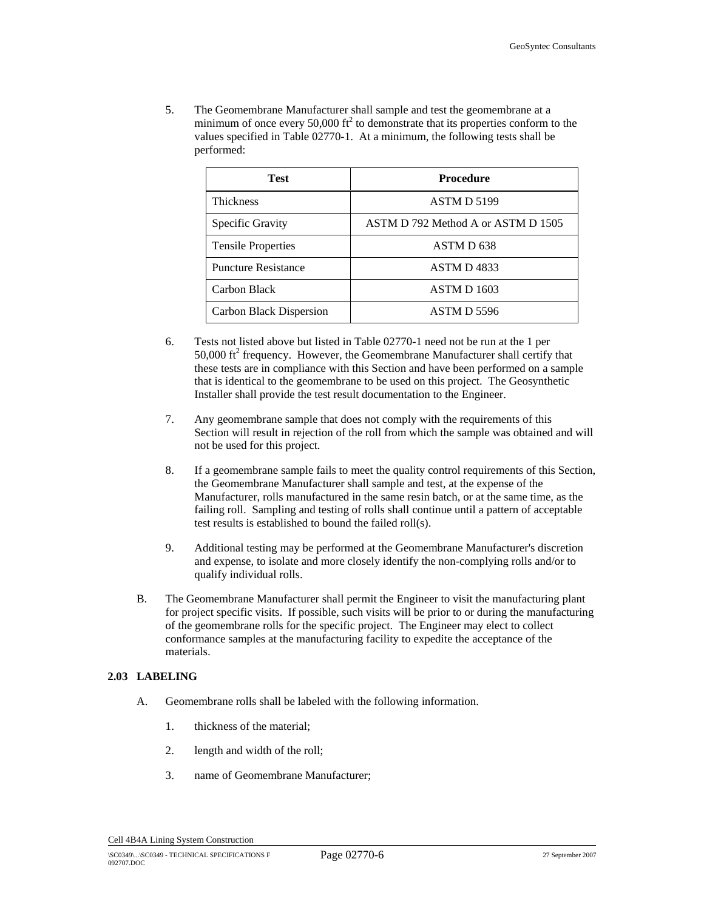5. The Geomembrane Manufacturer shall sample and test the geomembrane at a minimum of once every 50,000 $ft^2$ to demonstrate that its properties conform to the values specified in Table 02770-1. At a minimum, the following tests shall be performed:

| Test | Procedure |
|---|---|
| Thickness | ASTM D 5199 |
| Specific Gravity | ASTM D 792 Method A or ASTM D 1505 |
| Tensile Properties | ASTM D 638 |
| Puncture Resistance | ASTM D 4833 |
| Carbon Black | ASTM D 1603 |
| Carbon Black Dispersion | ASTM D 5596 |

6. Tests not listed above but listed in Table 02770-1 need not be run at the 1 per 50,000 $ft^2$ frequency. However, the Geomembrane Manufacturer shall certify that these tests are in compliance with this Section and have been performed on a sample that is identical to the geomembrane to be used on this project. The Geosynthetic Installer shall provide the test result documentation to the Engineer.

7. Any geomembrane sample that does not comply with the requirements of this Section will result in rejection of the roll from which the sample was obtained and will not be used for this project.

8. If a geomembrane sample fails to meet the quality control requirements of this Section, the Geomembrane Manufacturer shall sample and test, at the expense of the Manufacturer, rolls manufactured in the same resin batch, or at the same time, as the failing roll. Sampling and testing of rolls shall continue until a pattern of acceptable test results is established to bound the failed roll(s).

9. Additional testing may be performed at the Geomembrane Manufacturer's discretion and expense, to isolate and more closely identify the non-complying rolls and/or to qualify individual rolls.

B. The Geomembrane Manufacturer shall permit the Engineer to visit the manufacturing plant for project specific visits. If possible, such visits will be prior to or during the manufacturing of the geomembrane rolls for the specific project. The Engineer may elect to collect conformance samples at the manufacturing facility to expedite the acceptance of the materials.

## 2.03 LABELING

A. Geomembrane rolls shall be labeled with the following information.

1. thickness of the material;

2. length and width of the roll;

3. name of Geomembrane Manufacturer;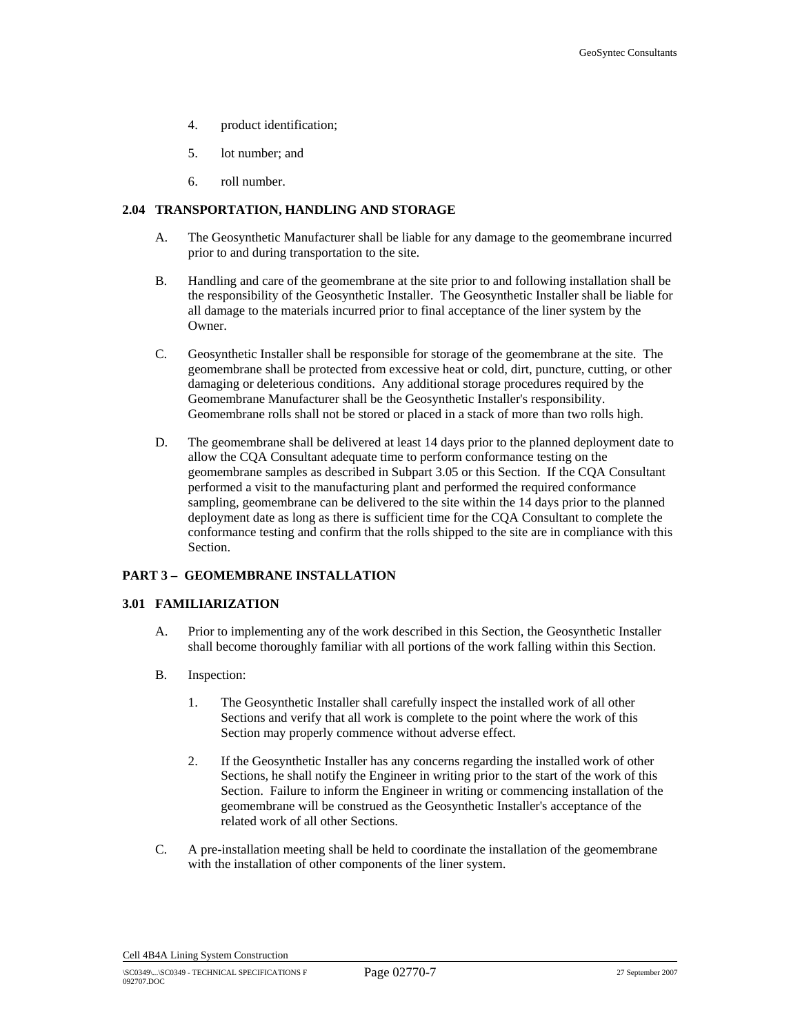4. product identification;

5. lot number; and

6. roll number.

### 2.04 TRANSPORTATION, HANDLING AND STORAGE

A. The Geosynthetic Manufacturer shall be liable for any damage to the geomembrane incurred prior to and during transportation to the site.

B. Handling and care of the geomembrane at the site prior to and following installation shall be the responsibility of the Geosynthetic Installer. The Geosynthetic Installer shall be liable for all damage to the materials incurred prior to final acceptance of the liner system by the Owner.

C. Geosynthetic Installer shall be responsible for storage of the geomembrane at the site. The geomembrane shall be protected from excessive heat or cold, dirt, puncture, cutting, or other damaging or deleterious conditions. Any additional storage procedures required by the Geomembrane Manufacturer shall be the Geosynthetic Installer's responsibility. Geomembrane rolls shall not be stored or placed in a stack of more than two rolls high.

D. The geomembrane shall be delivered at least 14 days prior to the planned deployment date to allow the CQA Consultant adequate time to perform conformance testing on the geomembrane samples as described in Subpart 3.05 or this Section. If the CQA Consultant performed a visit to the manufacturing plant and performed the required conformance sampling, geomembrane can be delivered to the site within the 14 days prior to the planned deployment date as long as there is sufficient time for the CQA Consultant to complete the conformance testing and confirm that the rolls shipped to the site are in compliance with this Section.

## PART 3 – GEOMEMBRANE INSTALLATION

### 3.01 FAMILIARIZATION

A. Prior to implementing any of the work described in this Section, the Geosynthetic Installer shall become thoroughly familiar with all portions of the work falling within this Section.

B. Inspection:

1. The Geosynthetic Installer shall carefully inspect the installed work of all other Sections and verify that all work is complete to the point where the work of this Section may properly commence without adverse effect.

2. If the Geosynthetic Installer has any concerns regarding the installed work of other Sections, he shall notify the Engineer in writing prior to the start of the work of this Section. Failure to inform the Engineer in writing or commencing installation of the geomembrane will be construed as the Geosynthetic Installer's acceptance of the related work of all other Sections.

C. A pre-installation meeting shall be held to coordinate the installation of the geomembrane with the installation of other components of the liner system.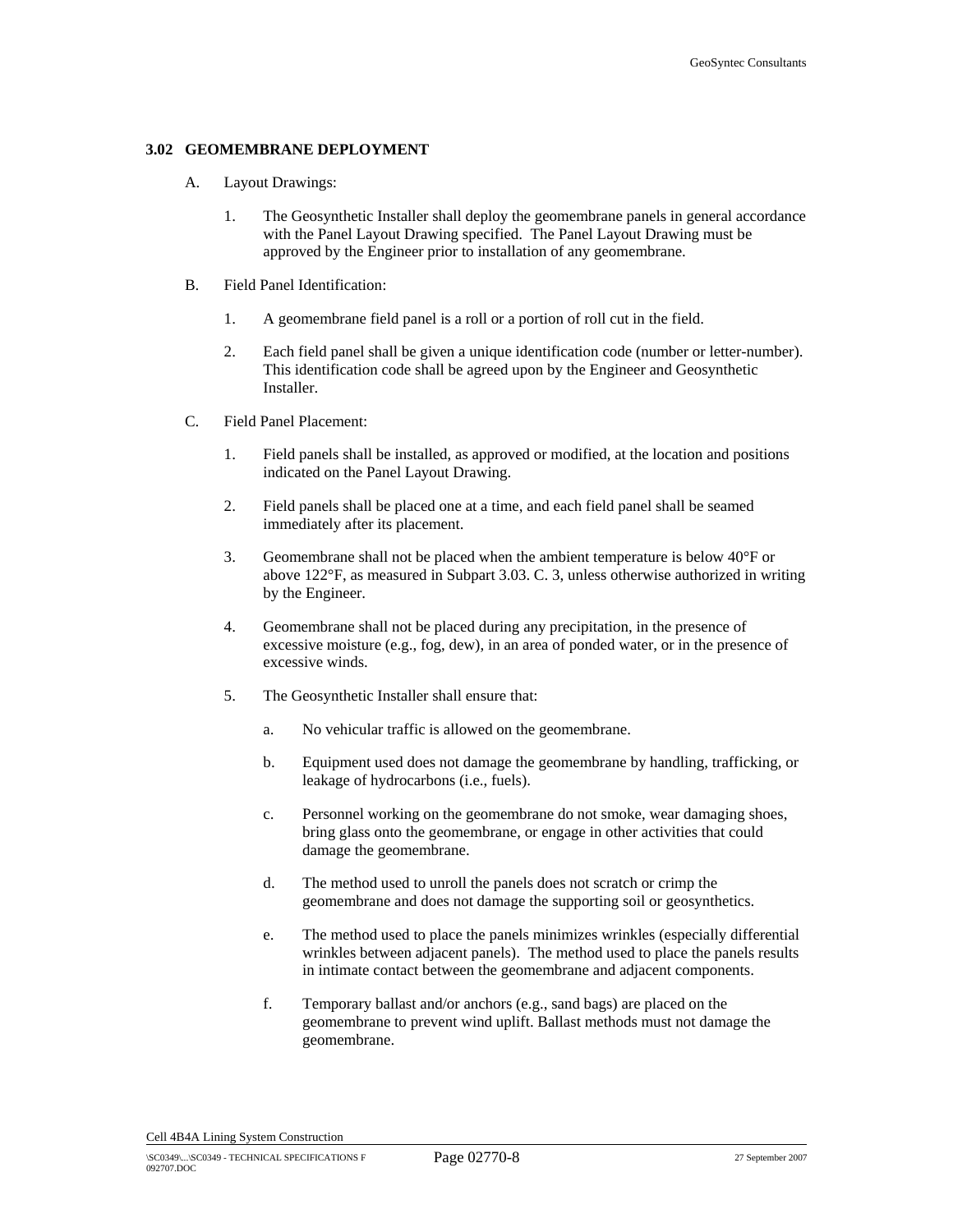### 3.02 GEOMEMBRANE DEPLOYMENT

A. Layout Drawings:

1. The Geosynthetic Installer shall deploy the geomembrane panels in general accordance with the Panel Layout Drawing specified. The Panel Layout Drawing must be approved by the Engineer prior to installation of any geomembrane.

B. Field Panel Identification:

1. A geomembrane field panel is a roll or a portion of roll cut in the field.

2. Each field panel shall be given a unique identification code (number or letter-number). This identification code shall be agreed upon by the Engineer and Geosynthetic Installer.

C. Field Panel Placement:

1. Field panels shall be installed, as approved or modified, at the location and positions indicated on the Panel Layout Drawing.

2. Field panels shall be placed one at a time, and each field panel shall be seamed immediately after its placement.

3. Geomembrane shall not be placed when the ambient temperature is below 40°F or above 122°F, as measured in Subpart 3.03. C. 3, unless otherwise authorized in writing by the Engineer.

4. Geomembrane shall not be placed during any precipitation, in the presence of excessive moisture (e.g., fog, dew), in an area of ponded water, or in the presence of excessive winds.

5. The Geosynthetic Installer shall ensure that:

   a. No vehicular traffic is allowed on the geomembrane.

   b. Equipment used does not damage the geomembrane by handling, trafficking, or leakage of hydrocarbons (i.e., fuels).

   c. Personnel working on the geomembrane do not smoke, wear damaging shoes, bring glass onto the geomembrane, or engage in other activities that could damage the geomembrane.

   d. The method used to unroll the panels does not scratch or crimp the geomembrane and does not damage the supporting soil or geosynthetics.

   e. The method used to place the panels minimizes wrinkles (especially differential wrinkles between adjacent panels). The method used to place the panels results in intimate contact between the geomembrane and adjacent components.

   f. Temporary ballast and/or anchors (e.g., sand bags) are placed on the geomembrane to prevent wind uplift. Ballast methods must not damage the geomembrane.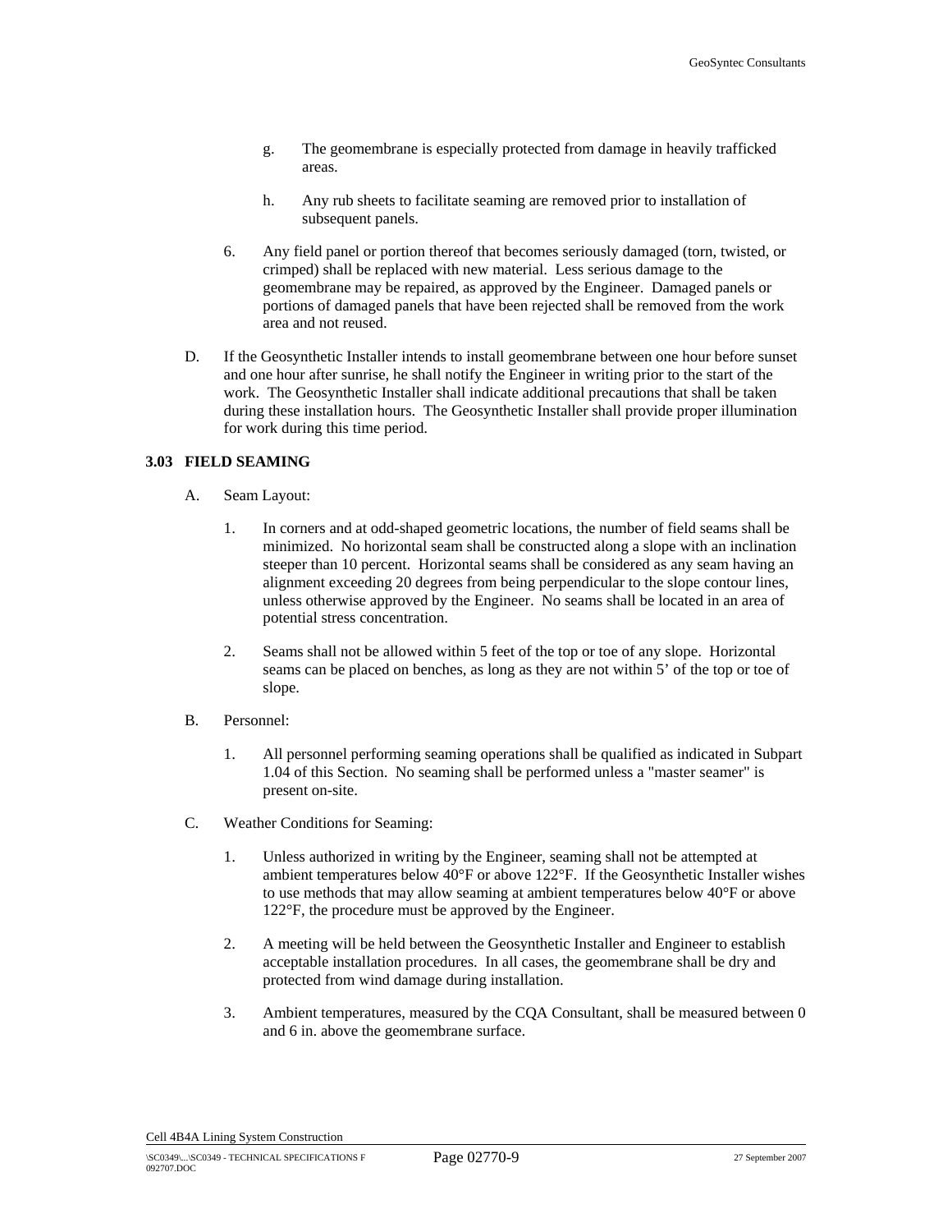g. The geomembrane is especially protected from damage in heavily trafficked areas.

h. Any rub sheets to facilitate seaming are removed prior to installation of subsequent panels.

6. Any field panel or portion thereof that becomes seriously damaged (torn, twisted, or crimped) shall be replaced with new material. Less serious damage to the geomembrane may be repaired, as approved by the Engineer. Damaged panels or portions of damaged panels that have been rejected shall be removed from the work area and not reused.

D. If the Geosynthetic Installer intends to install geomembrane between one hour before sunset and one hour after sunrise, he shall notify the Engineer in writing prior to the start of the work. The Geosynthetic Installer shall indicate additional precautions that shall be taken during these installation hours. The Geosynthetic Installer shall provide proper illumination for work during this time period.

### 3.03 FIELD SEAMING

A. Seam Layout:

1. In corners and at odd-shaped geometric locations, the number of field seams shall be minimized. No horizontal seam shall be constructed along a slope with an inclination steeper than 10 percent. Horizontal seams shall be considered as any seam having an alignment exceeding 20 degrees from being perpendicular to the slope contour lines, unless otherwise approved by the Engineer. No seams shall be located in an area of potential stress concentration.

2. Seams shall not be allowed within 5 feet of the top or toe of any slope. Horizontal seams can be placed on benches, as long as they are not within 5' of the top or toe of slope.

B. Personnel:

1. All personnel performing seaming operations shall be qualified as indicated in Subpart 1.04 of this Section. No seaming shall be performed unless a "master seamer" is present on-site.

C. Weather Conditions for Seaming:

1. Unless authorized in writing by the Engineer, seaming shall not be attempted at ambient temperatures below 40°F or above 122°F. If the Geosynthetic Installer wishes to use methods that may allow seaming at ambient temperatures below 40°F or above 122°F, the procedure must be approved by the Engineer.

2. A meeting will be held between the Geosynthetic Installer and Engineer to establish acceptable installation procedures. In all cases, the geomembrane shall be dry and protected from wind damage during installation.

3. Ambient temperatures, measured by the CQA Consultant, shall be measured between 0 and 6 in. above the geomembrane surface.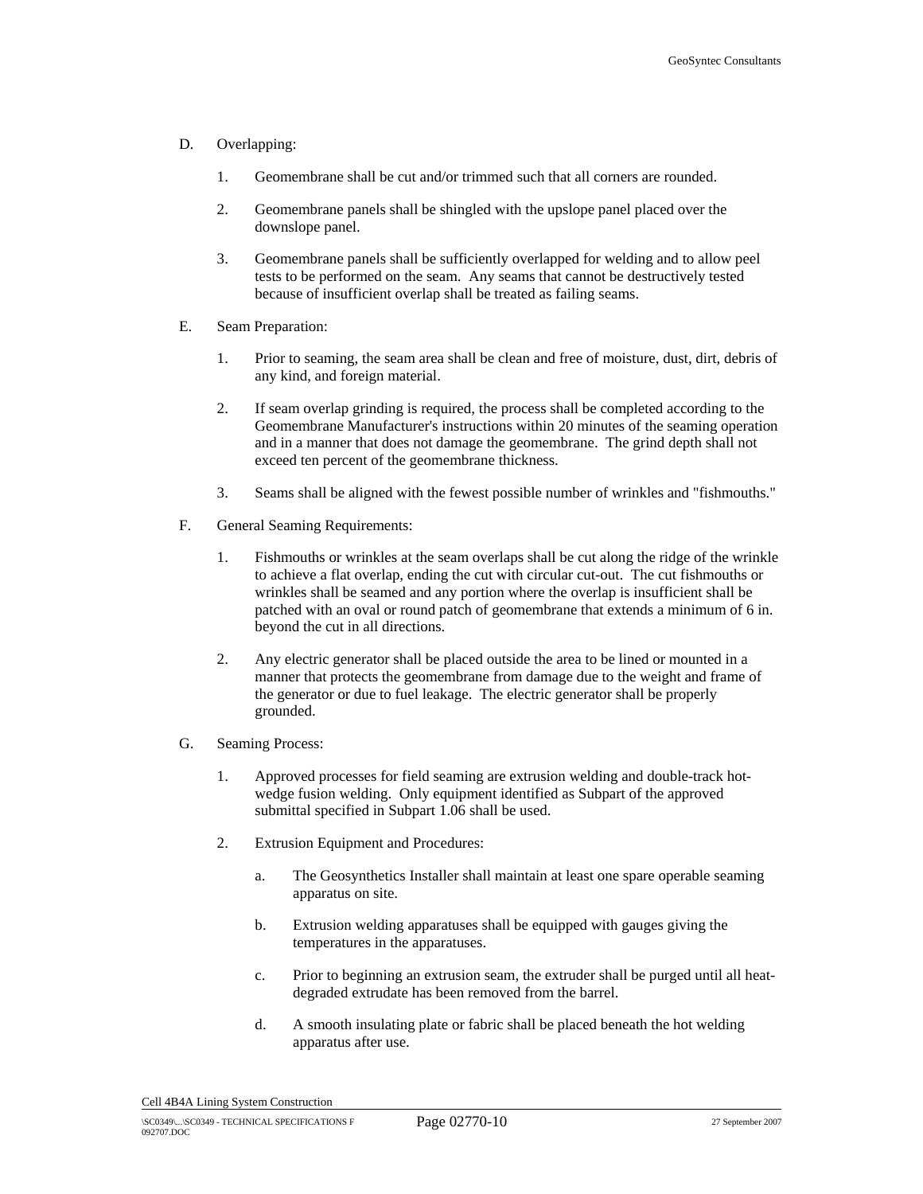D. Overlapping:

1. Geomembrane shall be cut and/or trimmed such that all corners are rounded.

2. Geomembrane panels shall be shingled with the upslope panel placed over the downslope panel.

3. Geomembrane panels shall be sufficiently overlapped for welding and to allow peel tests to be performed on the seam. Any seams that cannot be destructively tested because of insufficient overlap shall be treated as failing seams.

E. Seam Preparation:

1. Prior to seaming, the seam area shall be clean and free of moisture, dust, dirt, debris of any kind, and foreign material.

2. If seam overlap grinding is required, the process shall be completed according to the Geomembrane Manufacturer's instructions within 20 minutes of the seaming operation and in a manner that does not damage the geomembrane. The grind depth shall not exceed ten percent of the geomembrane thickness.

3. Seams shall be aligned with the fewest possible number of wrinkles and "fishmouths."

F. General Seaming Requirements:

1. Fishmouths or wrinkles at the seam overlaps shall be cut along the ridge of the wrinkle to achieve a flat overlap, ending the cut with circular cut-out. The cut fishmouths or wrinkles shall be seamed and any portion where the overlap is insufficient shall be patched with an oval or round patch of geomembrane that extends a minimum of 6 in. beyond the cut in all directions.

2. Any electric generator shall be placed outside the area to be lined or mounted in a manner that protects the geomembrane from damage due to the weight and frame of the generator or due to fuel leakage. The electric generator shall be properly grounded.

G. Seaming Process:

1. Approved processes for field seaming are extrusion welding and double-track hot-wedge fusion welding. Only equipment identified as Subpart of the approved submittal specified in Subpart 1.06 shall be used.

2. Extrusion Equipment and Procedures:

   a. The Geosynthetics Installer shall maintain at least one spare operable seaming apparatus on site.

   b. Extrusion welding apparatuses shall be equipped with gauges giving the temperatures in the apparatuses.

   c. Prior to beginning an extrusion seam, the extruder shall be purged until all heat-degraded extrudate has been removed from the barrel.

   d. A smooth insulating plate or fabric shall be placed beneath the hot welding apparatus after use.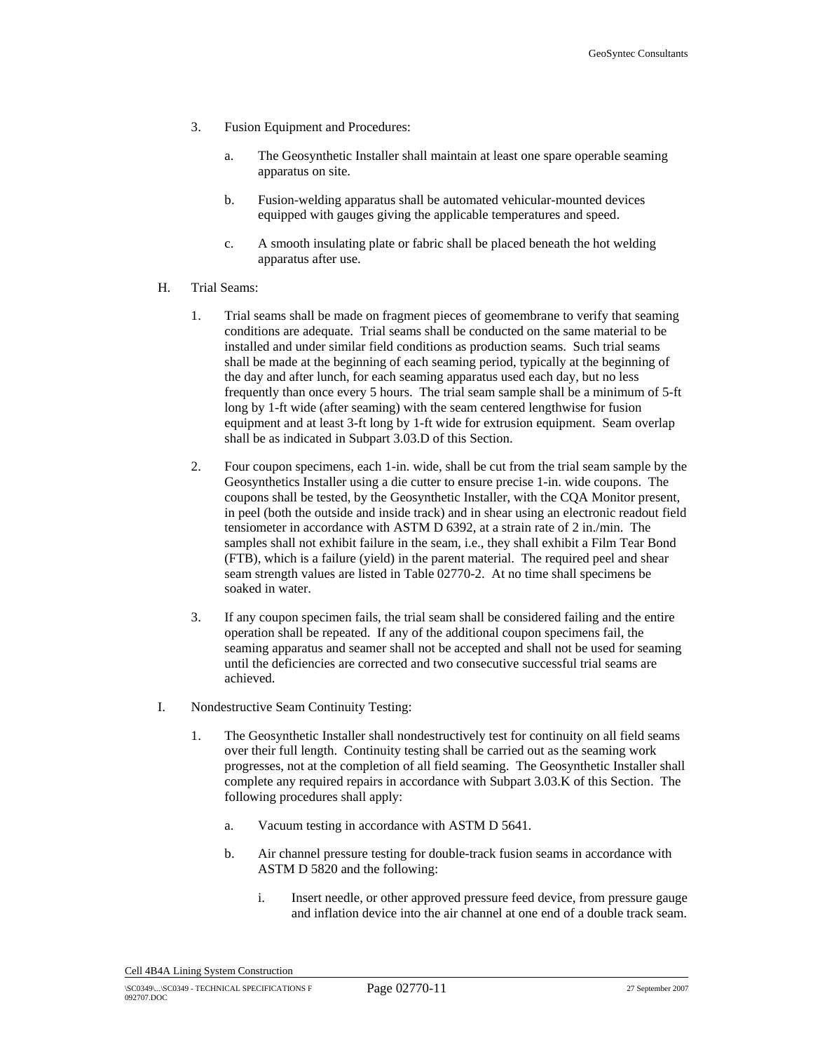3. Fusion Equipment and Procedures:

    a. The Geosynthetic Installer shall maintain at least one spare operable seaming apparatus on site.

    b. Fusion-welding apparatus shall be automated vehicular-mounted devices equipped with gauges giving the applicable temperatures and speed.

    c. A smooth insulating plate or fabric shall be placed beneath the hot welding apparatus after use.

H. Trial Seams:

1. Trial seams shall be made on fragment pieces of geomembrane to verify that seaming conditions are adequate. Trial seams shall be conducted on the same material to be installed and under similar field conditions as production seams. Such trial seams shall be made at the beginning of each seaming period, typically at the beginning of the day and after lunch, for each seaming apparatus used each day, but no less frequently than once every 5 hours. The trial seam sample shall be a minimum of 5-ft long by 1-ft wide (after seaming) with the seam centered lengthwise for fusion equipment and at least 3-ft long by 1-ft wide for extrusion equipment. Seam overlap shall be as indicated in Subpart 3.03.D of this Section.

2. Four coupon specimens, each 1-in. wide, shall be cut from the trial seam sample by the Geosynthetics Installer using a die cutter to ensure precise 1-in. wide coupons. The coupons shall be tested, by the Geosynthetic Installer, with the CQA Monitor present, in peel (both the outside and inside track) and in shear using an electronic readout field tensiometer in accordance with ASTM D 6392, at a strain rate of 2 in./min. The samples shall not exhibit failure in the seam, i.e., they shall exhibit a Film Tear Bond (FTB), which is a failure (yield) in the parent material. The required peel and shear seam strength values are listed in Table 02770-2. At no time shall specimens be soaked in water.

3. If any coupon specimen fails, the trial seam shall be considered failing and the entire operation shall be repeated. If any of the additional coupon specimens fail, the seaming apparatus and seamer shall not be accepted and shall not be used for seaming until the deficiencies are corrected and two consecutive successful trial seams are achieved.

I. Nondestructive Seam Continuity Testing:

1. The Geosynthetic Installer shall nondestructively test for continuity on all field seams over their full length. Continuity testing shall be carried out as the seaming work progresses, not at the completion of all field seaming. The Geosynthetic Installer shall complete any required repairs in accordance with Subpart 3.03.K of this Section. The following procedures shall apply:

    a. Vacuum testing in accordance with ASTM D 5641.

    b. Air channel pressure testing for double-track fusion seams in accordance with ASTM D 5820 and the following:

        i. Insert needle, or other approved pressure feed device, from pressure gauge and inflation device into the air channel at one end of a double track seam.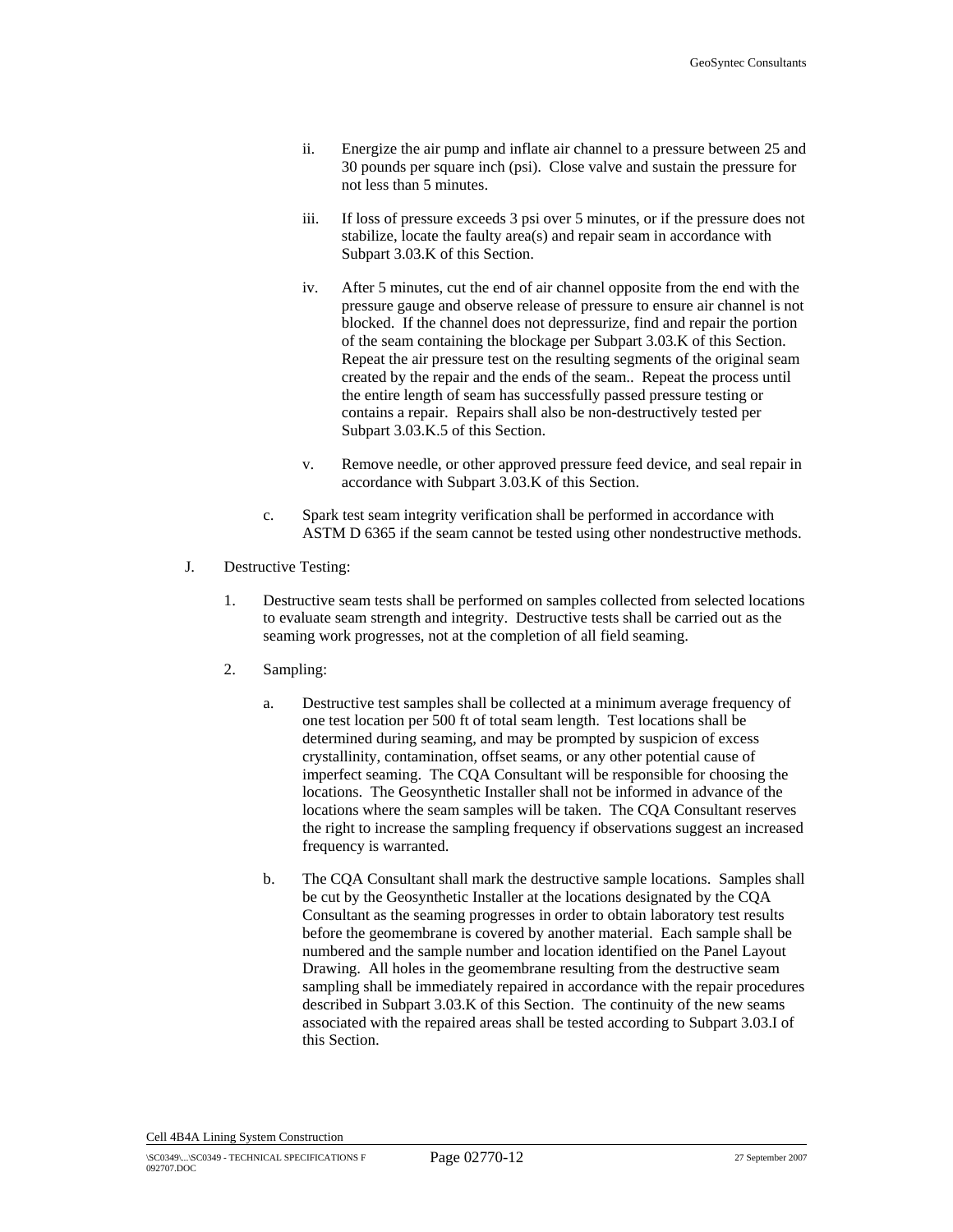ii. Energize the air pump and inflate air channel to a pressure between 25 and 30 pounds per square inch (psi). Close valve and sustain the pressure for not less than 5 minutes.

iii. If loss of pressure exceeds 3 psi over 5 minutes, or if the pressure does not stabilize, locate the faulty area(s) and repair seam in accordance with Subpart 3.03.K of this Section.

iv. After 5 minutes, cut the end of air channel opposite from the end with the pressure gauge and observe release of pressure to ensure air channel is not blocked. If the channel does not depressurize, find and repair the portion of the seam containing the blockage per Subpart 3.03.K of this Section. Repeat the air pressure test on the resulting segments of the original seam created by the repair and the ends of the seam.. Repeat the process until the entire length of seam has successfully passed pressure testing or contains a repair. Repairs shall also be non-destructively tested per Subpart 3.03.K.5 of this Section.

v. Remove needle, or other approved pressure feed device, and seal repair in accordance with Subpart 3.03.K of this Section.

c. Spark test seam integrity verification shall be performed in accordance with ASTM D 6365 if the seam cannot be tested using other nondestructive methods.

J. Destructive Testing:

1. Destructive seam tests shall be performed on samples collected from selected locations to evaluate seam strength and integrity. Destructive tests shall be carried out as the seaming work progresses, not at the completion of all field seaming.

2. Sampling:

a. Destructive test samples shall be collected at a minimum average frequency of one test location per 500 ft of total seam length. Test locations shall be determined during seaming, and may be prompted by suspicion of excess crystallinity, contamination, offset seams, or any other potential cause of imperfect seaming. The CQA Consultant will be responsible for choosing the locations. The Geosynthetic Installer shall not be informed in advance of the locations where the seam samples will be taken. The CQA Consultant reserves the right to increase the sampling frequency if observations suggest an increased frequency is warranted.

b. The CQA Consultant shall mark the destructive sample locations. Samples shall be cut by the Geosynthetic Installer at the locations designated by the CQA Consultant as the seaming progresses in order to obtain laboratory test results before the geomembrane is covered by another material. Each sample shall be numbered and the sample number and location identified on the Panel Layout Drawing. All holes in the geomembrane resulting from the destructive seam sampling shall be immediately repaired in accordance with the repair procedures described in Subpart 3.03.K of this Section. The continuity of the new seams associated with the repaired areas shall be tested according to Subpart 3.03.I of this Section.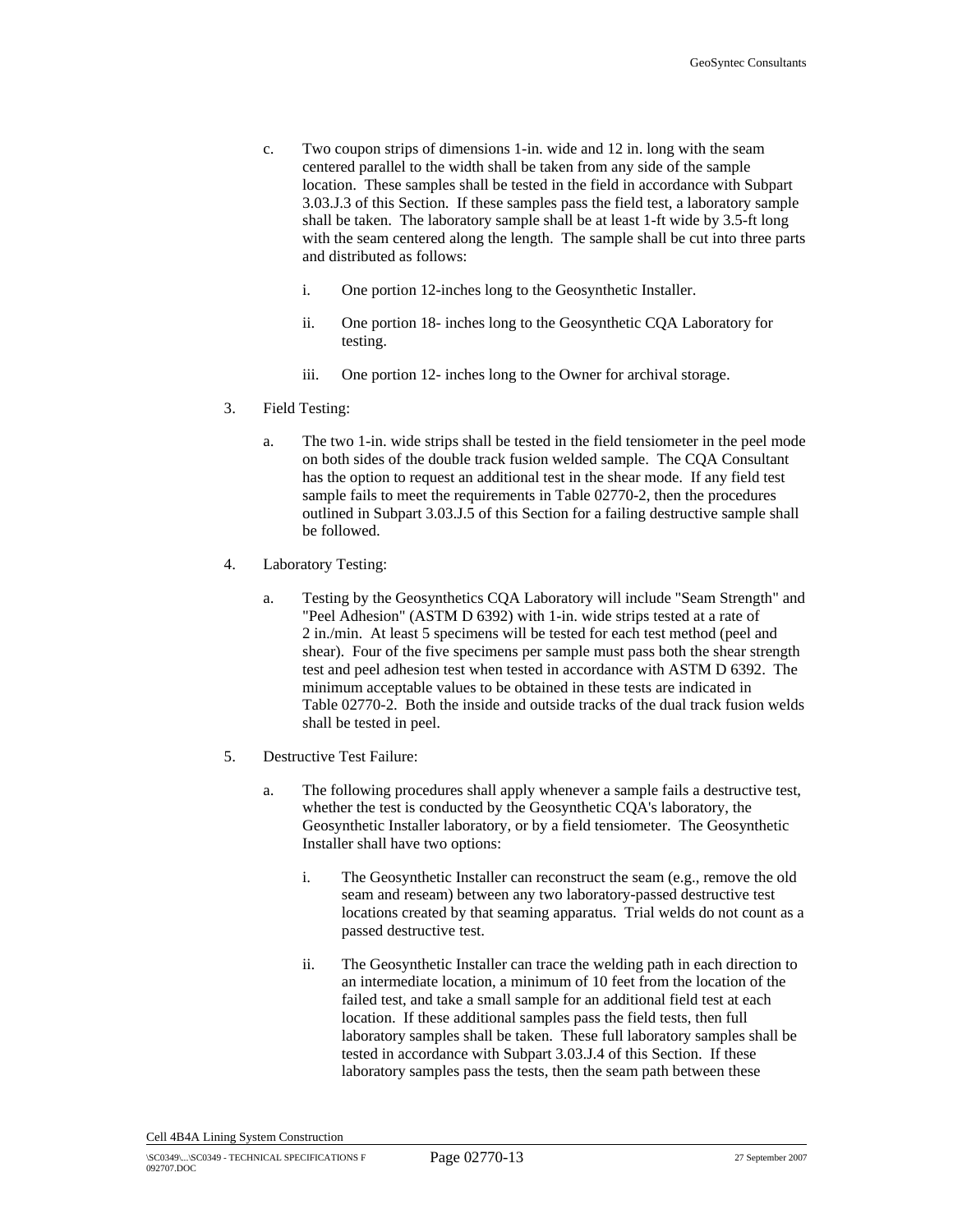c. Two coupon strips of dimensions 1-in. wide and 12 in. long with the seam centered parallel to the width shall be taken from any side of the sample location. These samples shall be tested in the field in accordance with Subpart 3.03.J.3 of this Section. If these samples pass the field test, a laboratory sample shall be taken. The laboratory sample shall be at least 1-ft wide by 3.5-ft long with the seam centered along the length. The sample shall be cut into three parts and distributed as follows:

   i. One portion 12-inches long to the Geosynthetic Installer.

   ii. One portion 18- inches long to the Geosynthetic CQA Laboratory for testing.

   iii. One portion 12- inches long to the Owner for archival storage.

3. Field Testing:

   a. The two 1-in. wide strips shall be tested in the field tensiometer in the peel mode on both sides of the double track fusion welded sample. The CQA Consultant has the option to request an additional test in the shear mode. If any field test sample fails to meet the requirements in Table 02770-2, then the procedures outlined in Subpart 3.03.J.5 of this Section for a failing destructive sample shall be followed.

4. Laboratory Testing:

   a. Testing by the Geosynthetics CQA Laboratory will include "Seam Strength" and "Peel Adhesion" (ASTM D 6392) with 1-in. wide strips tested at a rate of 2 in./min. At least 5 specimens will be tested for each test method (peel and shear). Four of the five specimens per sample must pass both the shear strength test and peel adhesion test when tested in accordance with ASTM D 6392. The minimum acceptable values to be obtained in these tests are indicated in Table 02770-2. Both the inside and outside tracks of the dual track fusion welds shall be tested in peel.

5. Destructive Test Failure:

   a. The following procedures shall apply whenever a sample fails a destructive test, whether the test is conducted by the Geosynthetic CQA's laboratory, the Geosynthetic Installer laboratory, or by a field tensiometer. The Geosynthetic Installer shall have two options:

      i. The Geosynthetic Installer can reconstruct the seam (e.g., remove the old seam and reseam) between any two laboratory-passed destructive test locations created by that seaming apparatus. Trial welds do not count as a passed destructive test.

      ii. The Geosynthetic Installer can trace the welding path in each direction to an intermediate location, a minimum of 10 feet from the location of the failed test, and take a small sample for an additional field test at each location. If these additional samples pass the field tests, then full laboratory samples shall be taken. These full laboratory samples shall be tested in accordance with Subpart 3.03.J.4 of this Section. If these laboratory samples pass the tests, then the seam path between these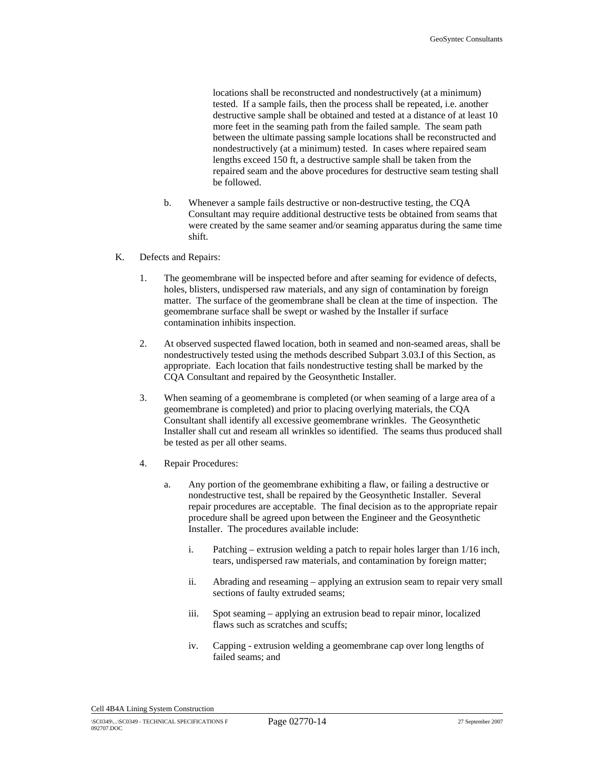locations shall be reconstructed and nondestructively (at a minimum) tested. If a sample fails, then the process shall be repeated, i.e. another destructive sample shall be obtained and tested at a distance of at least 10 more feet in the seaming path from the failed sample. The seam path between the ultimate passing sample locations shall be reconstructed and nondestructively (at a minimum) tested. In cases where repaired seam lengths exceed 150 ft, a destructive sample shall be taken from the repaired seam and the above procedures for destructive seam testing shall be followed.

b. Whenever a sample fails destructive or non-destructive testing, the CQA Consultant may require additional destructive tests be obtained from seams that were created by the same seamer and/or seaming apparatus during the same time shift.

K. Defects and Repairs:

1. The geomembrane will be inspected before and after seaming for evidence of defects, holes, blisters, undispersed raw materials, and any sign of contamination by foreign matter. The surface of the geomembrane shall be clean at the time of inspection. The geomembrane surface shall be swept or washed by the Installer if surface contamination inhibits inspection.

2. At observed suspected flawed location, both in seamed and non-seamed areas, shall be nondestructively tested using the methods described Subpart 3.03.I of this Section, as appropriate. Each location that fails nondestructive testing shall be marked by the CQA Consultant and repaired by the Geosynthetic Installer.

3. When seaming of a geomembrane is completed (or when seaming of a large area of a geomembrane is completed) and prior to placing overlying materials, the CQA Consultant shall identify all excessive geomembrane wrinkles. The Geosynthetic Installer shall cut and reseam all wrinkles so identified. The seams thus produced shall be tested as per all other seams.

4. Repair Procedures:

   a. Any portion of the geomembrane exhibiting a flaw, or failing a destructive or nondestructive test, shall be repaired by the Geosynthetic Installer. Several repair procedures are acceptable. The final decision as to the appropriate repair procedure shall be agreed upon between the Engineer and the Geosynthetic Installer. The procedures available include:

      i. Patching – extrusion welding a patch to repair holes larger than 1/16 inch, tears, undispersed raw materials, and contamination by foreign matter;

      ii. Abrading and reseaming – applying an extrusion seam to repair very small sections of faulty extruded seams;

      iii. Spot seaming – applying an extrusion bead to repair minor, localized flaws such as scratches and scuffs;

      iv. Capping - extrusion welding a geomembrane cap over long lengths of failed seams; and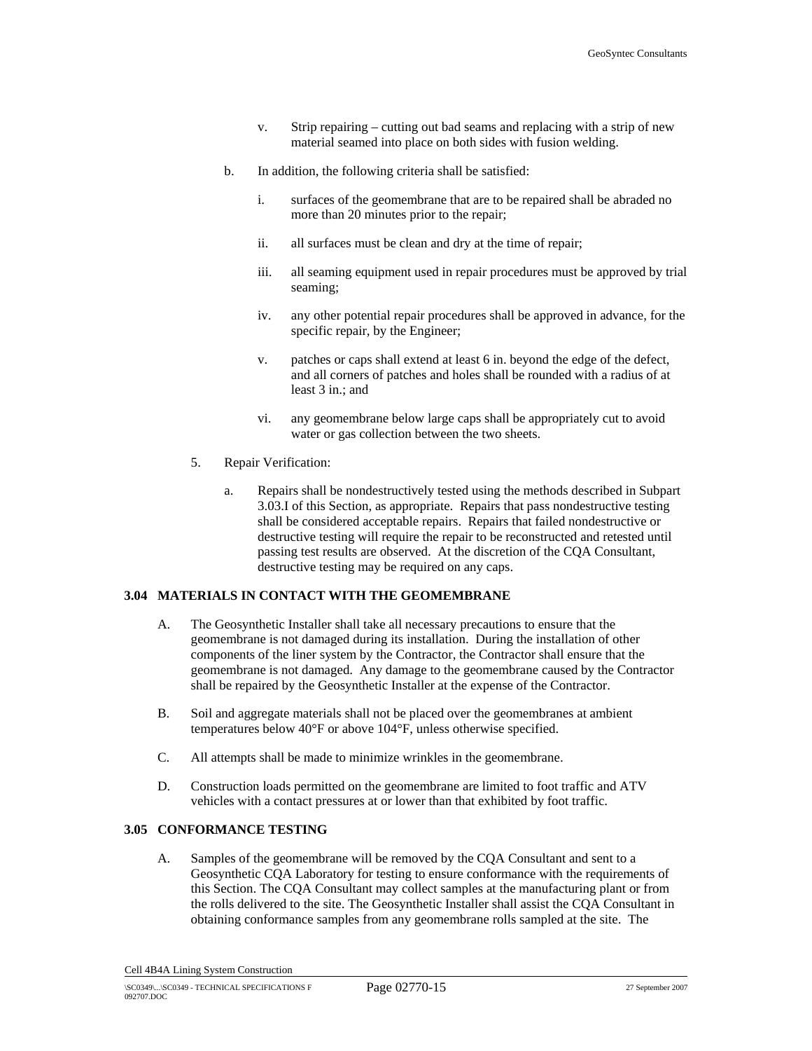v. Strip repairing – cutting out bad seams and replacing with a strip of new material seamed into place on both sides with fusion welding.

b. In addition, the following criteria shall be satisfied:

i. surfaces of the geomembrane that are to be repaired shall be abraded no more than 20 minutes prior to the repair;

ii. all surfaces must be clean and dry at the time of repair;

iii. all seaming equipment used in repair procedures must be approved by trial seaming;

iv. any other potential repair procedures shall be approved in advance, for the specific repair, by the Engineer;

v. patches or caps shall extend at least 6 in. beyond the edge of the defect, and all corners of patches and holes shall be rounded with a radius of at least 3 in.; and

vi. any geomembrane below large caps shall be appropriately cut to avoid water or gas collection between the two sheets.

5. Repair Verification:

a. Repairs shall be nondestructively tested using the methods described in Subpart 3.03.I of this Section, as appropriate. Repairs that pass nondestructive testing shall be considered acceptable repairs. Repairs that failed nondestructive or destructive testing will require the repair to be reconstructed and retested until passing test results are observed. At the discretion of the CQA Consultant, destructive testing may be required on any caps.

## 3.04 MATERIALS IN CONTACT WITH THE GEOMEMBRANE

A. The Geosynthetic Installer shall take all necessary precautions to ensure that the geomembrane is not damaged during its installation. During the installation of other components of the liner system by the Contractor, the Contractor shall ensure that the geomembrane is not damaged. Any damage to the geomembrane caused by the Contractor shall be repaired by the Geosynthetic Installer at the expense of the Contractor.

B. Soil and aggregate materials shall not be placed over the geomembranes at ambient temperatures below 40°F or above 104°F, unless otherwise specified.

C. All attempts shall be made to minimize wrinkles in the geomembrane.

D. Construction loads permitted on the geomembrane are limited to foot traffic and ATV vehicles with a contact pressures at or lower than that exhibited by foot traffic.

## 3.05 CONFORMANCE TESTING

A. Samples of the geomembrane will be removed by the CQA Consultant and sent to a Geosynthetic CQA Laboratory for testing to ensure conformance with the requirements of this Section. The CQA Consultant may collect samples at the manufacturing plant or from the rolls delivered to the site. The Geosynthetic Installer shall assist the CQA Consultant in obtaining conformance samples from any geomembrane rolls sampled at the site. The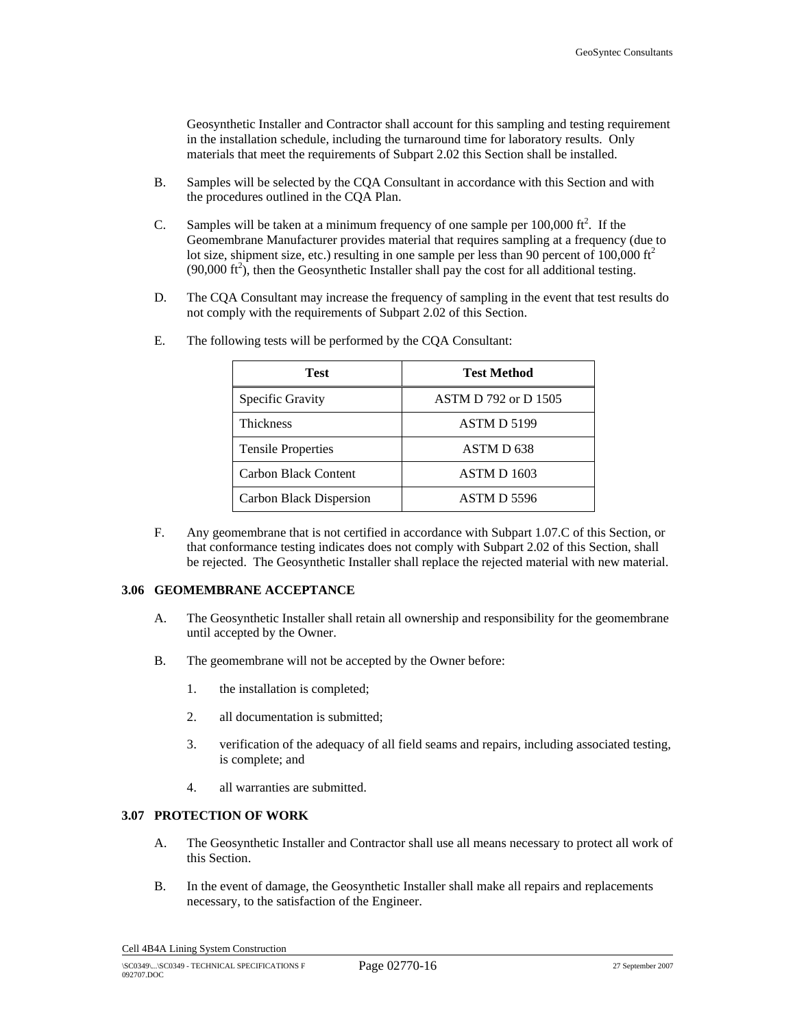Geosynthetic Installer and Contractor shall account for this sampling and testing requirement in the installation schedule, including the turnaround time for laboratory results. Only materials that meet the requirements of Subpart 2.02 this Section shall be installed.

B. Samples will be selected by the CQA Consultant in accordance with this Section and with the procedures outlined in the CQA Plan.

C. Samples will be taken at a minimum frequency of one sample per 100,000 $ft^2$. If the Geomembrane Manufacturer provides material that requires sampling at a frequency (due to lot size, shipment size, etc.) resulting in one sample per less than 90 percent of 100,000 $ft^2$ (90,000 $ft^2$), then the Geosynthetic Installer shall pay the cost for all additional testing.

D. The CQA Consultant may increase the frequency of sampling in the event that test results do not comply with the requirements of Subpart 2.02 of this Section.

E. The following tests will be performed by the CQA Consultant:

| Test | Test Method |
|---|---|
| Specific Gravity | ASTM D 792 or D 1505 |
| Thickness | ASTM D 5199 |
| Tensile Properties | ASTM D 638 |
| Carbon Black Content | ASTM D 1603 |
| Carbon Black Dispersion | ASTM D 5596 |

F. Any geomembrane that is not certified in accordance with Subpart 1.07.C of this Section, or that conformance testing indicates does not comply with Subpart 2.02 of this Section, shall be rejected. The Geosynthetic Installer shall replace the rejected material with new material.

### 3.06 GEOMEMBRANE ACCEPTANCE

A. The Geosynthetic Installer shall retain all ownership and responsibility for the geomembrane until accepted by the Owner.

B. The geomembrane will not be accepted by the Owner before:

1. the installation is completed;
2. all documentation is submitted;
3. verification of the adequacy of all field seams and repairs, including associated testing, is complete; and
4. all warranties are submitted.

### 3.07 PROTECTION OF WORK

A. The Geosynthetic Installer and Contractor shall use all means necessary to protect all work of this Section.

B. In the event of damage, the Geosynthetic Installer shall make all repairs and replacements necessary, to the satisfaction of the Engineer.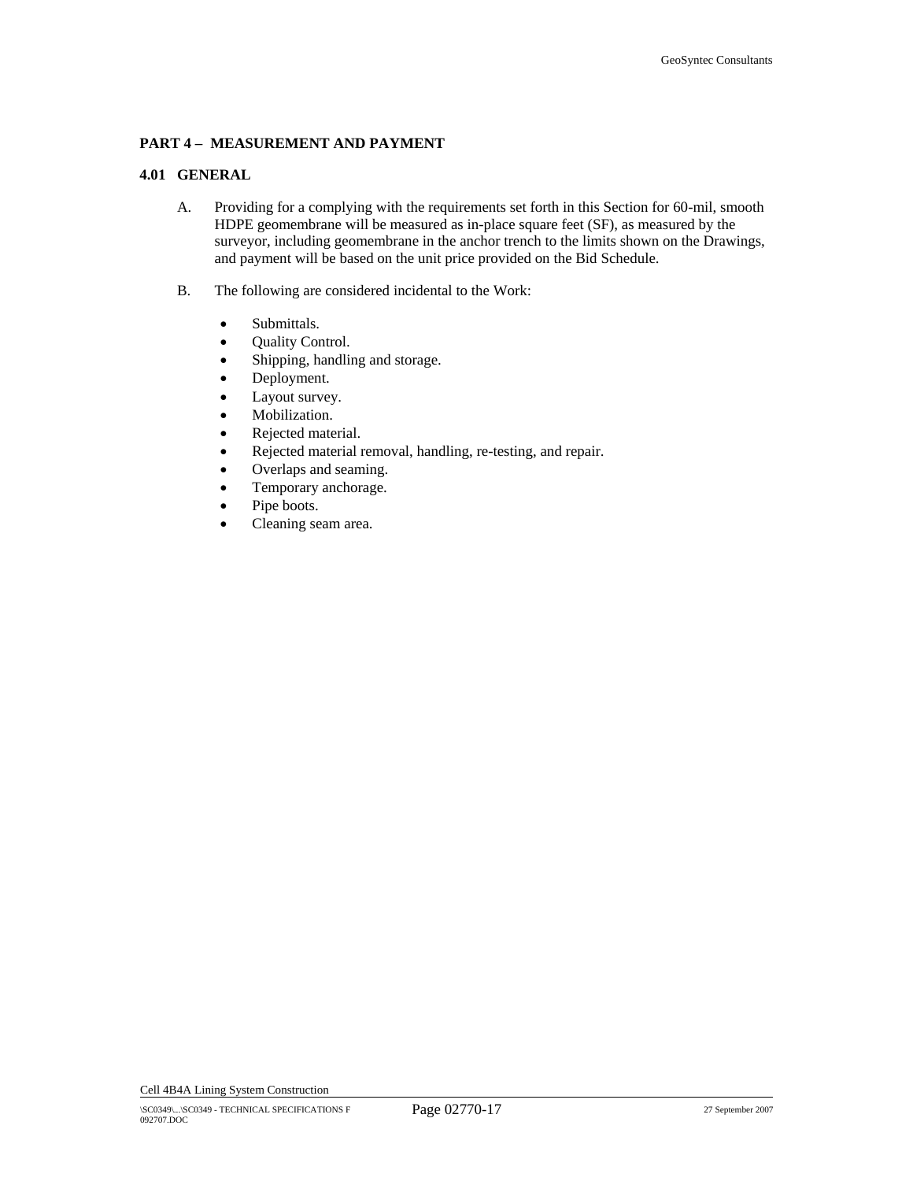## PART 4 – MEASUREMENT AND PAYMENT

### 4.01 GENERAL

A. Providing for a complying with the requirements set forth in this Section for 60-mil, smooth HDPE geomembrane will be measured as in-place square feet (SF), as measured by the surveyor, including geomembrane in the anchor trench to the limits shown on the Drawings, and payment will be based on the unit price provided on the Bid Schedule.

B. The following are considered incidental to the Work:

- Submittals.
- Quality Control.
- Shipping, handling and storage.
- Deployment.
- Layout survey.
- Mobilization.
- Rejected material.
- Rejected material removal, handling, re-testing, and repair.
- Overlaps and seaming.
- Temporary anchorage.
- Pipe boots.
- Cleaning seam area.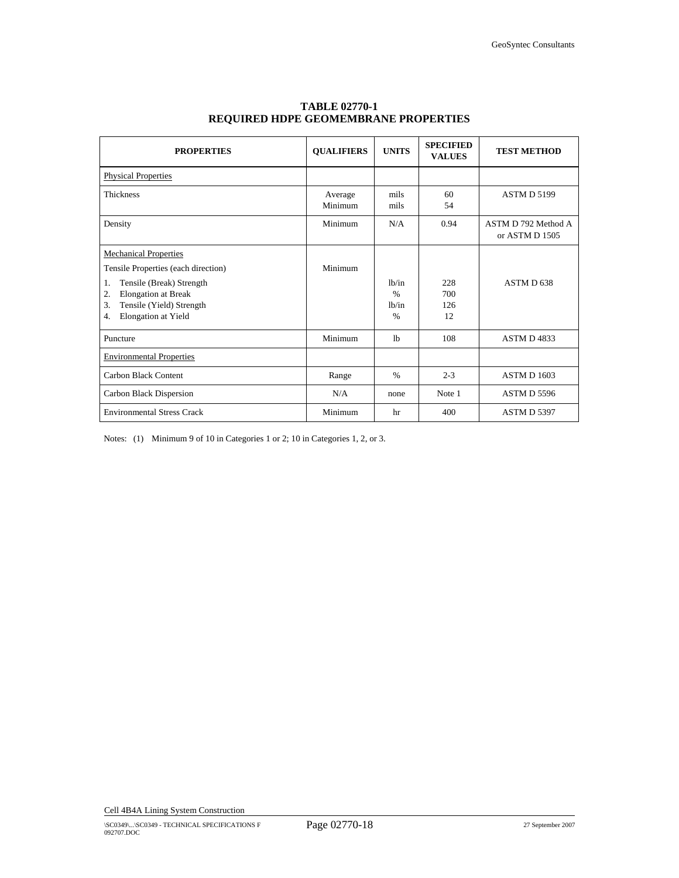**TABLE 02770-1**
**REQUIRED HDPE GEOMEMBRANE PROPERTIES**

| PROPERTIES | QUALIFIERS | UNITS | SPECIFIED VALUES | TEST METHOD |
|---|---|---|---|---|
| Physical Properties | | | | |
| Thickness | Average<br>Minimum | mils<br>mils | 60<br>54 | ASTM D 5199 |
| Density | Minimum | N/A | 0.94 | ASTM D 792 Method A or ASTM D 1505 |
| Mechanical Properties<br>Tensile Properties (each direction)<br>1. Tensile (Break) Strength<br>2. Elongation at Break<br>3. Tensile (Yield) Strength<br>4. Elongation at Yield | Minimum | lb/in<br>%<br>lb/in<br>% | 228<br>700<br>126<br>12 | ASTM D 638 |
| Puncture | Minimum | lb | 108 | ASTM D 4833 |
| Environmental Properties | | | | |
| Carbon Black Content | Range | % | 2-3 | ASTM D 1603 |
| Carbon Black Dispersion | N/A | none | Note 1 | ASTM D 5596 |
| Environmental Stress Crack | Minimum | hr | 400 | ASTM D 5397 |

Notes: (1) Minimum 9 of 10 in Categories 1 or 2; 10 in Categories 1, 2, or 3.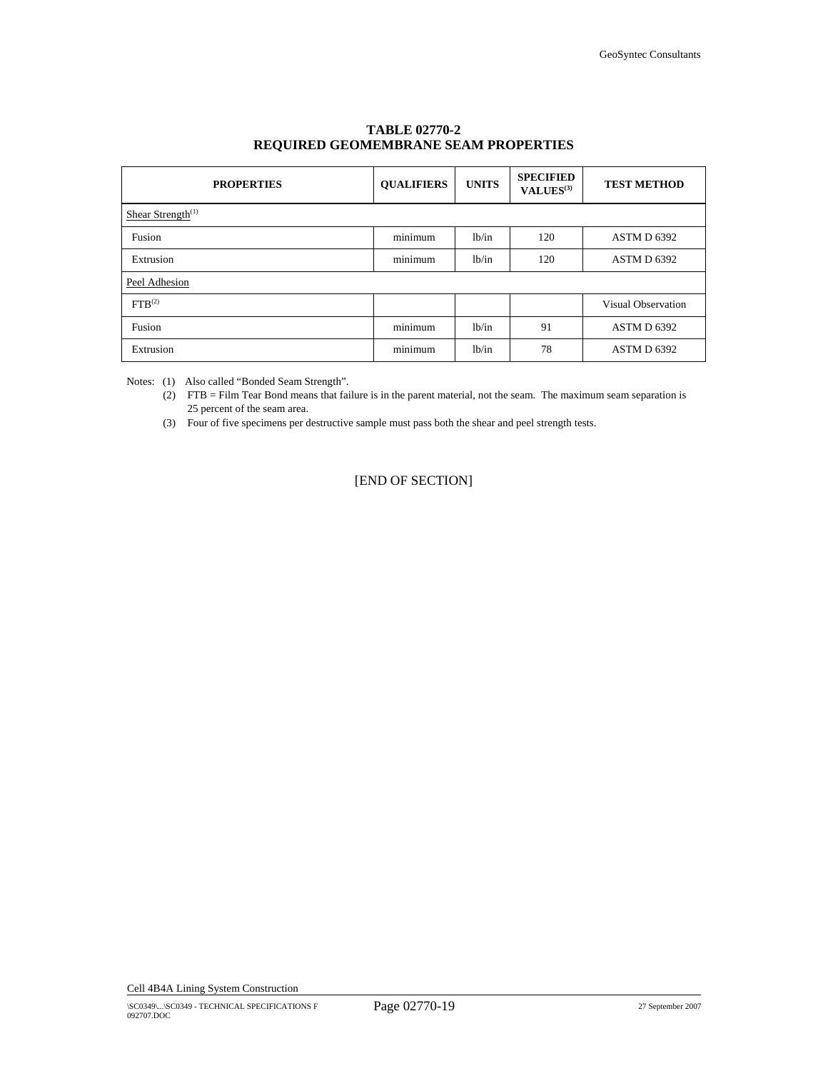**TABLE 02770-2**
**REQUIRED GEOMEMBRANE SEAM PROPERTIES**

| PROPERTIES | QUALIFIERS | UNITS | SPECIFIED VALUES[3] | TEST METHOD |
|---|---|---|---|---|
| Shear Strength[1] | | | | |
| Fusion | minimum | lb/in | 120 | ASTM D 6392 |
| Extrusion | minimum | lb/in | 120 | ASTM D 6392 |
| Peel Adhesion | | | | |
| FTB[2] | | | | Visual Observation |
| Fusion | minimum | lb/in | 91 | ASTM D 6392 |
| Extrusion | minimum | lb/in | 78 | ASTM D 6392 |

Notes: (1) Also called "Bonded Seam Strength".

(2) FTB = Film Tear Bond means that failure is in the parent material, not the seam. The maximum seam separation is 25 percent of the seam area.

(3) Four of five specimens per destructive sample must pass both the shear and peel strength tests.

[END OF SECTION]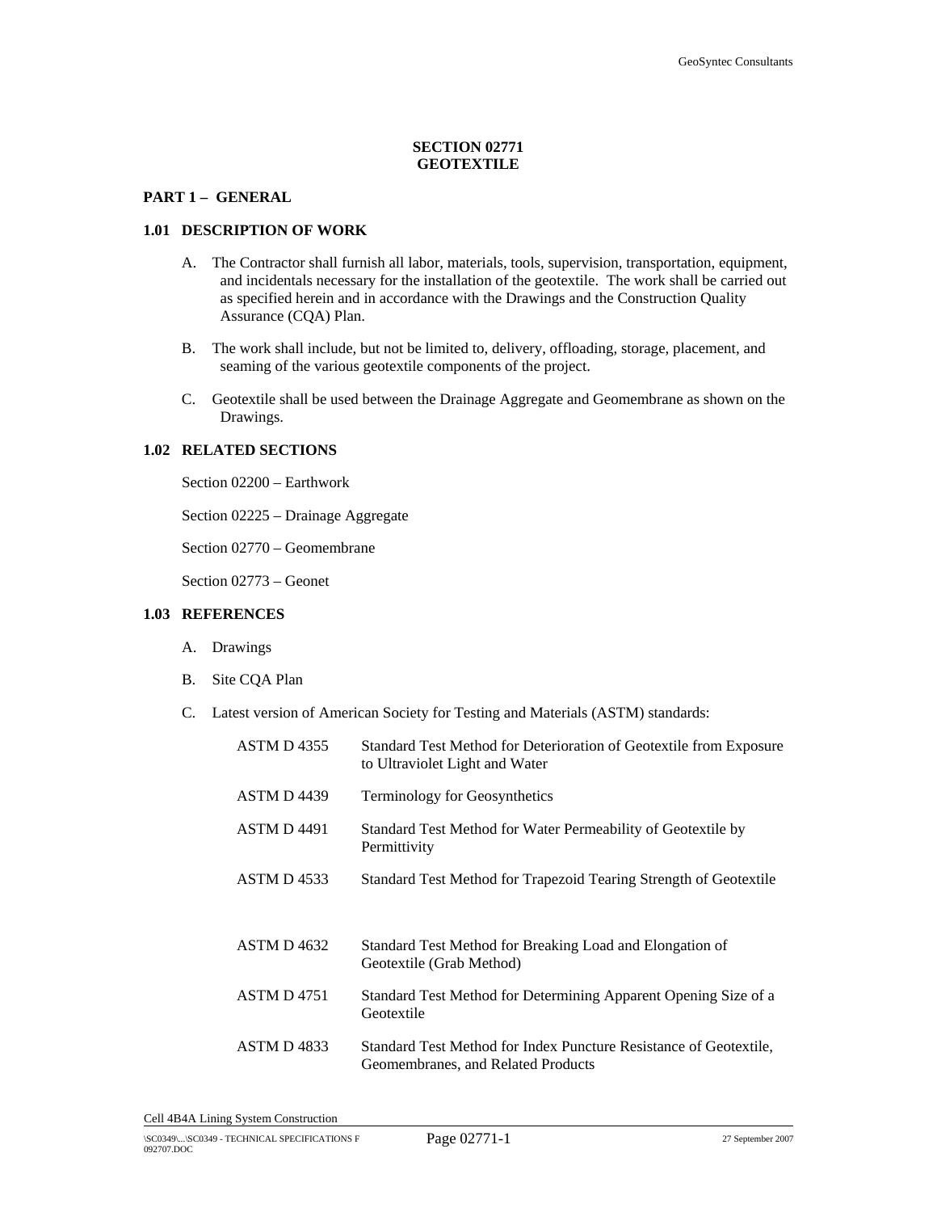# SECTION 02771
# GEOTEXTILE

## PART 1 – GENERAL

### 1.01 DESCRIPTION OF WORK

A. The Contractor shall furnish all labor, materials, tools, supervision, transportation, equipment, and incidentals necessary for the installation of the geotextile. The work shall be carried out as specified herein and in accordance with the Drawings and the Construction Quality Assurance (CQA) Plan.

B. The work shall include, but not be limited to, delivery, offloading, storage, placement, and seaming of the various geotextile components of the project.

C. Geotextile shall be used between the Drainage Aggregate and Geomembrane as shown on the Drawings.

### 1.02 RELATED SECTIONS

Section 02200 – Earthwork

Section 02225 – Drainage Aggregate

Section 02770 – Geomembrane

Section 02773 – Geonet

### 1.03 REFERENCES

A. Drawings

B. Site CQA Plan

C. Latest version of American Society for Testing and Materials (ASTM) standards:

| | |
|---|---|
| ASTM D 4355 | Standard Test Method for Deterioration of Geotextile from Exposure to Ultraviolet Light and Water |
| ASTM D 4439 | Terminology for Geosynthetics |
| ASTM D 4491 | Standard Test Method for Water Permeability of Geotextile by Permittivity |
| ASTM D 4533 | Standard Test Method for Trapezoid Tearing Strength of Geotextile |
| ASTM D 4632 | Standard Test Method for Breaking Load and Elongation of Geotextile (Grab Method) |
| ASTM D 4751 | Standard Test Method for Determining Apparent Opening Size of a Geotextile |
| ASTM D 4833 | Standard Test Method for Index Puncture Resistance of Geotextile, Geomembranes, and Related Products |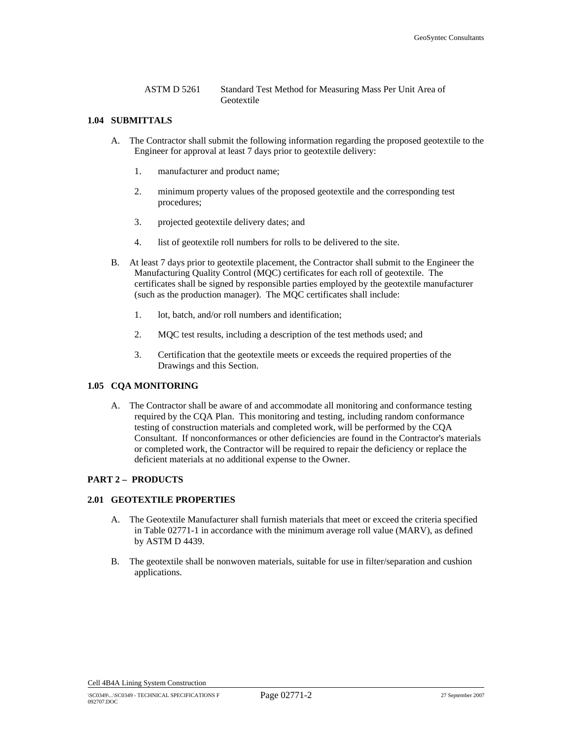ASTM D 5261 Standard Test Method for Measuring Mass Per Unit Area of Geotextile

### 1.04 SUBMITTALS

A. The Contractor shall submit the following information regarding the proposed geotextile to the Engineer for approval at least 7 days prior to geotextile delivery:

1. manufacturer and product name;
2. minimum property values of the proposed geotextile and the corresponding test procedures;
3. projected geotextile delivery dates; and
4. list of geotextile roll numbers for rolls to be delivered to the site.

B. At least 7 days prior to geotextile placement, the Contractor shall submit to the Engineer the Manufacturing Quality Control (MQC) certificates for each roll of geotextile. The certificates shall be signed by responsible parties employed by the geotextile manufacturer (such as the production manager). The MQC certificates shall include:

1. lot, batch, and/or roll numbers and identification;
2. MQC test results, including a description of the test methods used; and
3. Certification that the geotextile meets or exceeds the required properties of the Drawings and this Section.

### 1.05 CQA MONITORING

A. The Contractor shall be aware of and accommodate all monitoring and conformance testing required by the CQA Plan. This monitoring and testing, including random conformance testing of construction materials and completed work, will be performed by the CQA Consultant. If nonconformances or other deficiencies are found in the Contractor's materials or completed work, the Contractor will be required to repair the deficiency or replace the deficient materials at no additional expense to the Owner.

## PART 2 – PRODUCTS

### 2.01 GEOTEXTILE PROPERTIES

A. The Geotextile Manufacturer shall furnish materials that meet or exceed the criteria specified in Table 02771-1 in accordance with the minimum average roll value (MARV), as defined by ASTM D 4439.

B. The geotextile shall be nonwoven materials, suitable for use in filter/separation and cushion applications.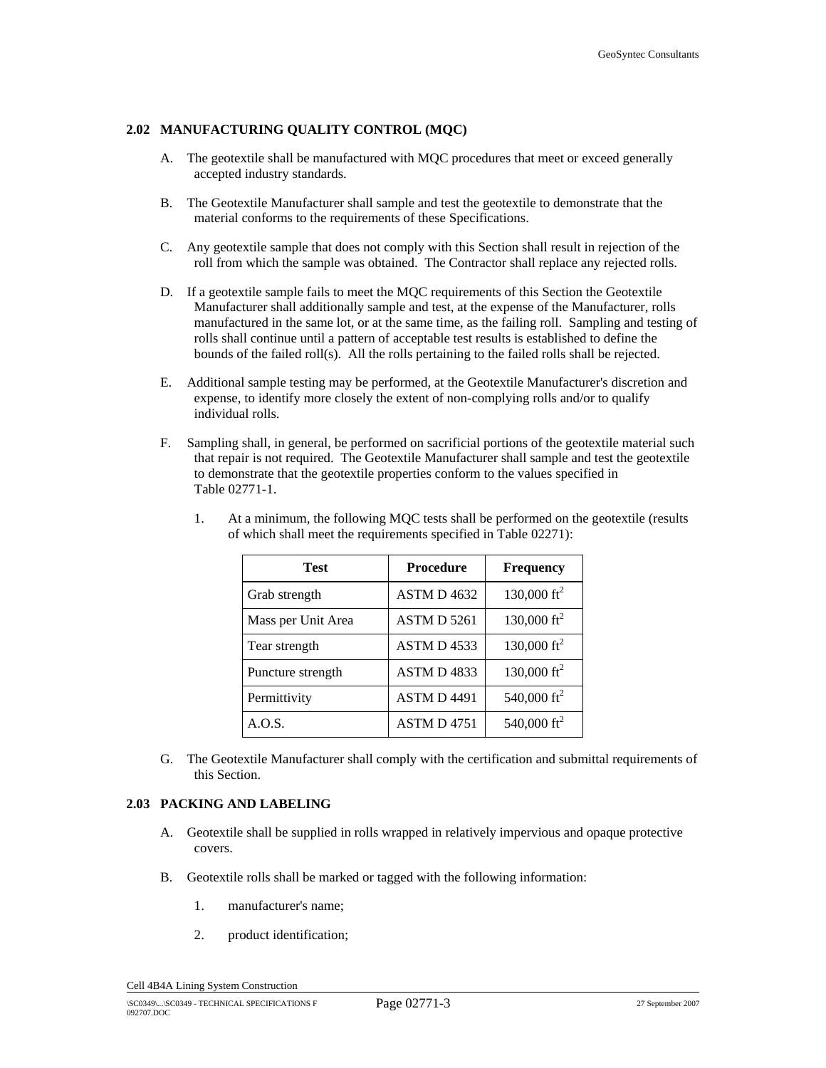## 2.02 MANUFACTURING QUALITY CONTROL (MQC)

A. The geotextile shall be manufactured with MQC procedures that meet or exceed generally accepted industry standards.

B. The Geotextile Manufacturer shall sample and test the geotextile to demonstrate that the material conforms to the requirements of these Specifications.

C. Any geotextile sample that does not comply with this Section shall result in rejection of the roll from which the sample was obtained. The Contractor shall replace any rejected rolls.

D. If a geotextile sample fails to meet the MQC requirements of this Section the Geotextile Manufacturer shall additionally sample and test, at the expense of the Manufacturer, rolls manufactured in the same lot, or at the same time, as the failing roll. Sampling and testing of rolls shall continue until a pattern of acceptable test results is established to define the bounds of the failed roll(s). All the rolls pertaining to the failed rolls shall be rejected.

E. Additional sample testing may be performed, at the Geotextile Manufacturer's discretion and expense, to identify more closely the extent of non-complying rolls and/or to qualify individual rolls.

F. Sampling shall, in general, be performed on sacrificial portions of the geotextile material such that repair is not required. The Geotextile Manufacturer shall sample and test the geotextile to demonstrate that the geotextile properties conform to the values specified in Table 02771-1.

1. At a minimum, the following MQC tests shall be performed on the geotextile (results of which shall meet the requirements specified in Table 02271):

| Test | Procedure | Frequency |
|---|---|---|
| Grab strength | ASTM D 4632 | 130,000 $ft^2$ |
| Mass per Unit Area | ASTM D 5261 | 130,000 $ft^2$ |
| Tear strength | ASTM D 4533 | 130,000 $ft^2$ |
| Puncture strength | ASTM D 4833 | 130,000 $ft^2$ |
| Permittivity | ASTM D 4491 | 540,000 $ft^2$ |
| A.O.S. | ASTM D 4751 | 540,000 $ft^2$ |

G. The Geotextile Manufacturer shall comply with the certification and submittal requirements of this Section.

## 2.03 PACKING AND LABELING

A. Geotextile shall be supplied in rolls wrapped in relatively impervious and opaque protective covers.

B. Geotextile rolls shall be marked or tagged with the following information:

1. manufacturer's name;

2. product identification;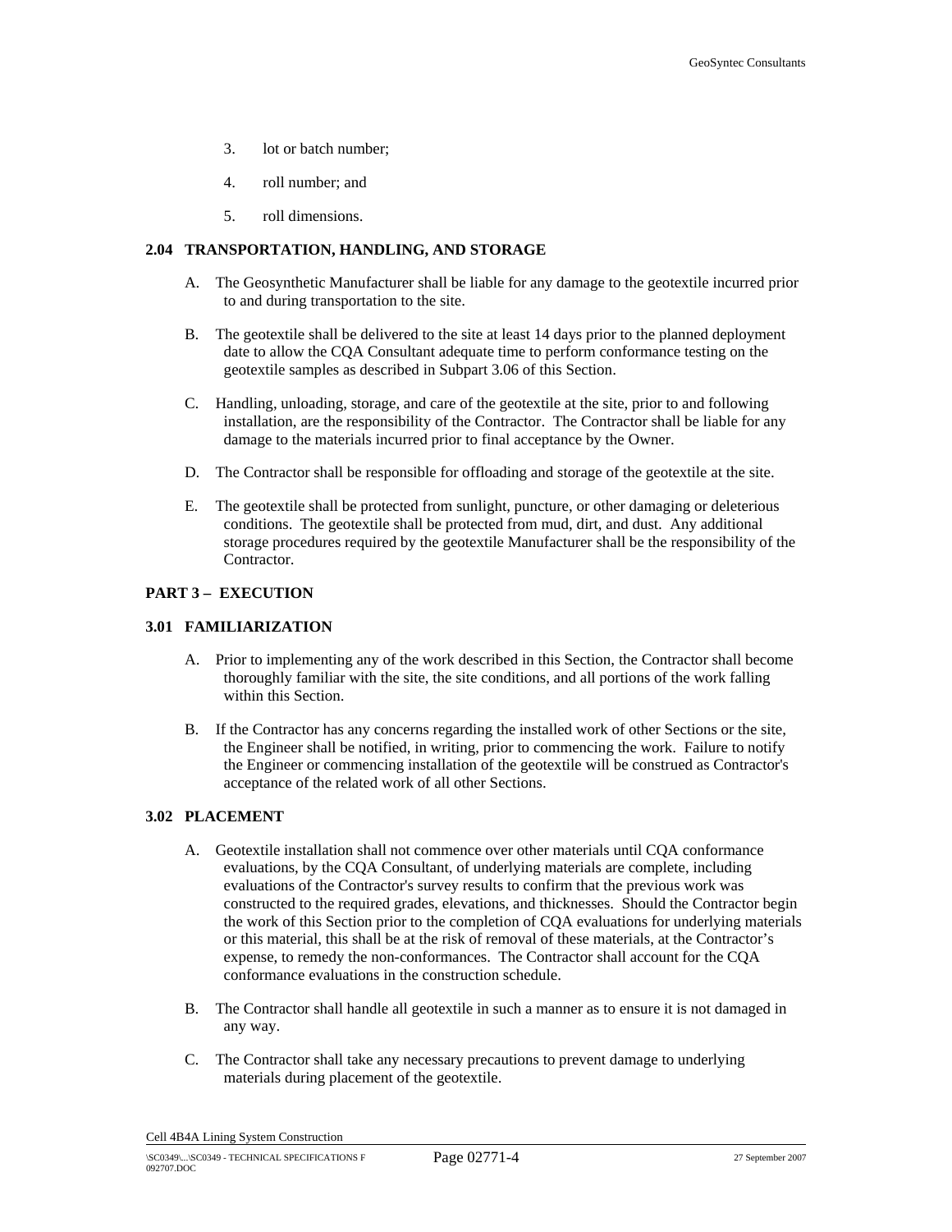3. lot or batch number;

4. roll number; and

5. roll dimensions.

### 2.04 TRANSPORTATION, HANDLING, AND STORAGE

A. The Geosynthetic Manufacturer shall be liable for any damage to the geotextile incurred prior to and during transportation to the site.

B. The geotextile shall be delivered to the site at least 14 days prior to the planned deployment date to allow the CQA Consultant adequate time to perform conformance testing on the geotextile samples as described in Subpart 3.06 of this Section.

C. Handling, unloading, storage, and care of the geotextile at the site, prior to and following installation, are the responsibility of the Contractor. The Contractor shall be liable for any damage to the materials incurred prior to final acceptance by the Owner.

D. The Contractor shall be responsible for offloading and storage of the geotextile at the site.

E. The geotextile shall be protected from sunlight, puncture, or other damaging or deleterious conditions. The geotextile shall be protected from mud, dirt, and dust. Any additional storage procedures required by the geotextile Manufacturer shall be the responsibility of the Contractor.

## PART 3 – EXECUTION

### 3.01 FAMILIARIZATION

A. Prior to implementing any of the work described in this Section, the Contractor shall become thoroughly familiar with the site, the site conditions, and all portions of the work falling within this Section.

B. If the Contractor has any concerns regarding the installed work of other Sections or the site, the Engineer shall be notified, in writing, prior to commencing the work. Failure to notify the Engineer or commencing installation of the geotextile will be construed as Contractor's acceptance of the related work of all other Sections.

### 3.02 PLACEMENT

A. Geotextile installation shall not commence over other materials until CQA conformance evaluations, by the CQA Consultant, of underlying materials are complete, including evaluations of the Contractor's survey results to confirm that the previous work was constructed to the required grades, elevations, and thicknesses. Should the Contractor begin the work of this Section prior to the completion of CQA evaluations for underlying materials or this material, this shall be at the risk of removal of these materials, at the Contractor's expense, to remedy the non-conformances. The Contractor shall account for the CQA conformance evaluations in the construction schedule.

B. The Contractor shall handle all geotextile in such a manner as to ensure it is not damaged in any way.

C. The Contractor shall take any necessary precautions to prevent damage to underlying materials during placement of the geotextile.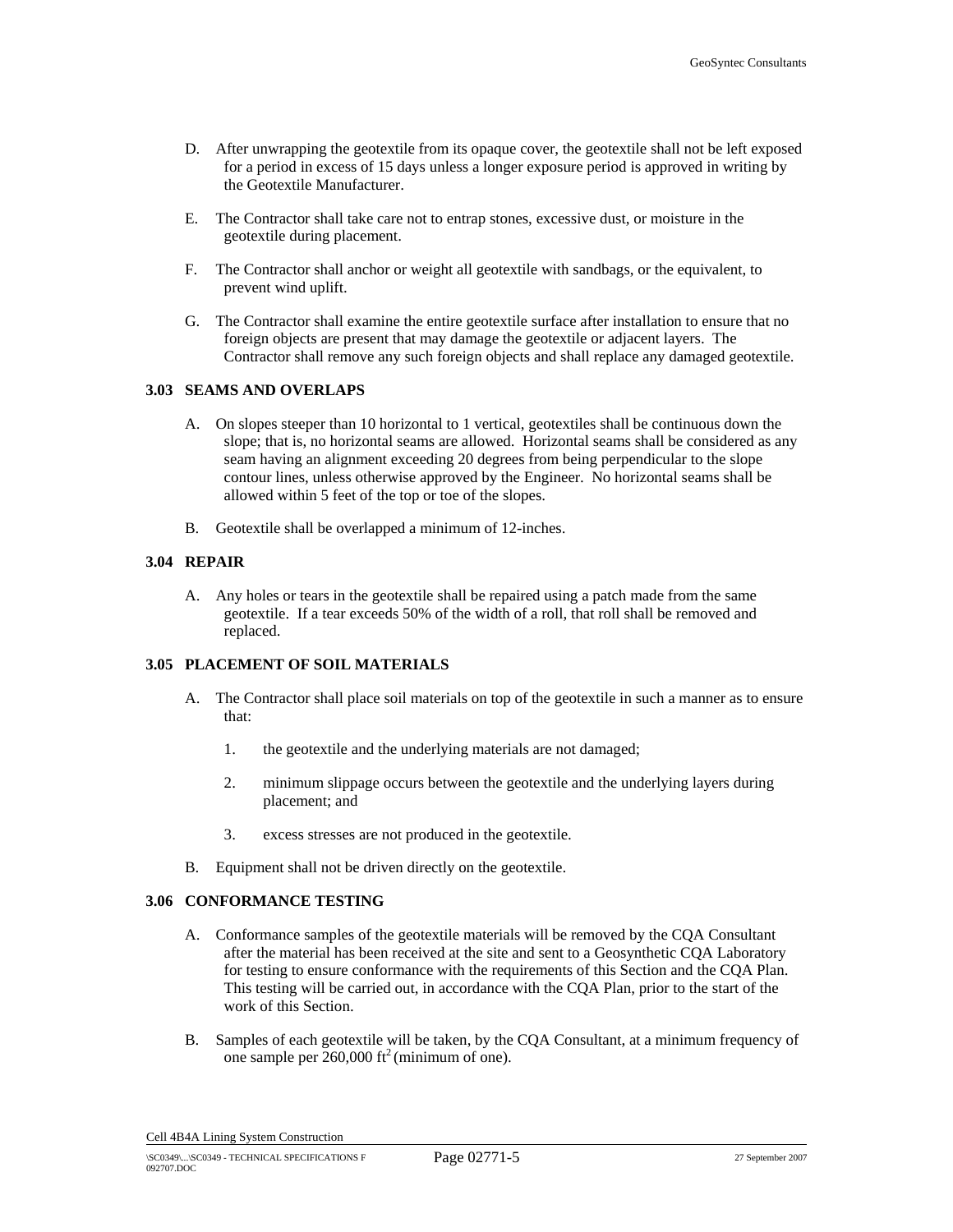D. After unwrapping the geotextile from its opaque cover, the geotextile shall not be left exposed for a period in excess of 15 days unless a longer exposure period is approved in writing by the Geotextile Manufacturer.

E. The Contractor shall take care not to entrap stones, excessive dust, or moisture in the geotextile during placement.

F. The Contractor shall anchor or weight all geotextile with sandbags, or the equivalent, to prevent wind uplift.

G. The Contractor shall examine the entire geotextile surface after installation to ensure that no foreign objects are present that may damage the geotextile or adjacent layers. The Contractor shall remove any such foreign objects and shall replace any damaged geotextile.

### 3.03 SEAMS AND OVERLAPS

A. On slopes steeper than 10 horizontal to 1 vertical, geotextiles shall be continuous down the slope; that is, no horizontal seams are allowed. Horizontal seams shall be considered as any seam having an alignment exceeding 20 degrees from being perpendicular to the slope contour lines, unless otherwise approved by the Engineer. No horizontal seams shall be allowed within 5 feet of the top or toe of the slopes.

B. Geotextile shall be overlapped a minimum of 12-inches.

### 3.04 REPAIR

A. Any holes or tears in the geotextile shall be repaired using a patch made from the same geotextile. If a tear exceeds 50% of the width of a roll, that roll shall be removed and replaced.

### 3.05 PLACEMENT OF SOIL MATERIALS

A. The Contractor shall place soil materials on top of the geotextile in such a manner as to ensure that:

   1. the geotextile and the underlying materials are not damaged;

   2. minimum slippage occurs between the geotextile and the underlying layers during placement; and

   3. excess stresses are not produced in the geotextile.

B. Equipment shall not be driven directly on the geotextile.

### 3.06 CONFORMANCE TESTING

A. Conformance samples of the geotextile materials will be removed by the CQA Consultant after the material has been received at the site and sent to a Geosynthetic CQA Laboratory for testing to ensure conformance with the requirements of this Section and the CQA Plan. This testing will be carried out, in accordance with the CQA Plan, prior to the start of the work of this Section.

B. Samples of each geotextile will be taken, by the CQA Consultant, at a minimum frequency of one sample per 260,000 $ft^2$ (minimum of one).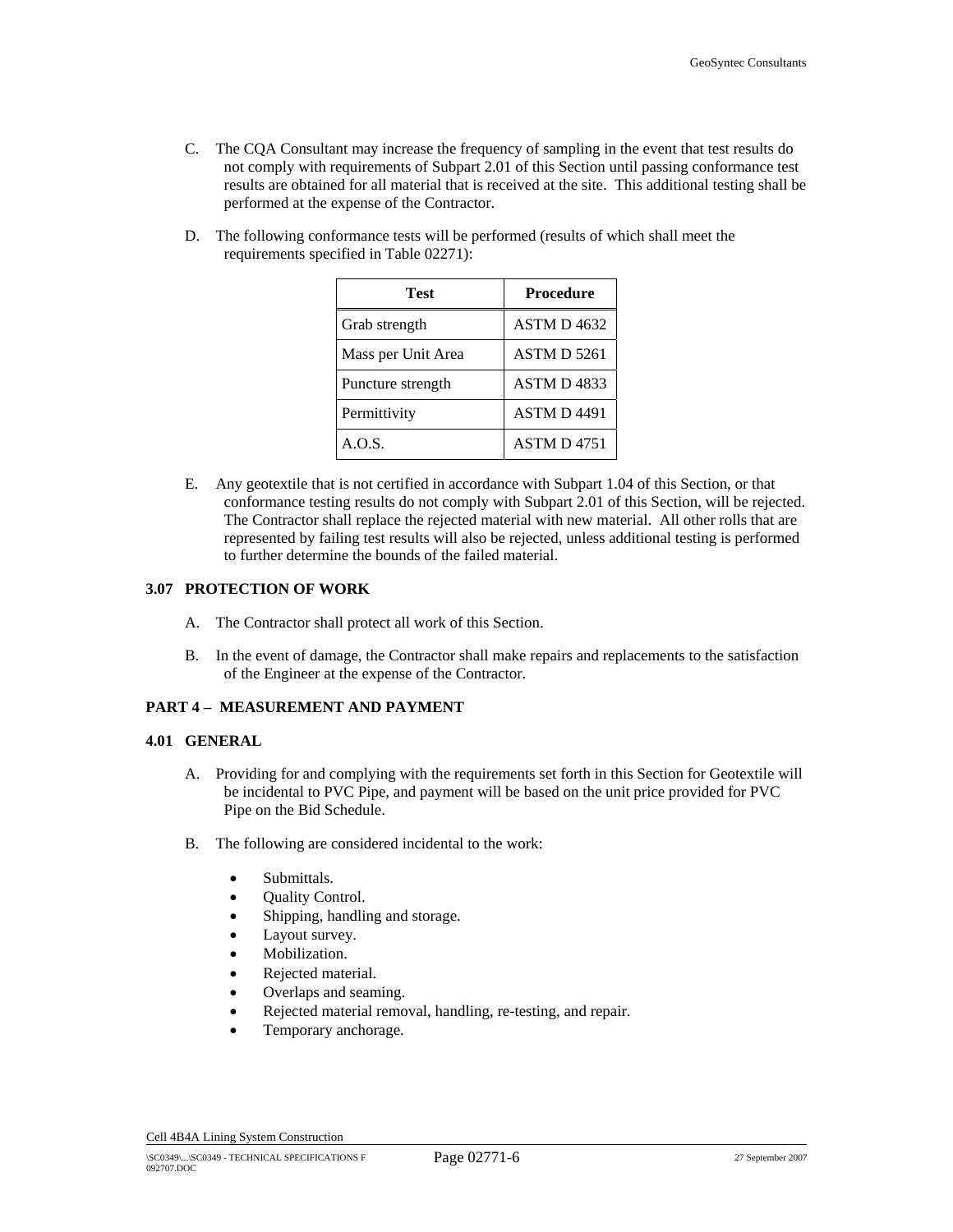C. The CQA Consultant may increase the frequency of sampling in the event that test results do not comply with requirements of Subpart 2.01 of this Section until passing conformance test results are obtained for all material that is received at the site. This additional testing shall be performed at the expense of the Contractor.

D. The following conformance tests will be performed (results of which shall meet the requirements specified in Table 02271):

| Test | Procedure |
|---|---|
| Grab strength | ASTM D 4632 |
| Mass per Unit Area | ASTM D 5261 |
| Puncture strength | ASTM D 4833 |
| Permittivity | ASTM D 4491 |
| A.O.S. | ASTM D 4751 |

E. Any geotextile that is not certified in accordance with Subpart 1.04 of this Section, or that conformance testing results do not comply with Subpart 2.01 of this Section, will be rejected. The Contractor shall replace the rejected material with new material. All other rolls that are represented by failing test results will also be rejected, unless additional testing is performed to further determine the bounds of the failed material.

### 3.07 PROTECTION OF WORK

A. The Contractor shall protect all work of this Section.

B. In the event of damage, the Contractor shall make repairs and replacements to the satisfaction of the Engineer at the expense of the Contractor.

## PART 4 – MEASUREMENT AND PAYMENT

### 4.01 GENERAL

A. Providing for and complying with the requirements set forth in this Section for Geotextile will be incidental to PVC Pipe, and payment will be based on the unit price provided for PVC Pipe on the Bid Schedule.

B. The following are considered incidental to the work:

- Submittals.
- Quality Control.
- Shipping, handling and storage.
- Layout survey.
- Mobilization.
- Rejected material.
- Overlaps and seaming.
- Rejected material removal, handling, re-testing, and repair.
- Temporary anchorage.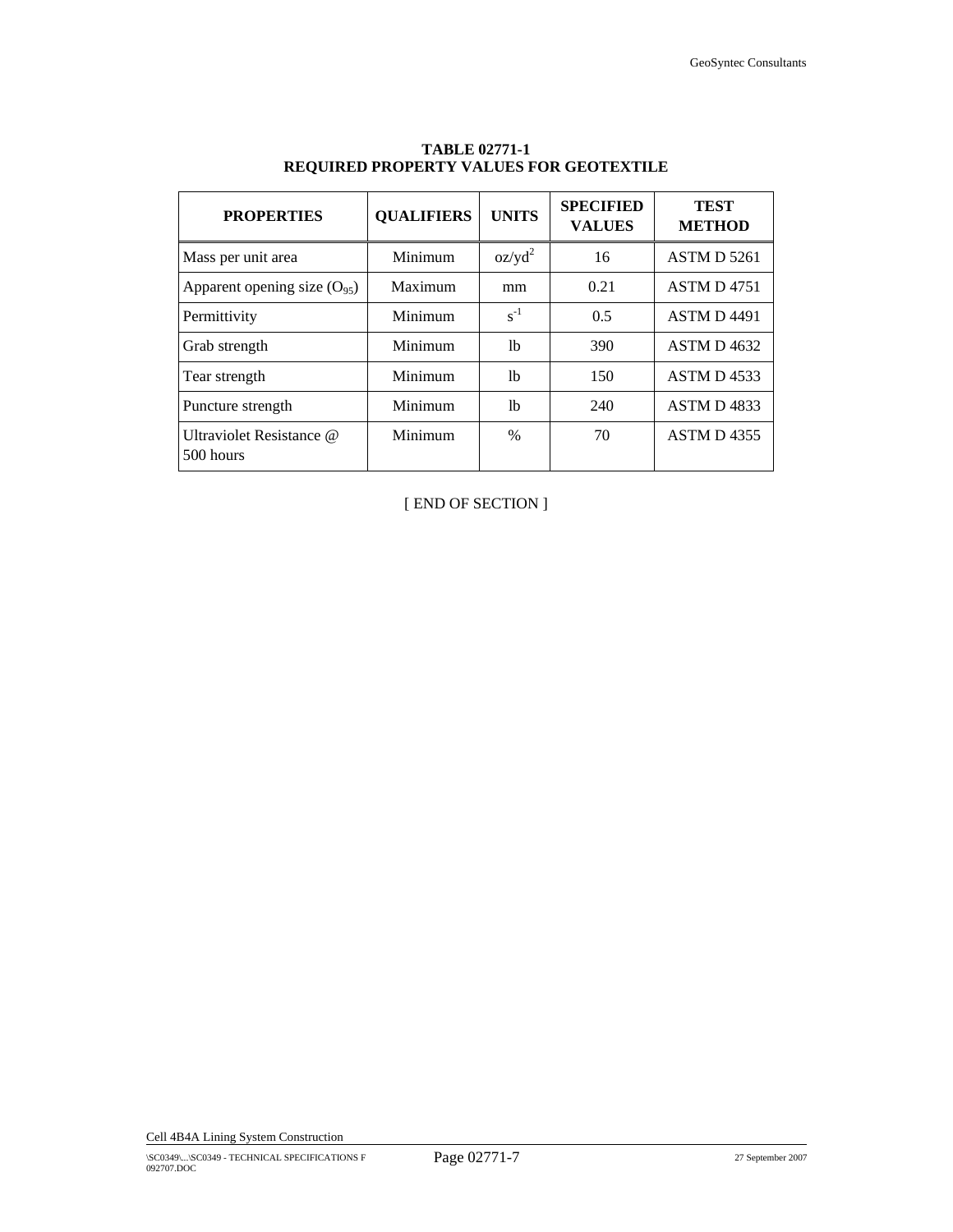**TABLE 02771-1**
**REQUIRED PROPERTY VALUES FOR GEOTEXTILE**

| PROPERTIES | QUALIFIERS | UNITS | SPECIFIED VALUES | TEST METHOD |
|---|---|---|---|---|
| Mass per unit area | Minimum | $oz/yd^2$ | 16 | ASTM D 5261 |
| Apparent opening size ($O_{95}$) | Maximum | mm | 0.21 | ASTM D 4751 |
| Permittivity | Minimum | $s^{-1}$ | 0.5 | ASTM D 4491 |
| Grab strength | Minimum | lb | 390 | ASTM D 4632 |
| Tear strength | Minimum | lb | 150 | ASTM D 4533 |
| Puncture strength | Minimum | lb | 240 | ASTM D 4833 |
| Ultraviolet Resistance @ 500 hours | Minimum | % | 70 | ASTM D 4355 |

[ END OF SECTION ]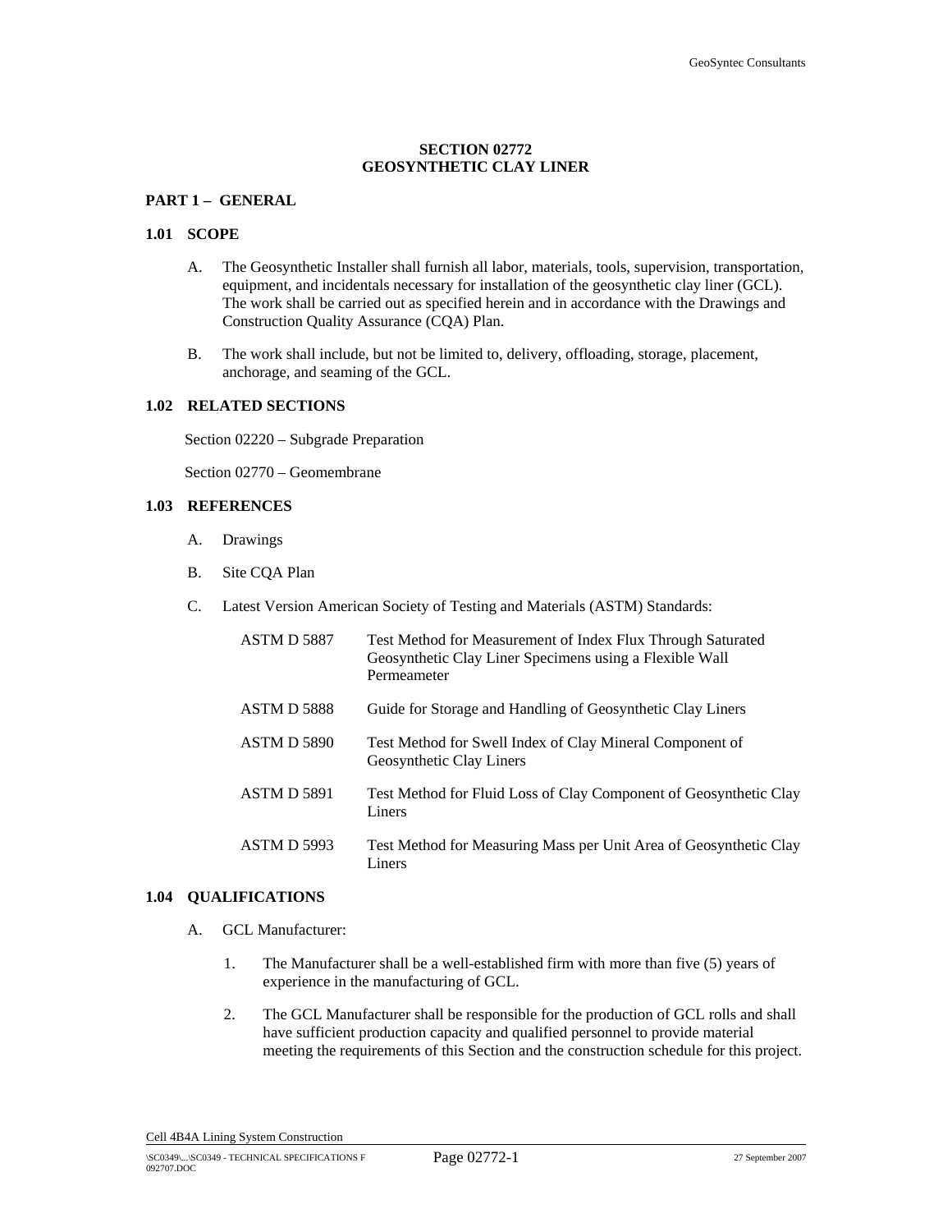# SECTION 02772
# GEOSYNTHETIC CLAY LINER

## PART 1 – GENERAL

### 1.01 SCOPE

A. The Geosynthetic Installer shall furnish all labor, materials, tools, supervision, transportation, equipment, and incidentals necessary for installation of the geosynthetic clay liner (GCL). The work shall be carried out as specified herein and in accordance with the Drawings and Construction Quality Assurance (CQA) Plan.

B. The work shall include, but not be limited to, delivery, offloading, storage, placement, anchorage, and seaming of the GCL.

### 1.02 RELATED SECTIONS

Section 02220 – Subgrade Preparation

Section 02770 – Geomembrane

### 1.03 REFERENCES

A. Drawings

B. Site CQA Plan

C. Latest Version American Society of Testing and Materials (ASTM) Standards:

| | |
|---|---|
| ASTM D 5887 | Test Method for Measurement of Index Flux Through Saturated Geosynthetic Clay Liner Specimens using a Flexible Wall Permeameter |
| ASTM D 5888 | Guide for Storage and Handling of Geosynthetic Clay Liners |
| ASTM D 5890 | Test Method for Swell Index of Clay Mineral Component of Geosynthetic Clay Liners |
| ASTM D 5891 | Test Method for Fluid Loss of Clay Component of Geosynthetic Clay Liners |
| ASTM D 5993 | Test Method for Measuring Mass per Unit Area of Geosynthetic Clay Liners |

### 1.04 QUALIFICATIONS

A. GCL Manufacturer:

1. The Manufacturer shall be a well-established firm with more than five (5) years of experience in the manufacturing of GCL.

2. The GCL Manufacturer shall be responsible for the production of GCL rolls and shall have sufficient production capacity and qualified personnel to provide material meeting the requirements of this Section and the construction schedule for this project.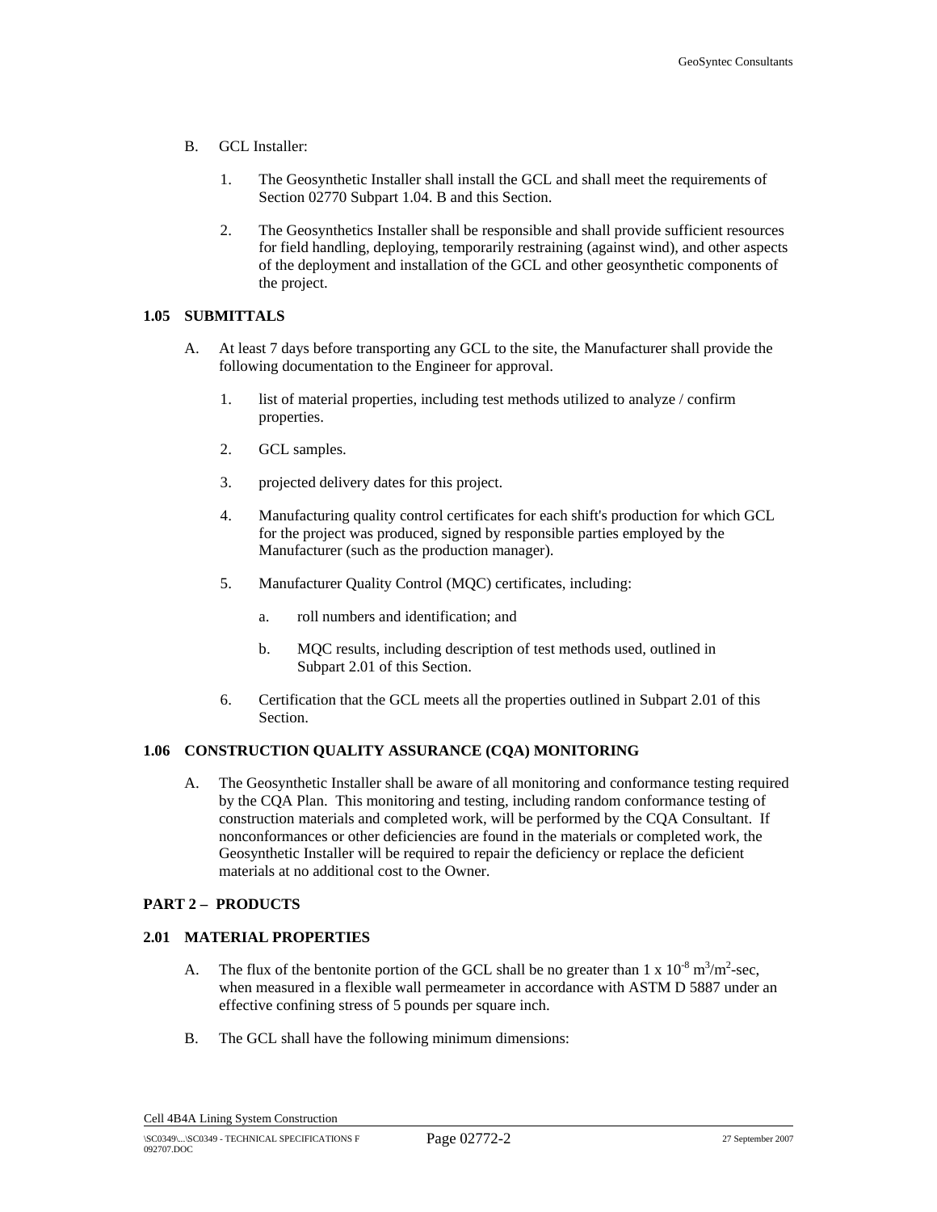B. GCL Installer:

1. The Geosynthetic Installer shall install the GCL and shall meet the requirements of Section 02770 Subpart 1.04. B and this Section.

2. The Geosynthetics Installer shall be responsible and shall provide sufficient resources for field handling, deploying, temporarily restraining (against wind), and other aspects of the deployment and installation of the GCL and other geosynthetic components of the project.

### 1.05 SUBMITTALS

A. At least 7 days before transporting any GCL to the site, the Manufacturer shall provide the following documentation to the Engineer for approval.

1. list of material properties, including test methods utilized to analyze / confirm properties.

2. GCL samples.

3. projected delivery dates for this project.

4. Manufacturing quality control certificates for each shift's production for which GCL for the project was produced, signed by responsible parties employed by the Manufacturer (such as the production manager).

5. Manufacturer Quality Control (MQC) certificates, including:

   a. roll numbers and identification; and

   b. MQC results, including description of test methods used, outlined in Subpart 2.01 of this Section.

6. Certification that the GCL meets all the properties outlined in Subpart 2.01 of this Section.

### 1.06 CONSTRUCTION QUALITY ASSURANCE (CQA) MONITORING

A. The Geosynthetic Installer shall be aware of all monitoring and conformance testing required by the CQA Plan. This monitoring and testing, including random conformance testing of construction materials and completed work, will be performed by the CQA Consultant. If nonconformances or other deficiencies are found in the materials or completed work, the Geosynthetic Installer will be required to repair the deficiency or replace the deficient materials at no additional cost to the Owner.

## PART 2 – PRODUCTS

### 2.01 MATERIAL PROPERTIES

A. The flux of the bentonite portion of the GCL shall be no greater than $1 \times 10^{-8}$ $m^3/m^2$-sec, when measured in a flexible wall permeameter in accordance with ASTM D 5887 under an effective confining stress of 5 pounds per square inch.

B. The GCL shall have the following minimum dimensions: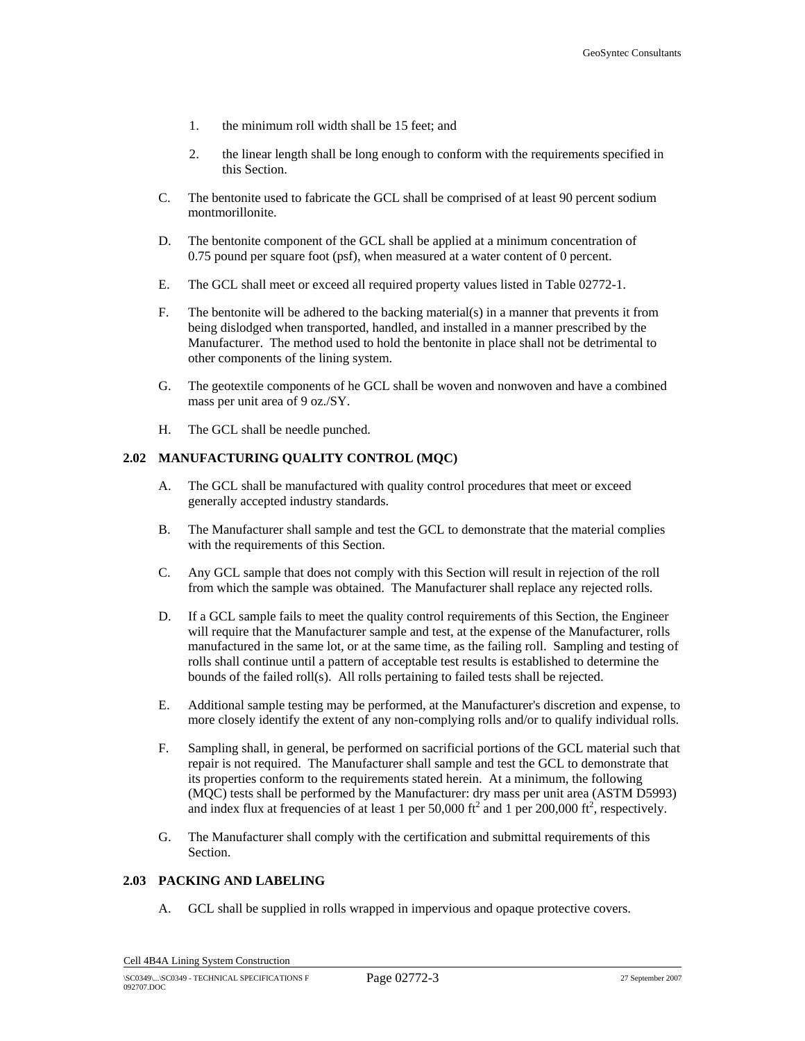1. the minimum roll width shall be 15 feet; and

2. the linear length shall be long enough to conform with the requirements specified in this Section.

C. The bentonite used to fabricate the GCL shall be comprised of at least 90 percent sodium montmorillonite.

D. The bentonite component of the GCL shall be applied at a minimum concentration of 0.75 pound per square foot (psf), when measured at a water content of 0 percent.

E. The GCL shall meet or exceed all required property values listed in Table 02772-1.

F. The bentonite will be adhered to the backing material(s) in a manner that prevents it from being dislodged when transported, handled, and installed in a manner prescribed by the Manufacturer. The method used to hold the bentonite in place shall not be detrimental to other components of the lining system.

G. The geotextile components of he GCL shall be woven and nonwoven and have a combined mass per unit area of 9 oz./SY.

H. The GCL shall be needle punched.

## 2.02 MANUFACTURING QUALITY CONTROL (MQC)

A. The GCL shall be manufactured with quality control procedures that meet or exceed generally accepted industry standards.

B. The Manufacturer shall sample and test the GCL to demonstrate that the material complies with the requirements of this Section.

C. Any GCL sample that does not comply with this Section will result in rejection of the roll from which the sample was obtained. The Manufacturer shall replace any rejected rolls.

D. If a GCL sample fails to meet the quality control requirements of this Section, the Engineer will require that the Manufacturer sample and test, at the expense of the Manufacturer, rolls manufactured in the same lot, or at the same time, as the failing roll. Sampling and testing of rolls shall continue until a pattern of acceptable test results is established to determine the bounds of the failed roll(s). All rolls pertaining to failed tests shall be rejected.

E. Additional sample testing may be performed, at the Manufacturer's discretion and expense, to more closely identify the extent of any non-complying rolls and/or to qualify individual rolls.

F. Sampling shall, in general, be performed on sacrificial portions of the GCL material such that repair is not required. The Manufacturer shall sample and test the GCL to demonstrate that its properties conform to the requirements stated herein. At a minimum, the following (MQC) tests shall be performed by the Manufacturer: dry mass per unit area (ASTM D5993) and index flux at frequencies of at least 1 per 50,000 $ft^2$ and 1 per 200,000 $ft^2$, respectively.

G. The Manufacturer shall comply with the certification and submittal requirements of this Section.

## 2.03 PACKING AND LABELING

A. GCL shall be supplied in rolls wrapped in impervious and opaque protective covers.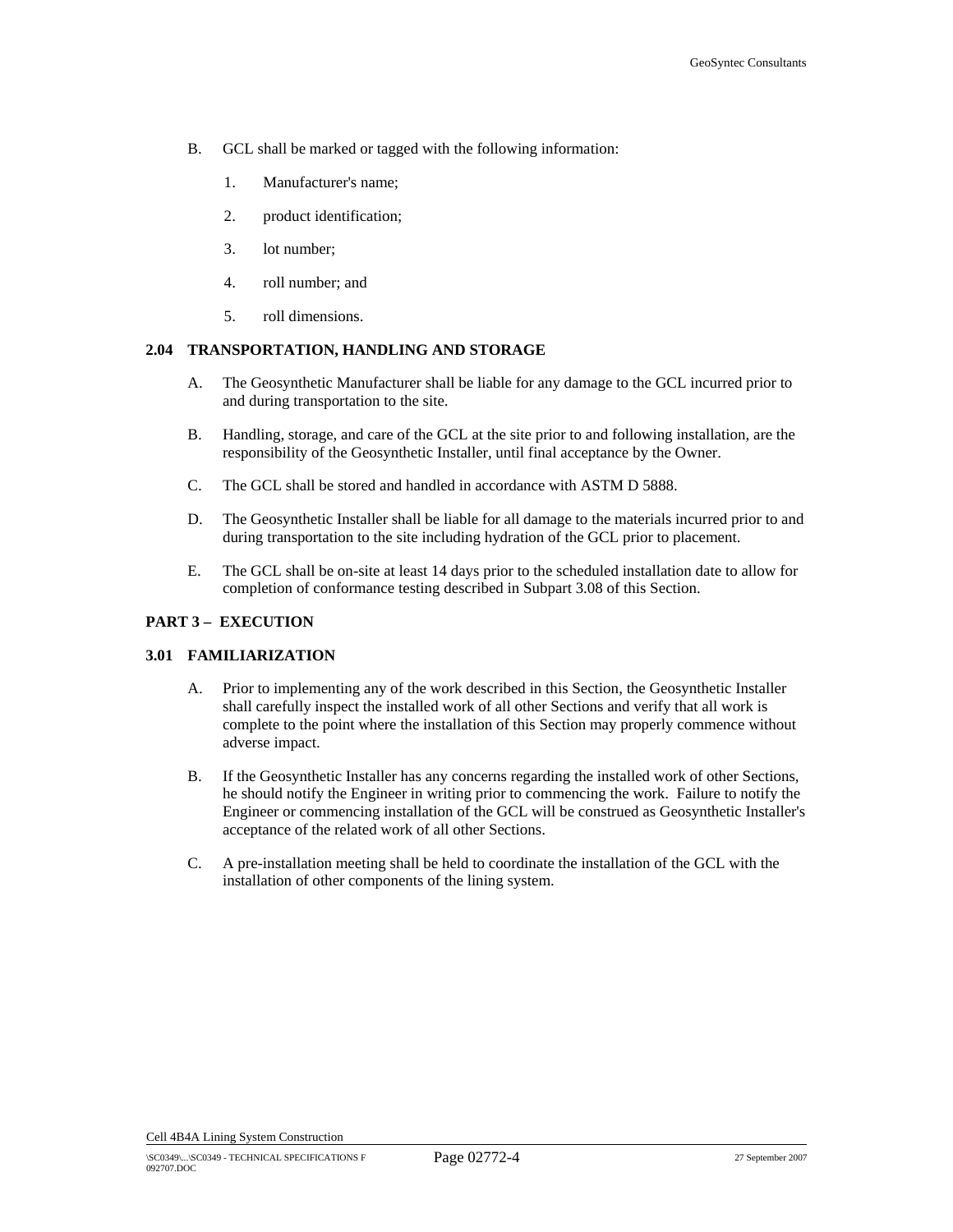B. GCL shall be marked or tagged with the following information:

1. Manufacturer's name;
2. product identification;
3. lot number;
4. roll number; and
5. roll dimensions.

### 2.04 TRANSPORTATION, HANDLING AND STORAGE

A. The Geosynthetic Manufacturer shall be liable for any damage to the GCL incurred prior to and during transportation to the site.

B. Handling, storage, and care of the GCL at the site prior to and following installation, are the responsibility of the Geosynthetic Installer, until final acceptance by the Owner.

C. The GCL shall be stored and handled in accordance with ASTM D 5888.

D. The Geosynthetic Installer shall be liable for all damage to the materials incurred prior to and during transportation to the site including hydration of the GCL prior to placement.

E. The GCL shall be on-site at least 14 days prior to the scheduled installation date to allow for completion of conformance testing described in Subpart 3.08 of this Section.

## PART 3 – EXECUTION

### 3.01 FAMILIARIZATION

A. Prior to implementing any of the work described in this Section, the Geosynthetic Installer shall carefully inspect the installed work of all other Sections and verify that all work is complete to the point where the installation of this Section may properly commence without adverse impact.

B. If the Geosynthetic Installer has any concerns regarding the installed work of other Sections, he should notify the Engineer in writing prior to commencing the work. Failure to notify the Engineer or commencing installation of the GCL will be construed as Geosynthetic Installer's acceptance of the related work of all other Sections.

C. A pre-installation meeting shall be held to coordinate the installation of the GCL with the installation of other components of the lining system.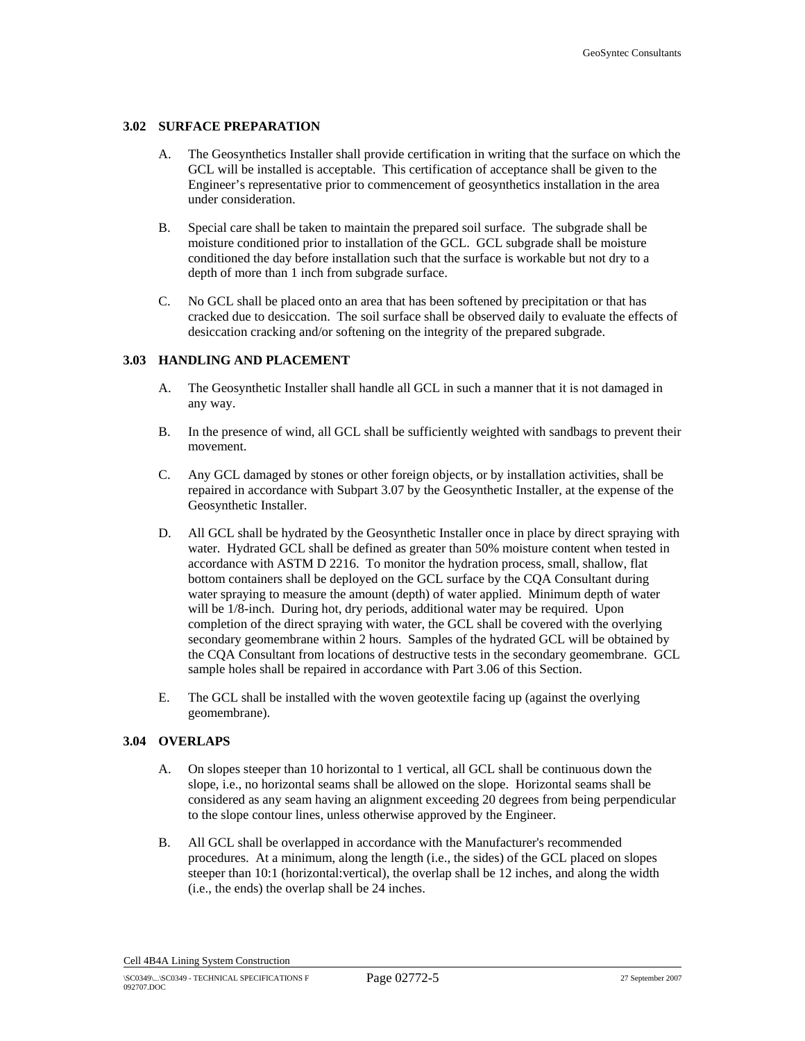### 3.02 SURFACE PREPARATION

A. The Geosynthetics Installer shall provide certification in writing that the surface on which the GCL will be installed is acceptable. This certification of acceptance shall be given to the Engineer's representative prior to commencement of geosynthetics installation in the area under consideration.

B. Special care shall be taken to maintain the prepared soil surface. The subgrade shall be moisture conditioned prior to installation of the GCL. GCL subgrade shall be moisture conditioned the day before installation such that the surface is workable but not dry to a depth of more than 1 inch from subgrade surface.

C. No GCL shall be placed onto an area that has been softened by precipitation or that has cracked due to desiccation. The soil surface shall be observed daily to evaluate the effects of desiccation cracking and/or softening on the integrity of the prepared subgrade.

### 3.03 HANDLING AND PLACEMENT

A. The Geosynthetic Installer shall handle all GCL in such a manner that it is not damaged in any way.

B. In the presence of wind, all GCL shall be sufficiently weighted with sandbags to prevent their movement.

C. Any GCL damaged by stones or other foreign objects, or by installation activities, shall be repaired in accordance with Subpart 3.07 by the Geosynthetic Installer, at the expense of the Geosynthetic Installer.

D. All GCL shall be hydrated by the Geosynthetic Installer once in place by direct spraying with water. Hydrated GCL shall be defined as greater than 50% moisture content when tested in accordance with ASTM D 2216. To monitor the hydration process, small, shallow, flat bottom containers shall be deployed on the GCL surface by the CQA Consultant during water spraying to measure the amount (depth) of water applied. Minimum depth of water will be 1/8-inch. During hot, dry periods, additional water may be required. Upon completion of the direct spraying with water, the GCL shall be covered with the overlying secondary geomembrane within 2 hours. Samples of the hydrated GCL will be obtained by the CQA Consultant from locations of destructive tests in the secondary geomembrane. GCL sample holes shall be repaired in accordance with Part 3.06 of this Section.

E. The GCL shall be installed with the woven geotextile facing up (against the overlying geomembrane).

### 3.04 OVERLAPS

A. On slopes steeper than 10 horizontal to 1 vertical, all GCL shall be continuous down the slope, i.e., no horizontal seams shall be allowed on the slope. Horizontal seams shall be considered as any seam having an alignment exceeding 20 degrees from being perpendicular to the slope contour lines, unless otherwise approved by the Engineer.

B. All GCL shall be overlapped in accordance with the Manufacturer's recommended procedures. At a minimum, along the length (i.e., the sides) of the GCL placed on slopes steeper than 10:1 (horizontal:vertical), the overlap shall be 12 inches, and along the width (i.e., the ends) the overlap shall be 24 inches.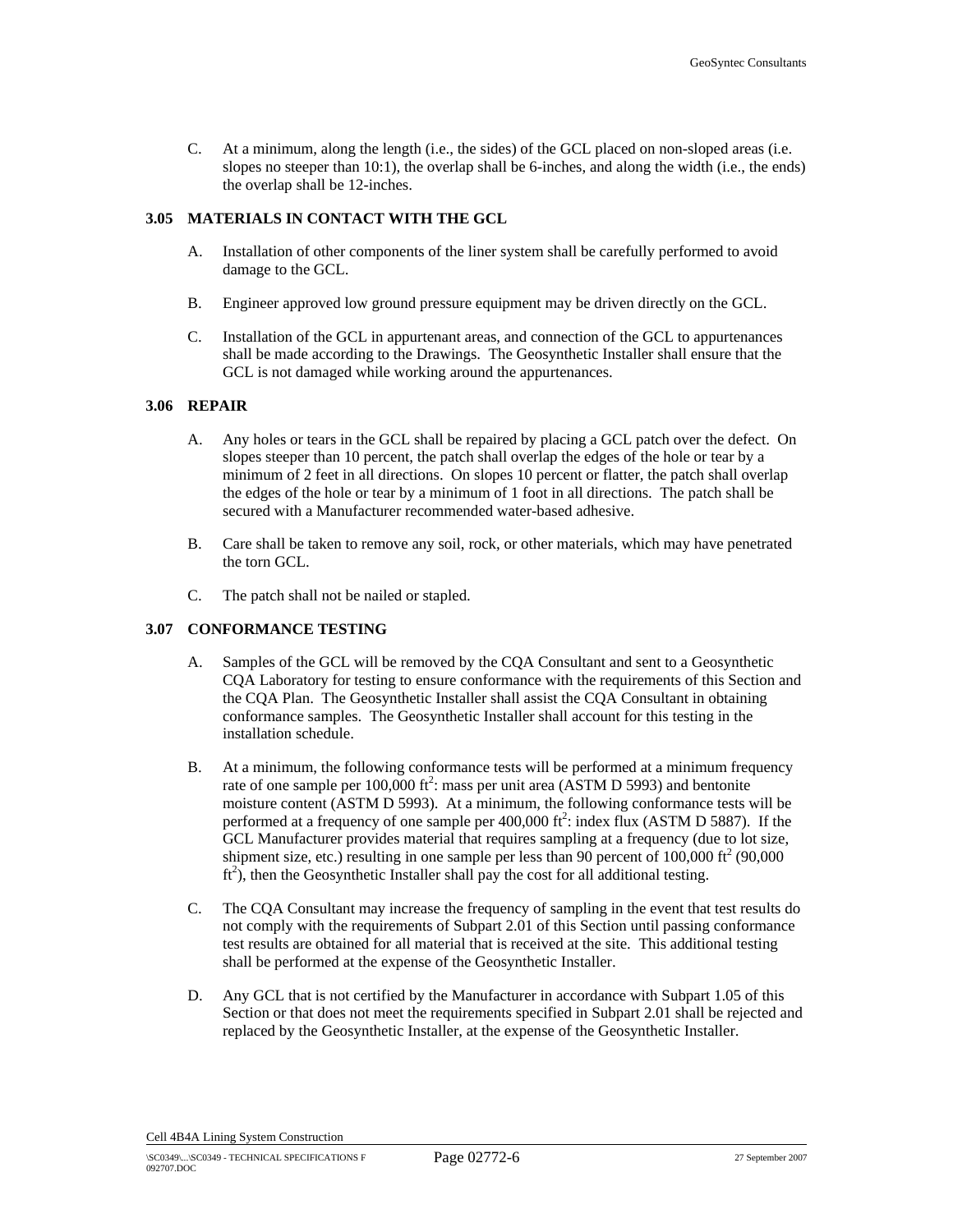C. At a minimum, along the length (i.e., the sides) of the GCL placed on non-sloped areas (i.e. slopes no steeper than 10:1), the overlap shall be 6-inches, and along the width (i.e., the ends) the overlap shall be 12-inches.

### 3.05 MATERIALS IN CONTACT WITH THE GCL

A. Installation of other components of the liner system shall be carefully performed to avoid damage to the GCL.

B. Engineer approved low ground pressure equipment may be driven directly on the GCL.

C. Installation of the GCL in appurtenant areas, and connection of the GCL to appurtenances shall be made according to the Drawings. The Geosynthetic Installer shall ensure that the GCL is not damaged while working around the appurtenances.

### 3.06 REPAIR

A. Any holes or tears in the GCL shall be repaired by placing a GCL patch over the defect. On slopes steeper than 10 percent, the patch shall overlap the edges of the hole or tear by a minimum of 2 feet in all directions. On slopes 10 percent or flatter, the patch shall overlap the edges of the hole or tear by a minimum of 1 foot in all directions. The patch shall be secured with a Manufacturer recommended water-based adhesive.

B. Care shall be taken to remove any soil, rock, or other materials, which may have penetrated the torn GCL.

C. The patch shall not be nailed or stapled.

### 3.07 CONFORMANCE TESTING

A. Samples of the GCL will be removed by the CQA Consultant and sent to a Geosynthetic CQA Laboratory for testing to ensure conformance with the requirements of this Section and the CQA Plan. The Geosynthetic Installer shall assist the CQA Consultant in obtaining conformance samples. The Geosynthetic Installer shall account for this testing in the installation schedule.

B. At a minimum, the following conformance tests will be performed at a minimum frequency rate of one sample per 100,000 $ft^2$: mass per unit area (ASTM D 5993) and bentonite moisture content (ASTM D 5993). At a minimum, the following conformance tests will be performed at a frequency of one sample per 400,000 $ft^2$: index flux (ASTM D 5887). If the GCL Manufacturer provides material that requires sampling at a frequency (due to lot size, shipment size, etc.) resulting in one sample per less than 90 percent of 100,000 $ft^2$ (90,000 $ft^2$), then the Geosynthetic Installer shall pay the cost for all additional testing.

C. The CQA Consultant may increase the frequency of sampling in the event that test results do not comply with the requirements of Subpart 2.01 of this Section until passing conformance test results are obtained for all material that is received at the site. This additional testing shall be performed at the expense of the Geosynthetic Installer.

D. Any GCL that is not certified by the Manufacturer in accordance with Subpart 1.05 of this Section or that does not meet the requirements specified in Subpart 2.01 shall be rejected and replaced by the Geosynthetic Installer, at the expense of the Geosynthetic Installer.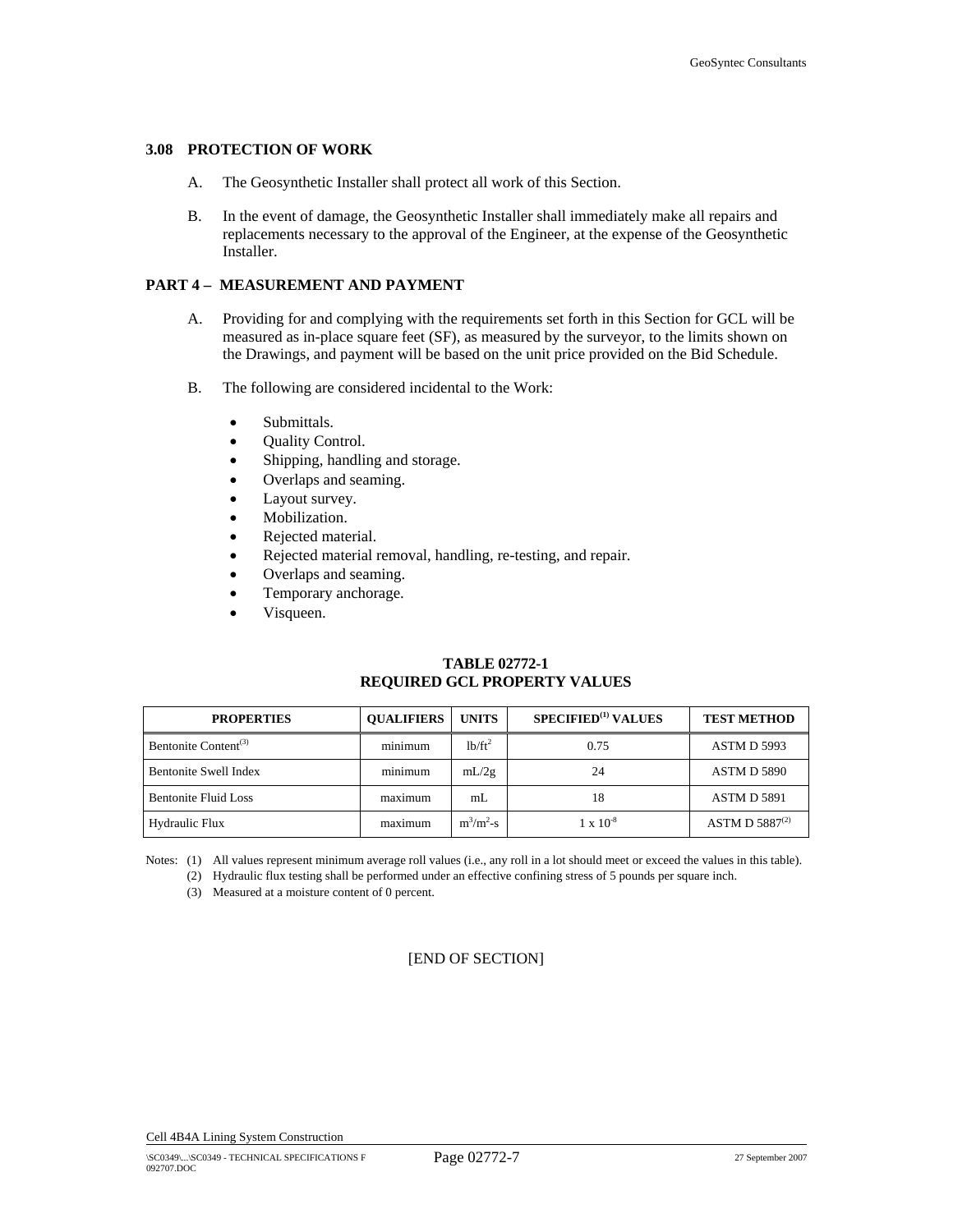### 3.08 PROTECTION OF WORK

A. The Geosynthetic Installer shall protect all work of this Section.

B. In the event of damage, the Geosynthetic Installer shall immediately make all repairs and replacements necessary to the approval of the Engineer, at the expense of the Geosynthetic Installer.

## PART 4 – MEASUREMENT AND PAYMENT

A. Providing for and complying with the requirements set forth in this Section for GCL will be measured as in-place square feet (SF), as measured by the surveyor, to the limits shown on the Drawings, and payment will be based on the unit price provided on the Bid Schedule.

B. The following are considered incidental to the Work:

- Submittals.
- Quality Control.
- Shipping, handling and storage.
- Overlaps and seaming.
- Layout survey.
- Mobilization.
- Rejected material.
- Rejected material removal, handling, re-testing, and repair.
- Overlaps and seaming.
- Temporary anchorage.
- Visqueen.

**TABLE 02772-1**
**REQUIRED GCL PROPERTY VALUES**

| PROPERTIES | QUALIFIERS | UNITS | SPECIFIED[1] VALUES | TEST METHOD |
|---|---|---|---|---|
| Bentonite Content[3] | minimum | $lb/ft^2$ | 0.75 | ASTM D 5993 |
| Bentonite Swell Index | minimum | mL/2g | 24 | ASTM D 5890 |
| Bentonite Fluid Loss | maximum | mL | 18 | ASTM D 5891 |
| Hydraulic Flux | maximum | $m^3/m^2$-s | $1 \times 10^{-8}$ | ASTM D 5887[2] |

Notes: (1) All values represent minimum average roll values (i.e., any roll in a lot should meet or exceed the values in this table).
(2) Hydraulic flux testing shall be performed under an effective confining stress of 5 pounds per square inch.
(3) Measured at a moisture content of 0 percent.

[END OF SECTION]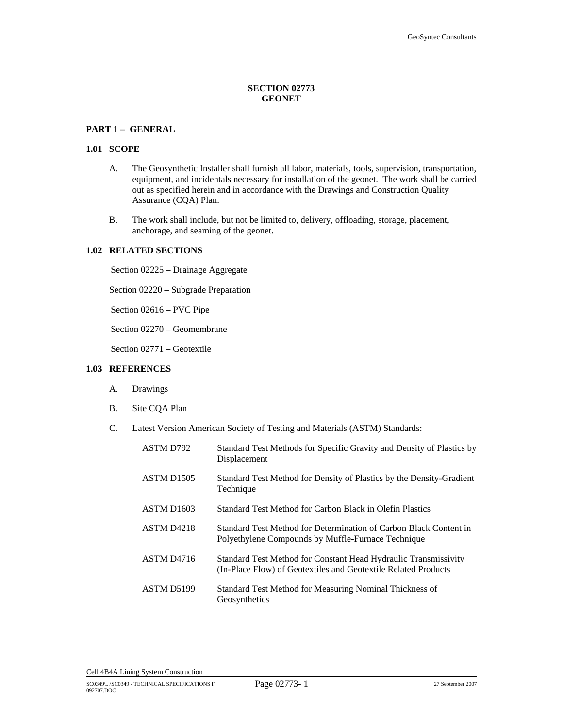# SECTION 02773 GEONET

## PART 1 – GENERAL

### 1.01 SCOPE

A. The Geosynthetic Installer shall furnish all labor, materials, tools, supervision, transportation, equipment, and incidentals necessary for installation of the geonet. The work shall be carried out as specified herein and in accordance with the Drawings and Construction Quality Assurance (CQA) Plan.

B. The work shall include, but not be limited to, delivery, offloading, storage, placement, anchorage, and seaming of the geonet.

### 1.02 RELATED SECTIONS

Section 02225 – Drainage Aggregate

Section 02220 – Subgrade Preparation

Section 02616 – PVC Pipe

Section 02270 – Geomembrane

Section 02771 – Geotextile

### 1.03 REFERENCES

A. Drawings

B. Site CQA Plan

C. Latest Version American Society of Testing and Materials (ASTM) Standards:

| | |
|---|---|
| ASTM D792 | Standard Test Methods for Specific Gravity and Density of Plastics by Displacement |
| ASTM D1505 | Standard Test Method for Density of Plastics by the Density-Gradient Technique |
| ASTM D1603 | Standard Test Method for Carbon Black in Olefin Plastics |
| ASTM D4218 | Standard Test Method for Determination of Carbon Black Content in Polyethylene Compounds by Muffle-Furnace Technique |
| ASTM D4716 | Standard Test Method for Constant Head Hydraulic Transmissivity (In-Place Flow) of Geotextiles and Geotextile Related Products |
| ASTM D5199 | Standard Test Method for Measuring Nominal Thickness of Geosynthetics |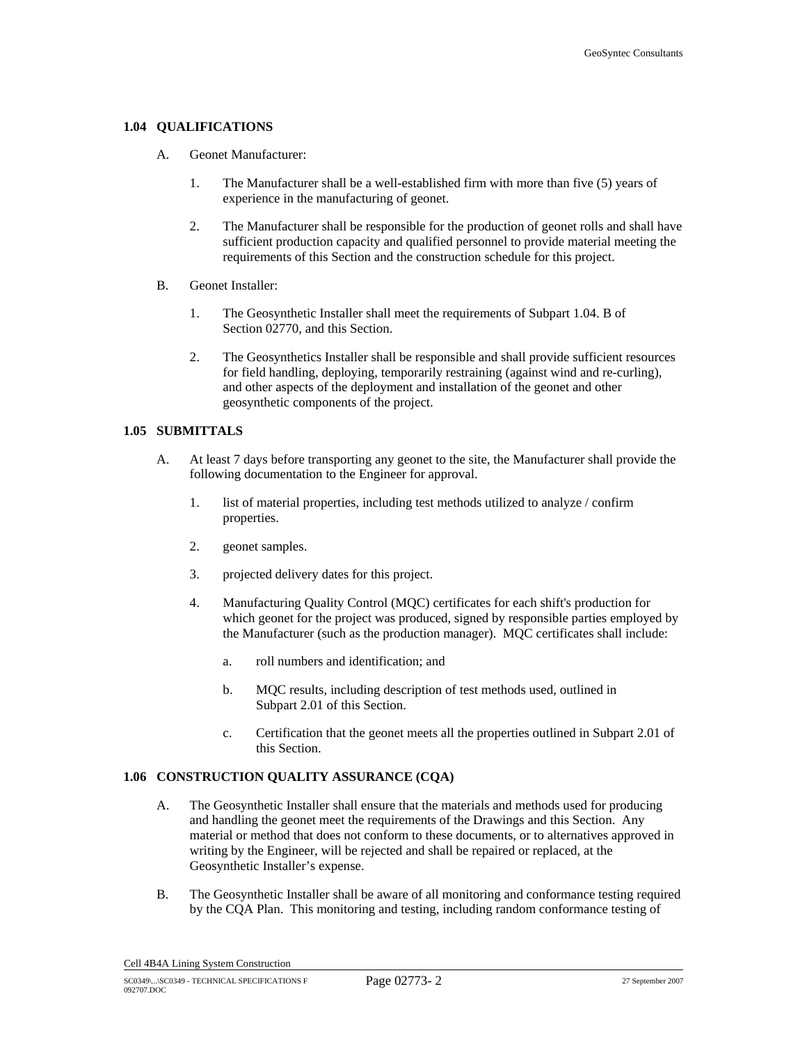### 1.04 QUALIFICATIONS

A. Geonet Manufacturer:

1. The Manufacturer shall be a well-established firm with more than five (5) years of experience in the manufacturing of geonet.

2. The Manufacturer shall be responsible for the production of geonet rolls and shall have sufficient production capacity and qualified personnel to provide material meeting the requirements of this Section and the construction schedule for this project.

B. Geonet Installer:

1. The Geosynthetic Installer shall meet the requirements of Subpart 1.04. B of Section 02770, and this Section.

2. The Geosynthetics Installer shall be responsible and shall provide sufficient resources for field handling, deploying, temporarily restraining (against wind and re-curling), and other aspects of the deployment and installation of the geonet and other geosynthetic components of the project.

### 1.05 SUBMITTALS

A. At least 7 days before transporting any geonet to the site, the Manufacturer shall provide the following documentation to the Engineer for approval.

1. list of material properties, including test methods utilized to analyze / confirm properties.

2. geonet samples.

3. projected delivery dates for this project.

4. Manufacturing Quality Control (MQC) certificates for each shift's production for which geonet for the project was produced, signed by responsible parties employed by the Manufacturer (such as the production manager). MQC certificates shall include:

   a. roll numbers and identification; and

   b. MQC results, including description of test methods used, outlined in Subpart 2.01 of this Section.

   c. Certification that the geonet meets all the properties outlined in Subpart 2.01 of this Section.

### 1.06 CONSTRUCTION QUALITY ASSURANCE (CQA)

A. The Geosynthetic Installer shall ensure that the materials and methods used for producing and handling the geonet meet the requirements of the Drawings and this Section. Any material or method that does not conform to these documents, or to alternatives approved in writing by the Engineer, will be rejected and shall be repaired or replaced, at the Geosynthetic Installer's expense.

B. The Geosynthetic Installer shall be aware of all monitoring and conformance testing required by the CQA Plan. This monitoring and testing, including random conformance testing of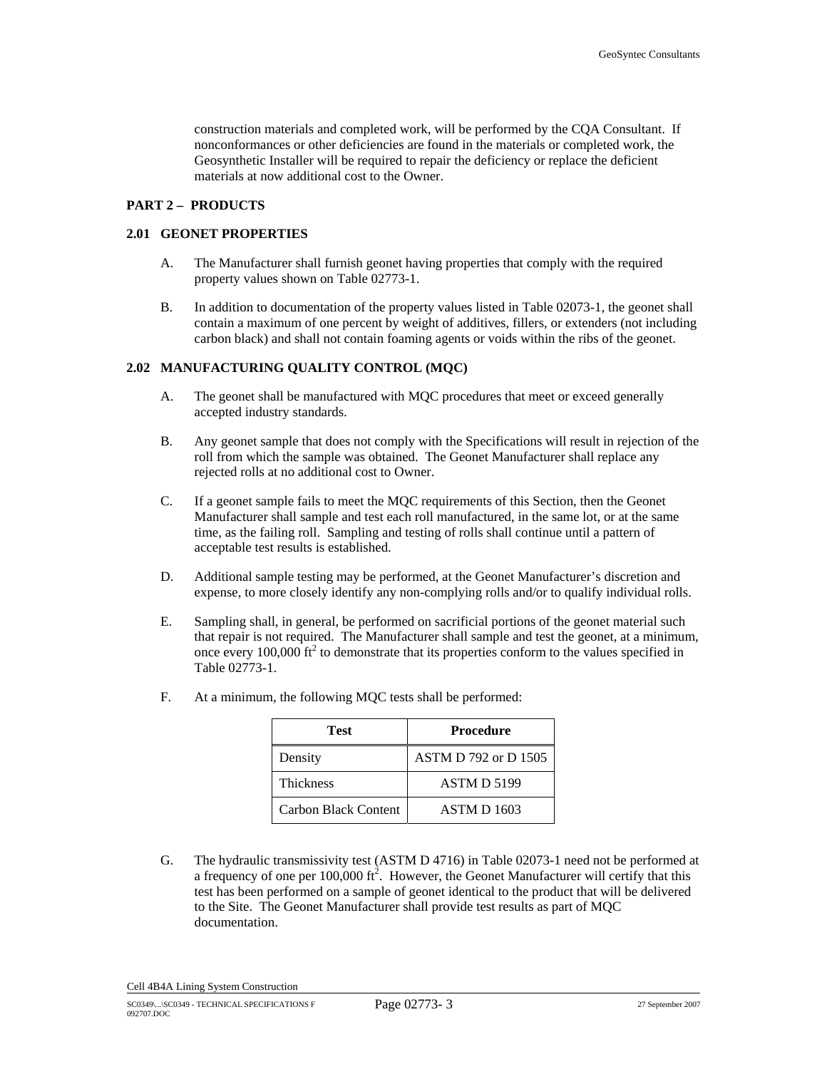construction materials and completed work, will be performed by the CQA Consultant. If nonconformances or other deficiencies are found in the materials or completed work, the Geosynthetic Installer will be required to repair the deficiency or replace the deficient materials at now additional cost to the Owner.

## PART 2 – PRODUCTS

### 2.01 GEONET PROPERTIES

A. The Manufacturer shall furnish geonet having properties that comply with the required property values shown on Table 02773-1.

B. In addition to documentation of the property values listed in Table 02073-1, the geonet shall contain a maximum of one percent by weight of additives, fillers, or extenders (not including carbon black) and shall not contain foaming agents or voids within the ribs of the geonet.

### 2.02 MANUFACTURING QUALITY CONTROL (MQC)

A. The geonet shall be manufactured with MQC procedures that meet or exceed generally accepted industry standards.

B. Any geonet sample that does not comply with the Specifications will result in rejection of the roll from which the sample was obtained. The Geonet Manufacturer shall replace any rejected rolls at no additional cost to Owner.

C. If a geonet sample fails to meet the MQC requirements of this Section, then the Geonet Manufacturer shall sample and test each roll manufactured, in the same lot, or at the same time, as the failing roll. Sampling and testing of rolls shall continue until a pattern of acceptable test results is established.

D. Additional sample testing may be performed, at the Geonet Manufacturer's discretion and expense, to more closely identify any non-complying rolls and/or to qualify individual rolls.

E. Sampling shall, in general, be performed on sacrificial portions of the geonet material such that repair is not required. The Manufacturer shall sample and test the geonet, at a minimum, once every 100,000 $ft^2$ to demonstrate that its properties conform to the values specified in Table 02773-1.

F. At a minimum, the following MQC tests shall be performed:

| Test | Procedure |
|---|---|
| Density | ASTM D 792 or D 1505 |
| Thickness | ASTM D 5199 |
| Carbon Black Content | ASTM D 1603 |

G. The hydraulic transmissivity test (ASTM D 4716) in Table 02073-1 need not be performed at a frequency of one per 100,000 $ft^2$. However, the Geonet Manufacturer will certify that this test has been performed on a sample of geonet identical to the product that will be delivered to the Site. The Geonet Manufacturer shall provide test results as part of MQC documentation.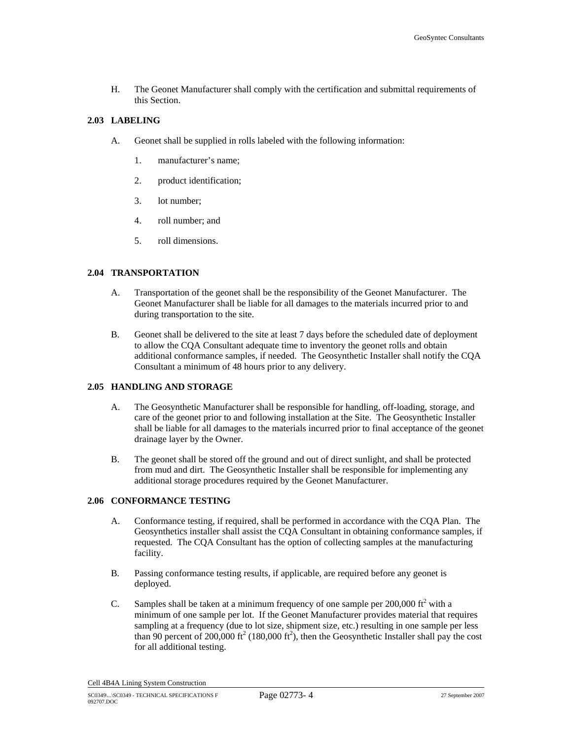H. The Geonet Manufacturer shall comply with the certification and submittal requirements of this Section.

### 2.03 LABELING

A. Geonet shall be supplied in rolls labeled with the following information:

1. manufacturer's name;
2. product identification;
3. lot number;
4. roll number; and
5. roll dimensions.

### 2.04 TRANSPORTATION

A. Transportation of the geonet shall be the responsibility of the Geonet Manufacturer. The Geonet Manufacturer shall be liable for all damages to the materials incurred prior to and during transportation to the site.

B. Geonet shall be delivered to the site at least 7 days before the scheduled date of deployment to allow the CQA Consultant adequate time to inventory the geonet rolls and obtain additional conformance samples, if needed. The Geosynthetic Installer shall notify the CQA Consultant a minimum of 48 hours prior to any delivery.

### 2.05 HANDLING AND STORAGE

A. The Geosynthetic Manufacturer shall be responsible for handling, off-loading, storage, and care of the geonet prior to and following installation at the Site. The Geosynthetic Installer shall be liable for all damages to the materials incurred prior to final acceptance of the geonet drainage layer by the Owner.

B. The geonet shall be stored off the ground and out of direct sunlight, and shall be protected from mud and dirt. The Geosynthetic Installer shall be responsible for implementing any additional storage procedures required by the Geonet Manufacturer.

### 2.06 CONFORMANCE TESTING

A. Conformance testing, if required, shall be performed in accordance with the CQA Plan. The Geosynthetics installer shall assist the CQA Consultant in obtaining conformance samples, if requested. The CQA Consultant has the option of collecting samples at the manufacturing facility.

B. Passing conformance testing results, if applicable, are required before any geonet is deployed.

C. Samples shall be taken at a minimum frequency of one sample per 200,000 $ft^2$ with a minimum of one sample per lot. If the Geonet Manufacturer provides material that requires sampling at a frequency (due to lot size, shipment size, etc.) resulting in one sample per less than 90 percent of 200,000 $ft^2$ (180,000 $ft^2$), then the Geosynthetic Installer shall pay the cost for all additional testing.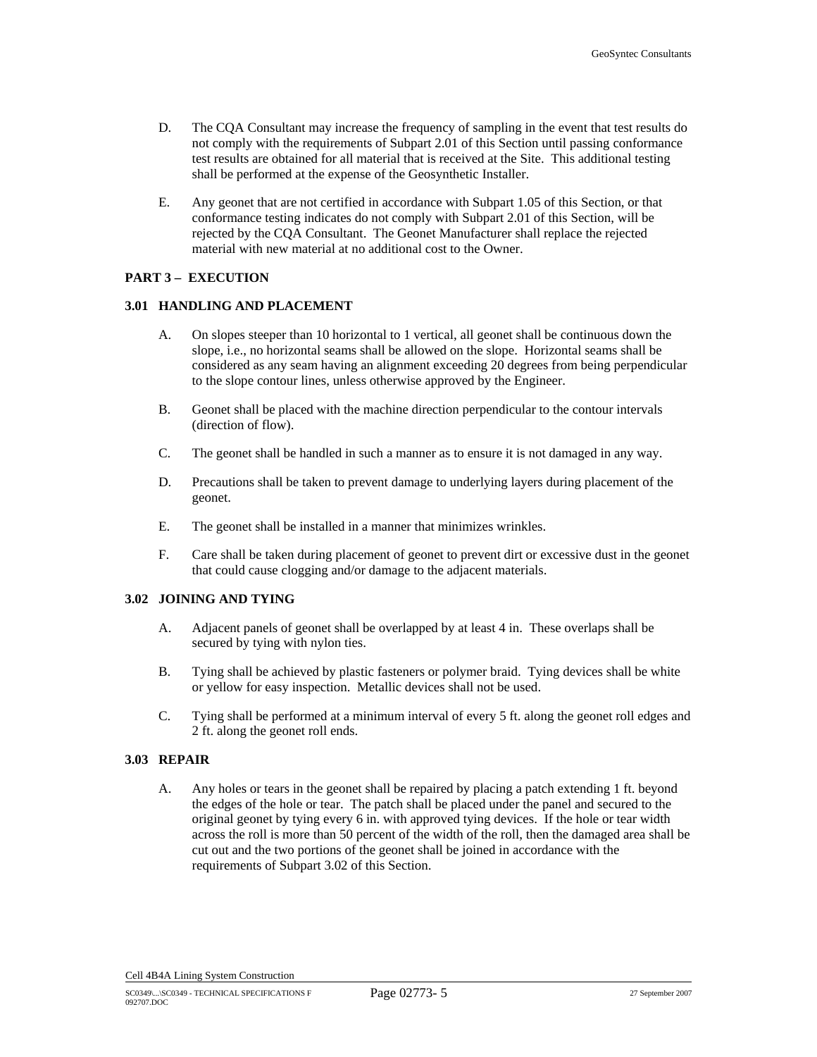D. The CQA Consultant may increase the frequency of sampling in the event that test results do not comply with the requirements of Subpart 2.01 of this Section until passing conformance test results are obtained for all material that is received at the Site. This additional testing shall be performed at the expense of the Geosynthetic Installer.

E. Any geonet that are not certified in accordance with Subpart 1.05 of this Section, or that conformance testing indicates do not comply with Subpart 2.01 of this Section, will be rejected by the CQA Consultant. The Geonet Manufacturer shall replace the rejected material with new material at no additional cost to the Owner.

## PART 3 – EXECUTION

### 3.01 HANDLING AND PLACEMENT

A. On slopes steeper than 10 horizontal to 1 vertical, all geonet shall be continuous down the slope, i.e., no horizontal seams shall be allowed on the slope. Horizontal seams shall be considered as any seam having an alignment exceeding 20 degrees from being perpendicular to the slope contour lines, unless otherwise approved by the Engineer.

B. Geonet shall be placed with the machine direction perpendicular to the contour intervals (direction of flow).

C. The geonet shall be handled in such a manner as to ensure it is not damaged in any way.

D. Precautions shall be taken to prevent damage to underlying layers during placement of the geonet.

E. The geonet shall be installed in a manner that minimizes wrinkles.

F. Care shall be taken during placement of geonet to prevent dirt or excessive dust in the geonet that could cause clogging and/or damage to the adjacent materials.

### 3.02 JOINING AND TYING

A. Adjacent panels of geonet shall be overlapped by at least 4 in. These overlaps shall be secured by tying with nylon ties.

B. Tying shall be achieved by plastic fasteners or polymer braid. Tying devices shall be white or yellow for easy inspection. Metallic devices shall not be used.

C. Tying shall be performed at a minimum interval of every 5 ft. along the geonet roll edges and 2 ft. along the geonet roll ends.

### 3.03 REPAIR

A. Any holes or tears in the geonet shall be repaired by placing a patch extending 1 ft. beyond the edges of the hole or tear. The patch shall be placed under the panel and secured to the original geonet by tying every 6 in. with approved tying devices. If the hole or tear width across the roll is more than 50 percent of the width of the roll, then the damaged area shall be cut out and the two portions of the geonet shall be joined in accordance with the requirements of Subpart 3.02 of this Section.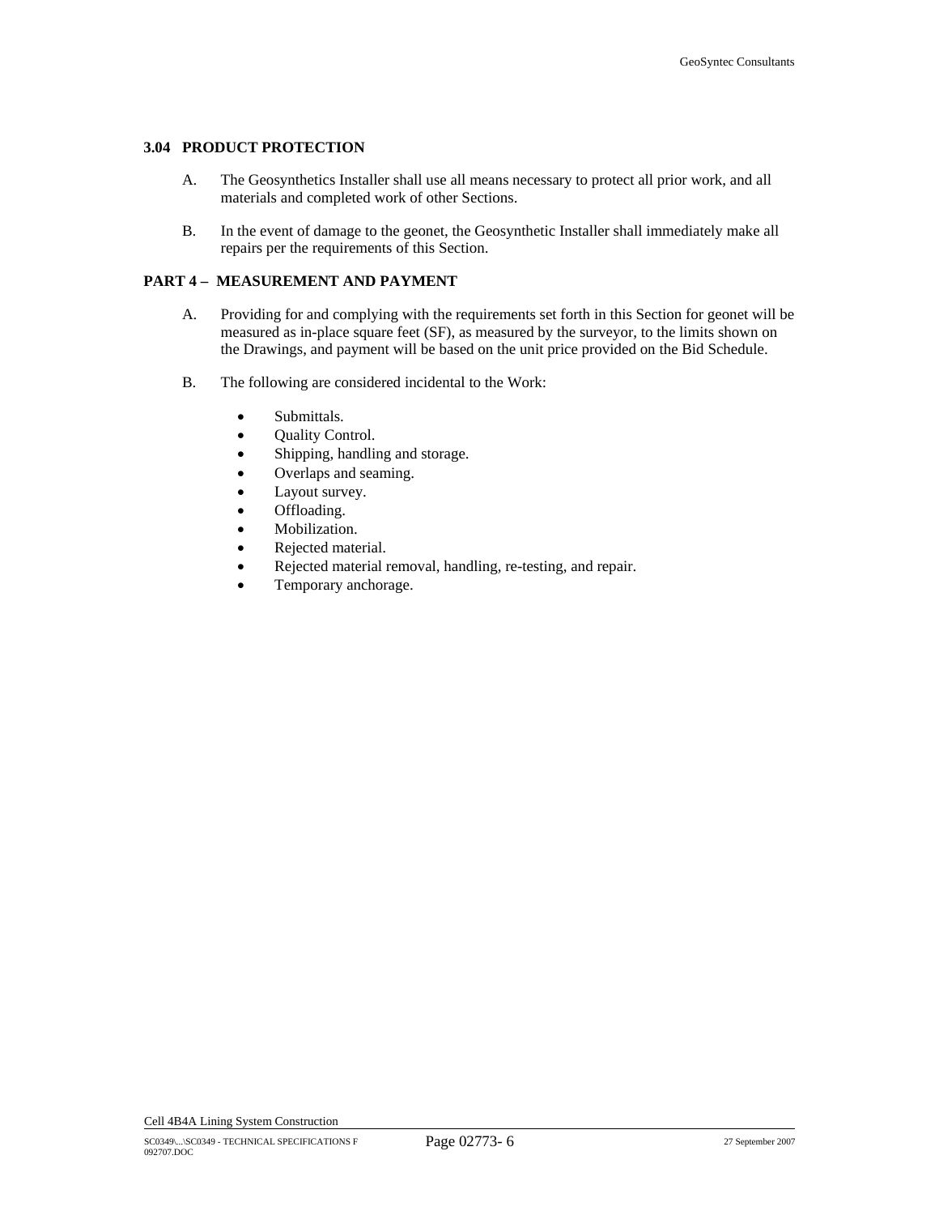### 3.04 PRODUCT PROTECTION

A. The Geosynthetics Installer shall use all means necessary to protect all prior work, and all materials and completed work of other Sections.

B. In the event of damage to the geonet, the Geosynthetic Installer shall immediately make all repairs per the requirements of this Section.

## PART 4 – MEASUREMENT AND PAYMENT

A. Providing for and complying with the requirements set forth in this Section for geonet will be measured as in-place square feet (SF), as measured by the surveyor, to the limits shown on the Drawings, and payment will be based on the unit price provided on the Bid Schedule.

B. The following are considered incidental to the Work:

- Submittals.
- Quality Control.
- Shipping, handling and storage.
- Overlaps and seaming.
- Layout survey.
- Offloading.
- Mobilization.
- Rejected material.
- Rejected material removal, handling, re-testing, and repair.
- Temporary anchorage.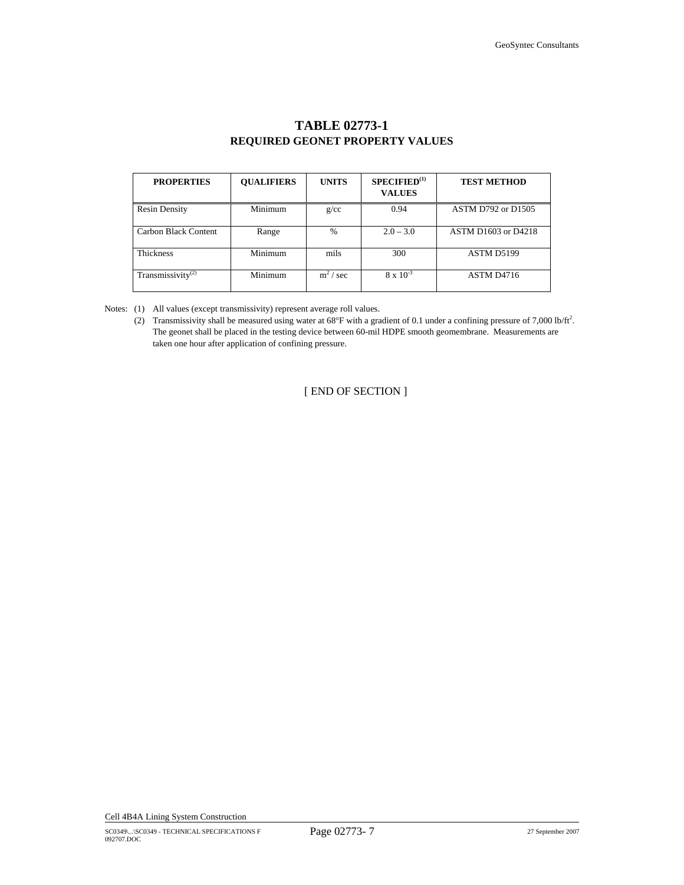# TABLE 02773-1
## REQUIRED GEONET PROPERTY VALUES

| PROPERTIES | QUALIFIERS | UNITS | SPECIFIED[(1)] VALUES | TEST METHOD |
|---|---|---|---|---|
| Resin Density | Minimum | g/cc | 0.94 | ASTM D792 or D1505 |
| Carbon Black Content | Range | % | 2.0 – 3.0 | ASTM D1603 or D4218 |
| Thickness | Minimum | mils | 300 | ASTM D5199 |
| Transmissivity[(2)] | Minimum | $m^2$ / sec | $8 \times 10^{-3}$ | ASTM D4716 |

Notes: (1) All values (except transmissivity) represent average roll values.

(2) Transmissivity shall be measured using water at 68°F with a gradient of 0.1 under a confining pressure of 7,000 lb/$ft^2$. The geonet shall be placed in the testing device between 60-mil HDPE smooth geomembrane. Measurements are taken one hour after application of confining pressure.

[ END OF SECTION ]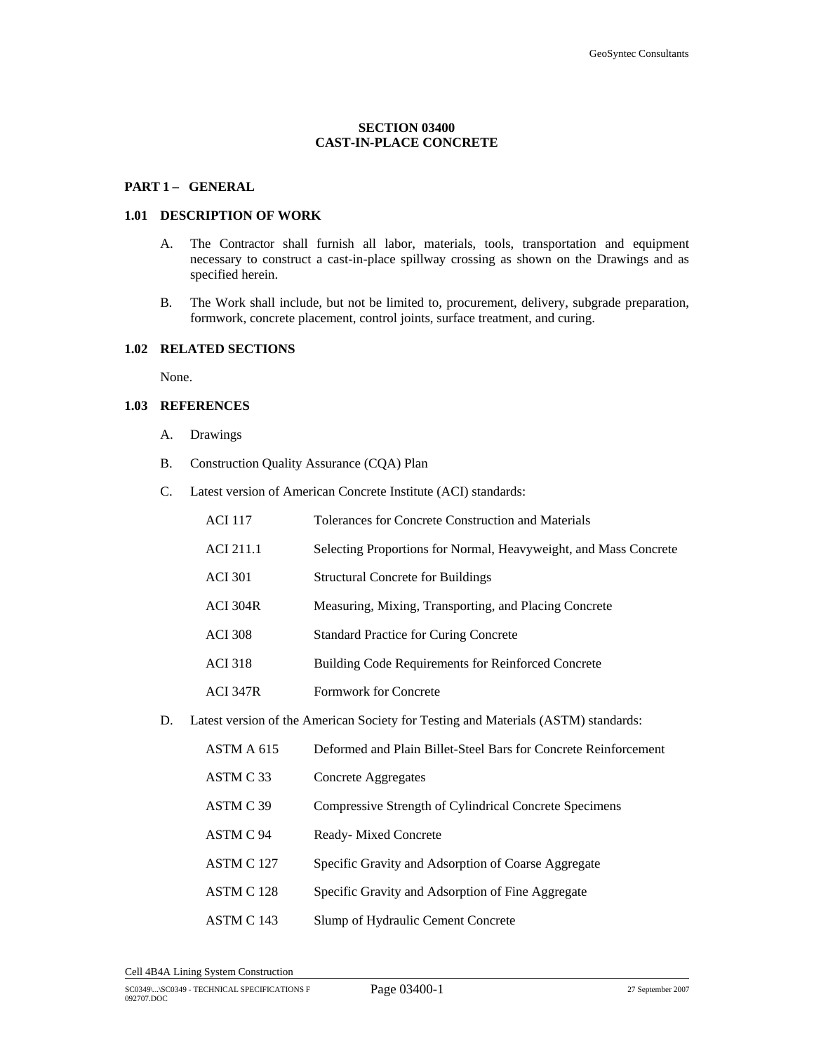# SECTION 03400
# CAST-IN-PLACE CONCRETE

## PART 1 – GENERAL

### 1.01 DESCRIPTION OF WORK

A. The Contractor shall furnish all labor, materials, tools, transportation and equipment necessary to construct a cast-in-place spillway crossing as shown on the Drawings and as specified herein.

B. The Work shall include, but not be limited to, procurement, delivery, subgrade preparation, formwork, concrete placement, control joints, surface treatment, and curing.

### 1.02 RELATED SECTIONS

None.

### 1.03 REFERENCES

A. Drawings

B. Construction Quality Assurance (CQA) Plan

C. Latest version of American Concrete Institute (ACI) standards:

| | |
|---|---|
| ACI 117 | Tolerances for Concrete Construction and Materials |
| ACI 211.1 | Selecting Proportions for Normal, Heavyweight, and Mass Concrete |
| ACI 301 | Structural Concrete for Buildings |
| ACI 304R | Measuring, Mixing, Transporting, and Placing Concrete |
| ACI 308 | Standard Practice for Curing Concrete |
| ACI 318 | Building Code Requirements for Reinforced Concrete |
| ACI 347R | Formwork for Concrete |

D. Latest version of the American Society for Testing and Materials (ASTM) standards:

| | |
|---|---|
| ASTM A 615 | Deformed and Plain Billet-Steel Bars for Concrete Reinforcement |
| ASTM C 33 | Concrete Aggregates |
| ASTM C 39 | Compressive Strength of Cylindrical Concrete Specimens |
| ASTM C 94 | Ready- Mixed Concrete |
| ASTM C 127 | Specific Gravity and Adsorption of Coarse Aggregate |
| ASTM C 128 | Specific Gravity and Adsorption of Fine Aggregate |
| ASTM C 143 | Slump of Hydraulic Cement Concrete |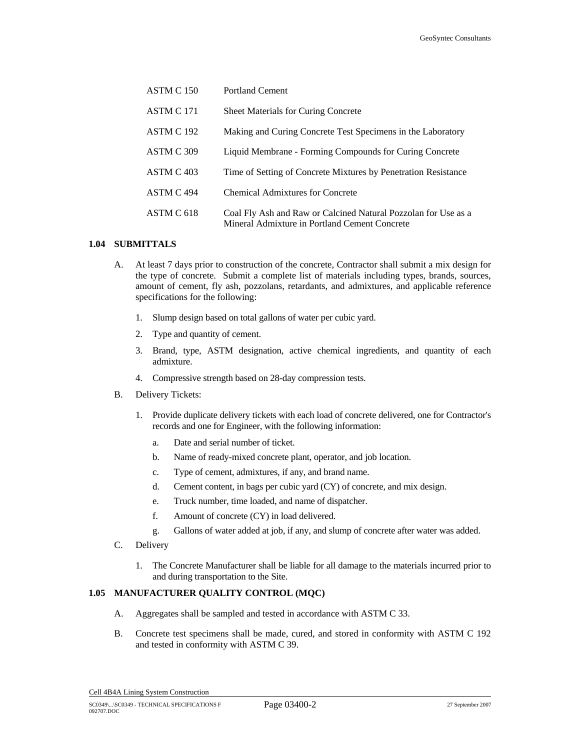| | |
|---|---|
| ASTM C 150 | Portland Cement |
| ASTM C 171 | Sheet Materials for Curing Concrete |
| ASTM C 192 | Making and Curing Concrete Test Specimens in the Laboratory |
| ASTM C 309 | Liquid Membrane - Forming Compounds for Curing Concrete |
| ASTM C 403 | Time of Setting of Concrete Mixtures by Penetration Resistance |
| ASTM C 494 | Chemical Admixtures for Concrete |
| ASTM C 618 | Coal Fly Ash and Raw or Calcined Natural Pozzolan for Use as a Mineral Admixture in Portland Cement Concrete |

### 1.04 SUBMITTALS

A. At least 7 days prior to construction of the concrete, Contractor shall submit a mix design for the type of concrete. Submit a complete list of materials including types, brands, sources, amount of cement, fly ash, pozzolans, retardants, and admixtures, and applicable reference specifications for the following:

1. Slump design based on total gallons of water per cubic yard.
2. Type and quantity of cement.
3. Brand, type, ASTM designation, active chemical ingredients, and quantity of each admixture.
4. Compressive strength based on 28-day compression tests.

B. Delivery Tickets:

1. Provide duplicate delivery tickets with each load of concrete delivered, one for Contractor's records and one for Engineer, with the following information:
   a. Date and serial number of ticket.
   b. Name of ready-mixed concrete plant, operator, and job location.
   c. Type of cement, admixtures, if any, and brand name.
   d. Cement content, in bags per cubic yard (CY) of concrete, and mix design.
   e. Truck number, time loaded, and name of dispatcher.
   f. Amount of concrete (CY) in load delivered.
   g. Gallons of water added at job, if any, and slump of concrete after water was added.

C. Delivery

1. The Concrete Manufacturer shall be liable for all damage to the materials incurred prior to and during transportation to the Site.

### 1.05 MANUFACTURER QUALITY CONTROL (MQC)

A. Aggregates shall be sampled and tested in accordance with ASTM C 33.

B. Concrete test specimens shall be made, cured, and stored in conformity with ASTM C 192 and tested in conformity with ASTM C 39.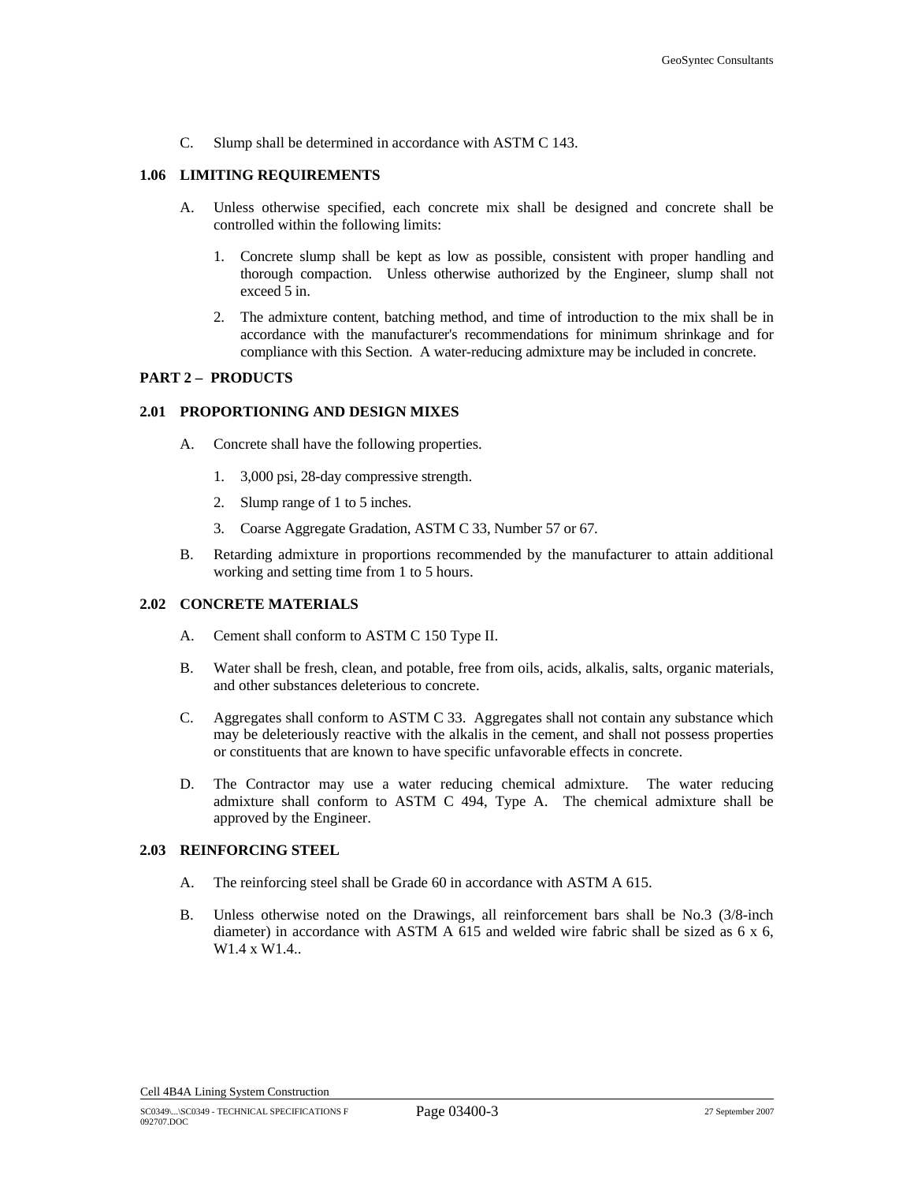C. Slump shall be determined in accordance with ASTM C 143.

### 1.06 LIMITING REQUIREMENTS

A. Unless otherwise specified, each concrete mix shall be designed and concrete shall be controlled within the following limits:

1. Concrete slump shall be kept as low as possible, consistent with proper handling and thorough compaction. Unless otherwise authorized by the Engineer, slump shall not exceed 5 in.

2. The admixture content, batching method, and time of introduction to the mix shall be in accordance with the manufacturer's recommendations for minimum shrinkage and for compliance with this Section. A water-reducing admixture may be included in concrete.

## PART 2 – PRODUCTS

### 2.01 PROPORTIONING AND DESIGN MIXES

A. Concrete shall have the following properties.

1. 3,000 psi, 28-day compressive strength.

2. Slump range of 1 to 5 inches.

3. Coarse Aggregate Gradation, ASTM C 33, Number 57 or 67.

B. Retarding admixture in proportions recommended by the manufacturer to attain additional working and setting time from 1 to 5 hours.

### 2.02 CONCRETE MATERIALS

A. Cement shall conform to ASTM C 150 Type II.

B. Water shall be fresh, clean, and potable, free from oils, acids, alkalis, salts, organic materials, and other substances deleterious to concrete.

C. Aggregates shall conform to ASTM C 33. Aggregates shall not contain any substance which may be deleteriously reactive with the alkalis in the cement, and shall not possess properties or constituents that are known to have specific unfavorable effects in concrete.

D. The Contractor may use a water reducing chemical admixture. The water reducing admixture shall conform to ASTM C 494, Type A. The chemical admixture shall be approved by the Engineer.

### 2.03 REINFORCING STEEL

A. The reinforcing steel shall be Grade 60 in accordance with ASTM A 615.

B. Unless otherwise noted on the Drawings, all reinforcement bars shall be No.3 (3/8-inch diameter) in accordance with ASTM A 615 and welded wire fabric shall be sized as 6 x 6, W1.4 x W1.4..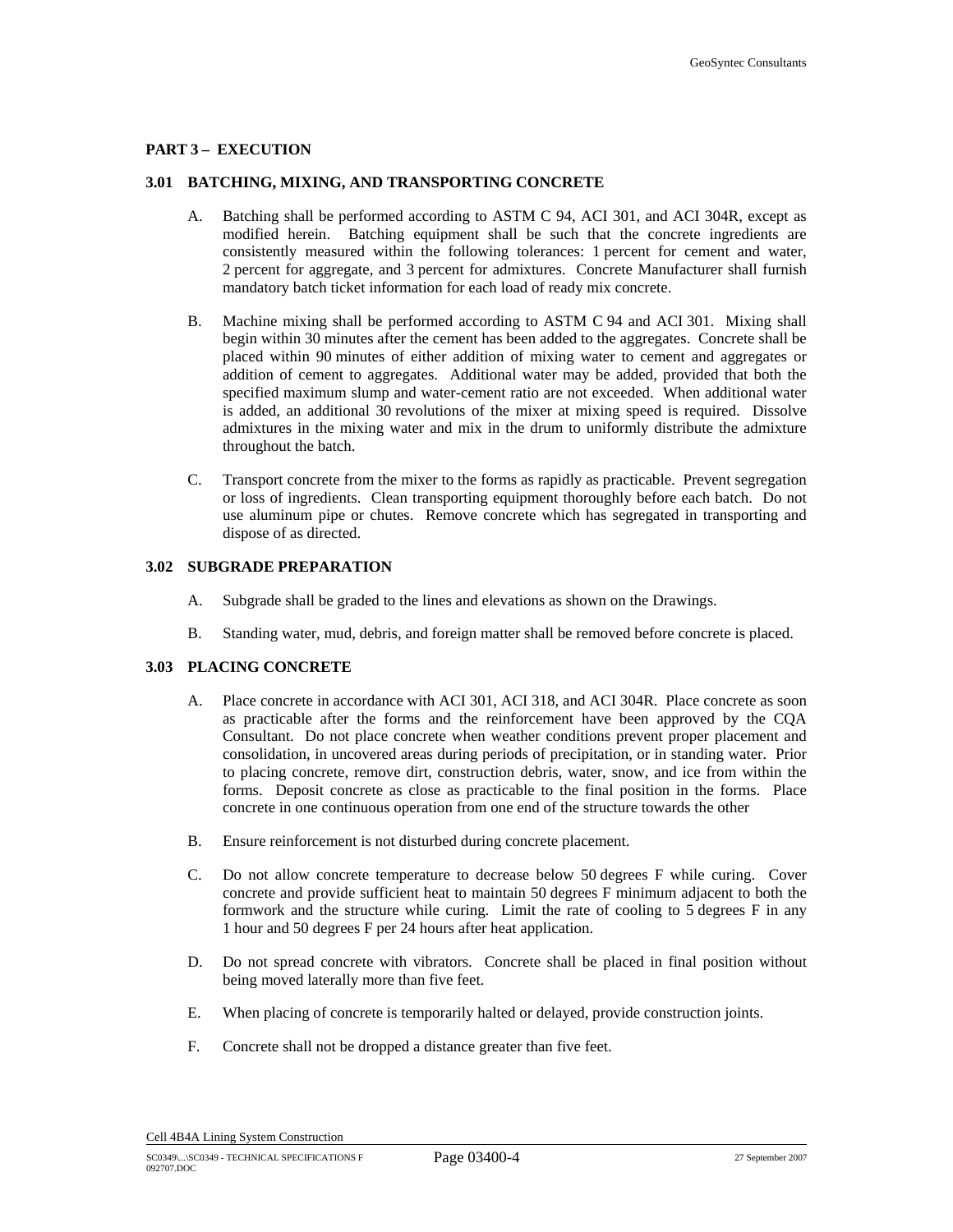## PART 3 – EXECUTION

### 3.01 BATCHING, MIXING, AND TRANSPORTING CONCRETE

A. Batching shall be performed according to ASTM C 94, ACI 301, and ACI 304R, except as modified herein. Batching equipment shall be such that the concrete ingredients are consistently measured within the following tolerances: 1 percent for cement and water, 2 percent for aggregate, and 3 percent for admixtures. Concrete Manufacturer shall furnish mandatory batch ticket information for each load of ready mix concrete.

B. Machine mixing shall be performed according to ASTM C 94 and ACI 301. Mixing shall begin within 30 minutes after the cement has been added to the aggregates. Concrete shall be placed within 90 minutes of either addition of mixing water to cement and aggregates or addition of cement to aggregates. Additional water may be added, provided that both the specified maximum slump and water-cement ratio are not exceeded. When additional water is added, an additional 30 revolutions of the mixer at mixing speed is required. Dissolve admixtures in the mixing water and mix in the drum to uniformly distribute the admixture throughout the batch.

C. Transport concrete from the mixer to the forms as rapidly as practicable. Prevent segregation or loss of ingredients. Clean transporting equipment thoroughly before each batch. Do not use aluminum pipe or chutes. Remove concrete which has segregated in transporting and dispose of as directed.

### 3.02 SUBGRADE PREPARATION

A. Subgrade shall be graded to the lines and elevations as shown on the Drawings.

B. Standing water, mud, debris, and foreign matter shall be removed before concrete is placed.

### 3.03 PLACING CONCRETE

A. Place concrete in accordance with ACI 301, ACI 318, and ACI 304R. Place concrete as soon as practicable after the forms and the reinforcement have been approved by the CQA Consultant. Do not place concrete when weather conditions prevent proper placement and consolidation, in uncovered areas during periods of precipitation, or in standing water. Prior to placing concrete, remove dirt, construction debris, water, snow, and ice from within the forms. Deposit concrete as close as practicable to the final position in the forms. Place concrete in one continuous operation from one end of the structure towards the other

B. Ensure reinforcement is not disturbed during concrete placement.

C. Do not allow concrete temperature to decrease below 50 degrees F while curing. Cover concrete and provide sufficient heat to maintain 50 degrees F minimum adjacent to both the formwork and the structure while curing. Limit the rate of cooling to 5 degrees F in any 1 hour and 50 degrees F per 24 hours after heat application.

D. Do not spread concrete with vibrators. Concrete shall be placed in final position without being moved laterally more than five feet.

E. When placing of concrete is temporarily halted or delayed, provide construction joints.

F. Concrete shall not be dropped a distance greater than five feet.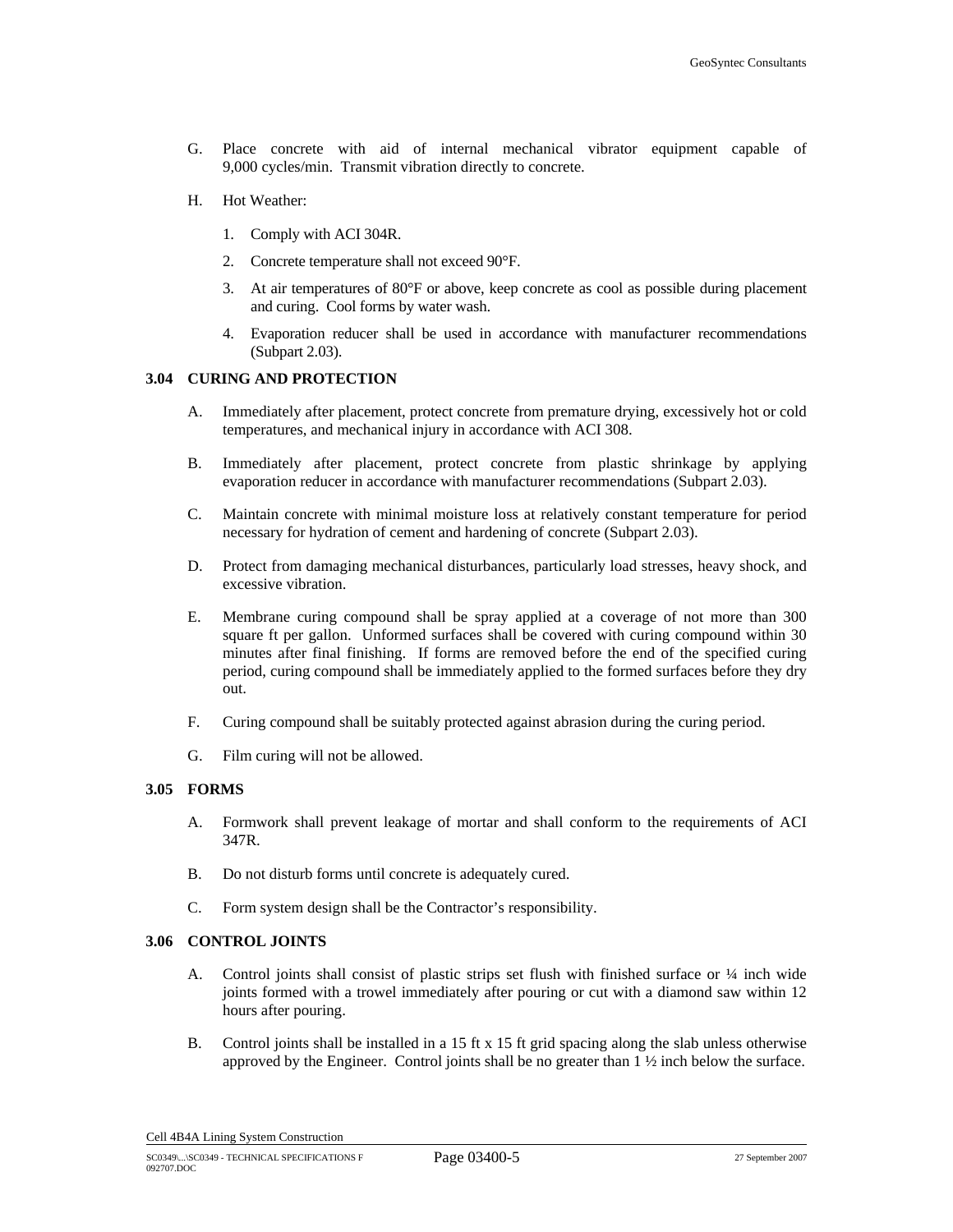G. Place concrete with aid of internal mechanical vibrator equipment capable of 9,000 cycles/min. Transmit vibration directly to concrete.

H. Hot Weather:

   1. Comply with ACI 304R.

   2. Concrete temperature shall not exceed 90°F.

   3. At air temperatures of 80°F or above, keep concrete as cool as possible during placement and curing. Cool forms by water wash.

   4. Evaporation reducer shall be used in accordance with manufacturer recommendations (Subpart 2.03).

### 3.04 CURING AND PROTECTION

A. Immediately after placement, protect concrete from premature drying, excessively hot or cold temperatures, and mechanical injury in accordance with ACI 308.

B. Immediately after placement, protect concrete from plastic shrinkage by applying evaporation reducer in accordance with manufacturer recommendations (Subpart 2.03).

C. Maintain concrete with minimal moisture loss at relatively constant temperature for period necessary for hydration of cement and hardening of concrete (Subpart 2.03).

D. Protect from damaging mechanical disturbances, particularly load stresses, heavy shock, and excessive vibration.

E. Membrane curing compound shall be spray applied at a coverage of not more than 300 square ft per gallon. Unformed surfaces shall be covered with curing compound within 30 minutes after final finishing. If forms are removed before the end of the specified curing period, curing compound shall be immediately applied to the formed surfaces before they dry out.

F. Curing compound shall be suitably protected against abrasion during the curing period.

G. Film curing will not be allowed.

### 3.05 FORMS

A. Formwork shall prevent leakage of mortar and shall conform to the requirements of ACI 347R.

B. Do not disturb forms until concrete is adequately cured.

C. Form system design shall be the Contractor's responsibility.

### 3.06 CONTROL JOINTS

A. Control joints shall consist of plastic strips set flush with finished surface or ¼ inch wide joints formed with a trowel immediately after pouring or cut with a diamond saw within 12 hours after pouring.

B. Control joints shall be installed in a 15 ft x 15 ft grid spacing along the slab unless otherwise approved by the Engineer. Control joints shall be no greater than 1 ½ inch below the surface.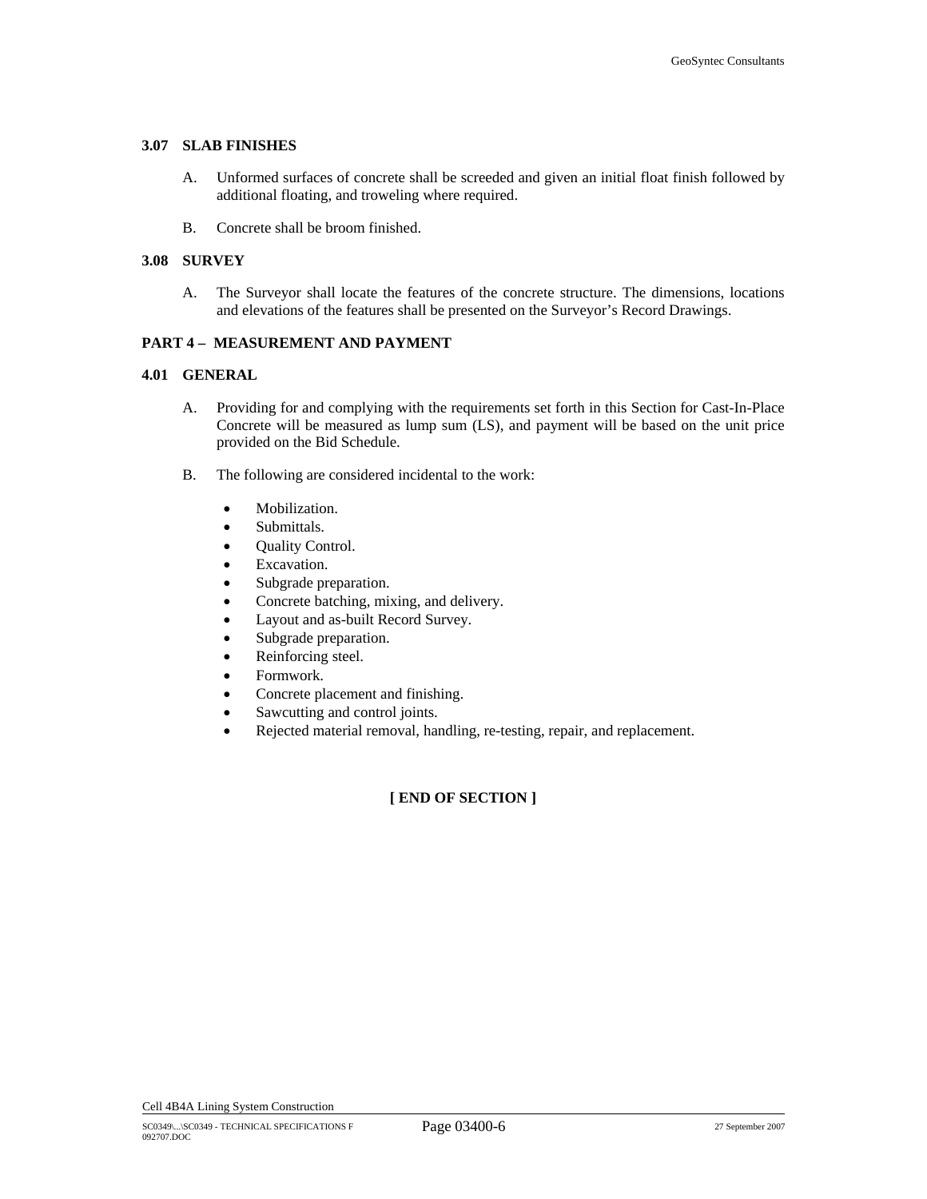### 3.07 SLAB FINISHES

A. Unformed surfaces of concrete shall be screeded and given an initial float finish followed by additional floating, and troweling where required.

B. Concrete shall be broom finished.

### 3.08 SURVEY

A. The Surveyor shall locate the features of the concrete structure. The dimensions, locations and elevations of the features shall be presented on the Surveyor's Record Drawings.

## PART 4 – MEASUREMENT AND PAYMENT

### 4.01 GENERAL

A. Providing for and complying with the requirements set forth in this Section for Cast-In-Place Concrete will be measured as lump sum (LS), and payment will be based on the unit price provided on the Bid Schedule.

B. The following are considered incidental to the work:

- Mobilization.
- Submittals.
- Quality Control.
- Excavation.
- Subgrade preparation.
- Concrete batching, mixing, and delivery.
- Layout and as-built Record Survey.
- Subgrade preparation.
- Reinforcing steel.
- Formwork.
- Concrete placement and finishing.
- Sawcutting and control joints.
- Rejected material removal, handling, re-testing, repair, and replacement.

**[ END OF SECTION ]**